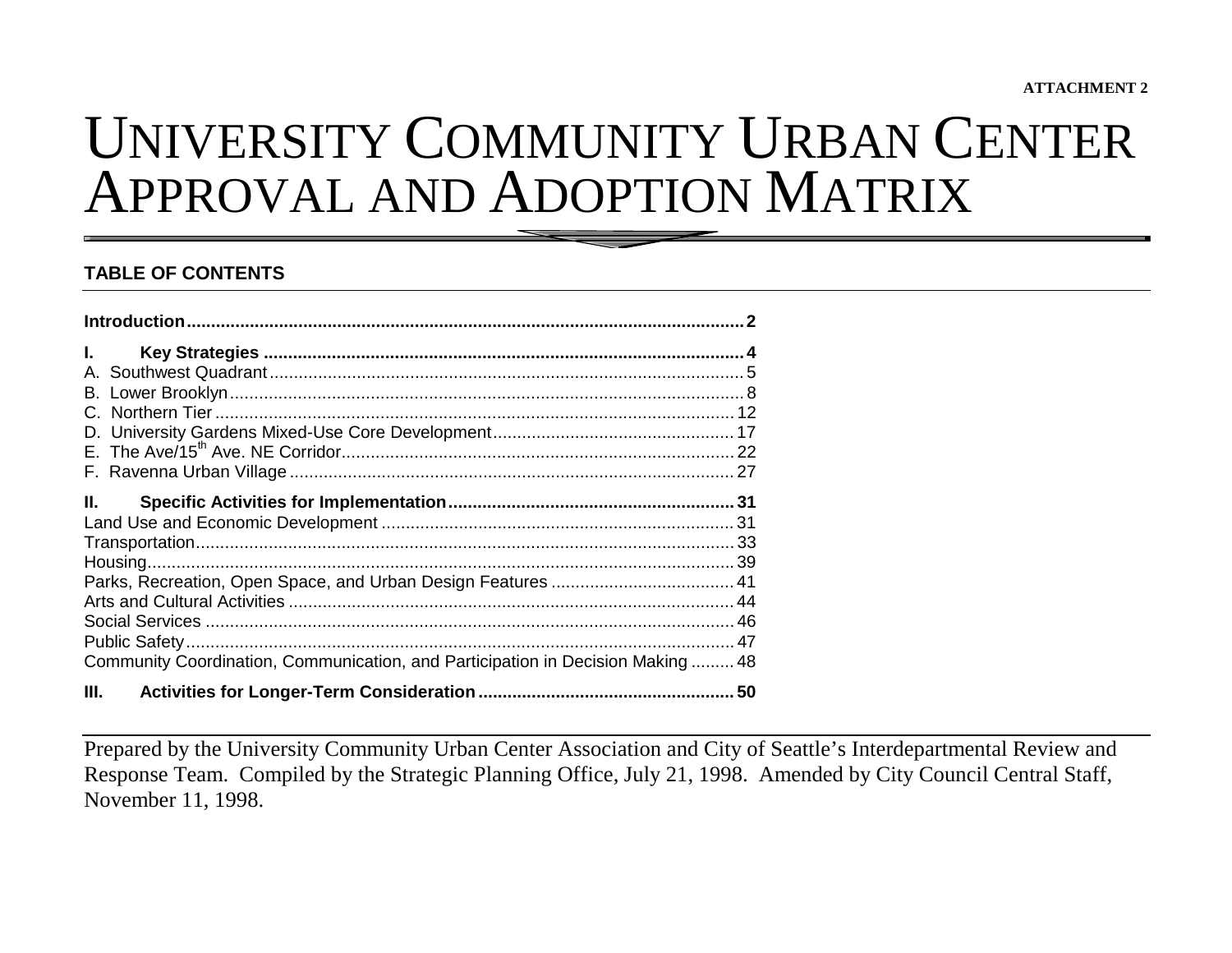ATTACHMENT 2

# UNIVERSITY COMMUNITY URBAN CENTER APPROVAL AND ADOPTION MATRIX

## TABLE OF CONTENTS

**Introduction** .................................................................................................... **2**

**I. Key Strategies** .................................................................................................... **4**

A. Southwest Quadrant .................................................................................................... 5

B. Lower Brooklyn .................................................................................................... 8

C. Northern Tier .................................................................................................... 12

D. University Gardens Mixed-Use Core Development .................................................. 17

E. The Ave/15th Ave. NE Corridor .................................................................................... 22

F. Ravenna Urban Village .................................................................................................... 27

**II. Specific Activities for Implementation** ........................................................... **31**

Land Use and Economic Development .................................................................................... 31

Transportation .................................................................................................... 33

Housing .................................................................................................... 39

Parks, Recreation, Open Space, and Urban Design Features ...................................... 41

Arts and Cultural Activities .................................................................................................... 44

Social Services .................................................................................................... 46

Public Safety .................................................................................................... 47

Community Coordination, Communication, and Participation in Decision Making ......... 48

**III. Activities for Longer-Term Consideration** .................................................... **50**

---

Prepared by the University Community Urban Center Association and City of Seattle's Interdepartmental Review and Response Team. Compiled by the Strategic Planning Office, July 21, 1998. Amended by City Council Central Staff, November 11, 1998.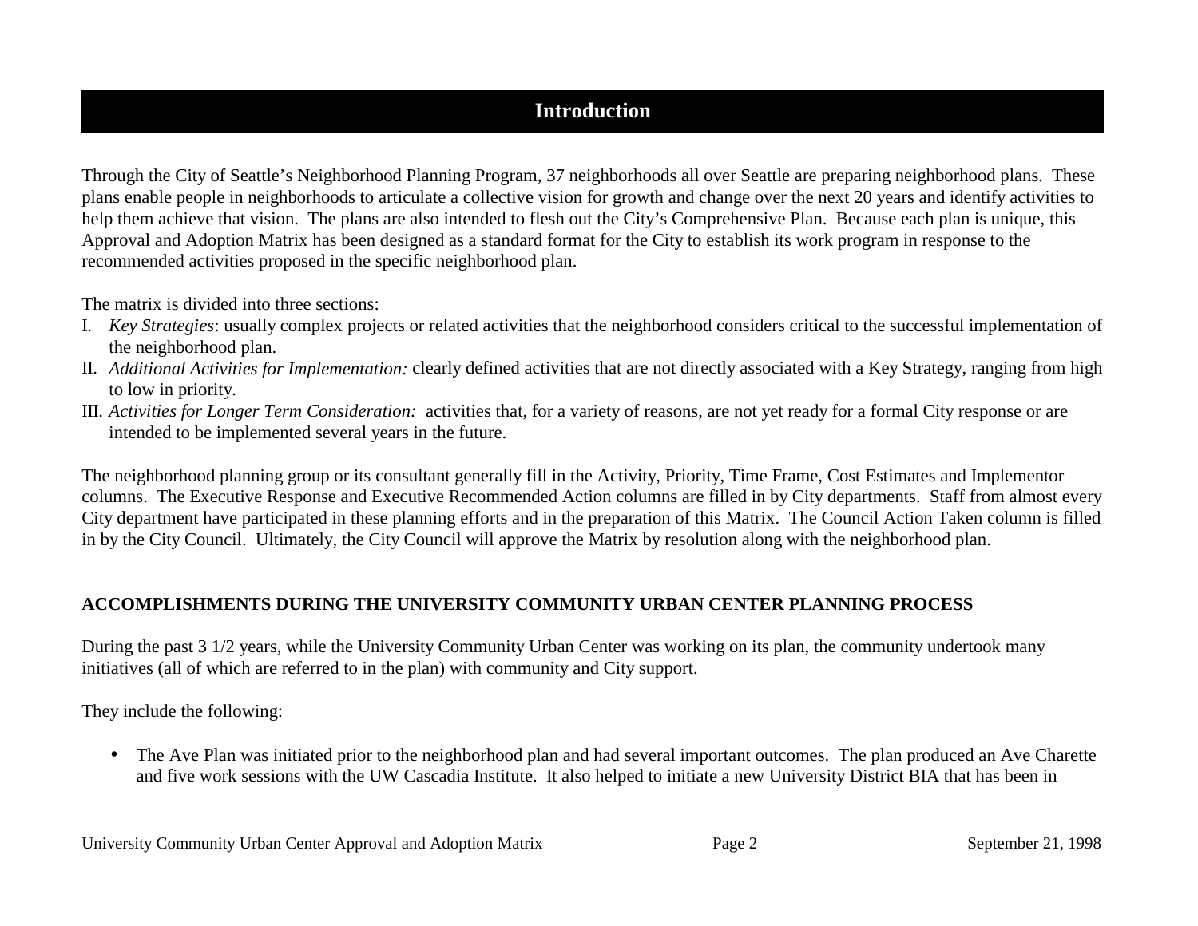# Introduction

Through the City of Seattle's Neighborhood Planning Program, 37 neighborhoods all over Seattle are preparing neighborhood plans. These plans enable people in neighborhoods to articulate a collective vision for growth and change over the next 20 years and identify activities to help them achieve that vision. The plans are also intended to flesh out the City's Comprehensive Plan. Because each plan is unique, this Approval and Adoption Matrix has been designed as a standard format for the City to establish its work program in response to the recommended activities proposed in the specific neighborhood plan.

The matrix is divided into three sections:

I. *Key Strategies*: usually complex projects or related activities that the neighborhood considers critical to the successful implementation of the neighborhood plan.
II. *Additional Activities for Implementation:* clearly defined activities that are not directly associated with a Key Strategy, ranging from high to low in priority.
III. *Activities for Longer Term Consideration:* activities that, for a variety of reasons, are not yet ready for a formal City response or are intended to be implemented several years in the future.

The neighborhood planning group or its consultant generally fill in the Activity, Priority, Time Frame, Cost Estimates and Implementor columns. The Executive Response and Executive Recommended Action columns are filled in by City departments. Staff from almost every City department have participated in these planning efforts and in the preparation of this Matrix. The Council Action Taken column is filled in by the City Council. Ultimately, the City Council will approve the Matrix by resolution along with the neighborhood plan.

**ACCOMPLISHMENTS DURING THE UNIVERSITY COMMUNITY URBAN CENTER PLANNING PROCESS**

During the past 3 1/2 years, while the University Community Urban Center was working on its plan, the community undertook many initiatives (all of which are referred to in the plan) with community and City support.

They include the following:

- The Ave Plan was initiated prior to the neighborhood plan and had several important outcomes. The plan produced an Ave Charette and five work sessions with the UW Cascadia Institute. It also helped to initiate a new University District BIA that has been in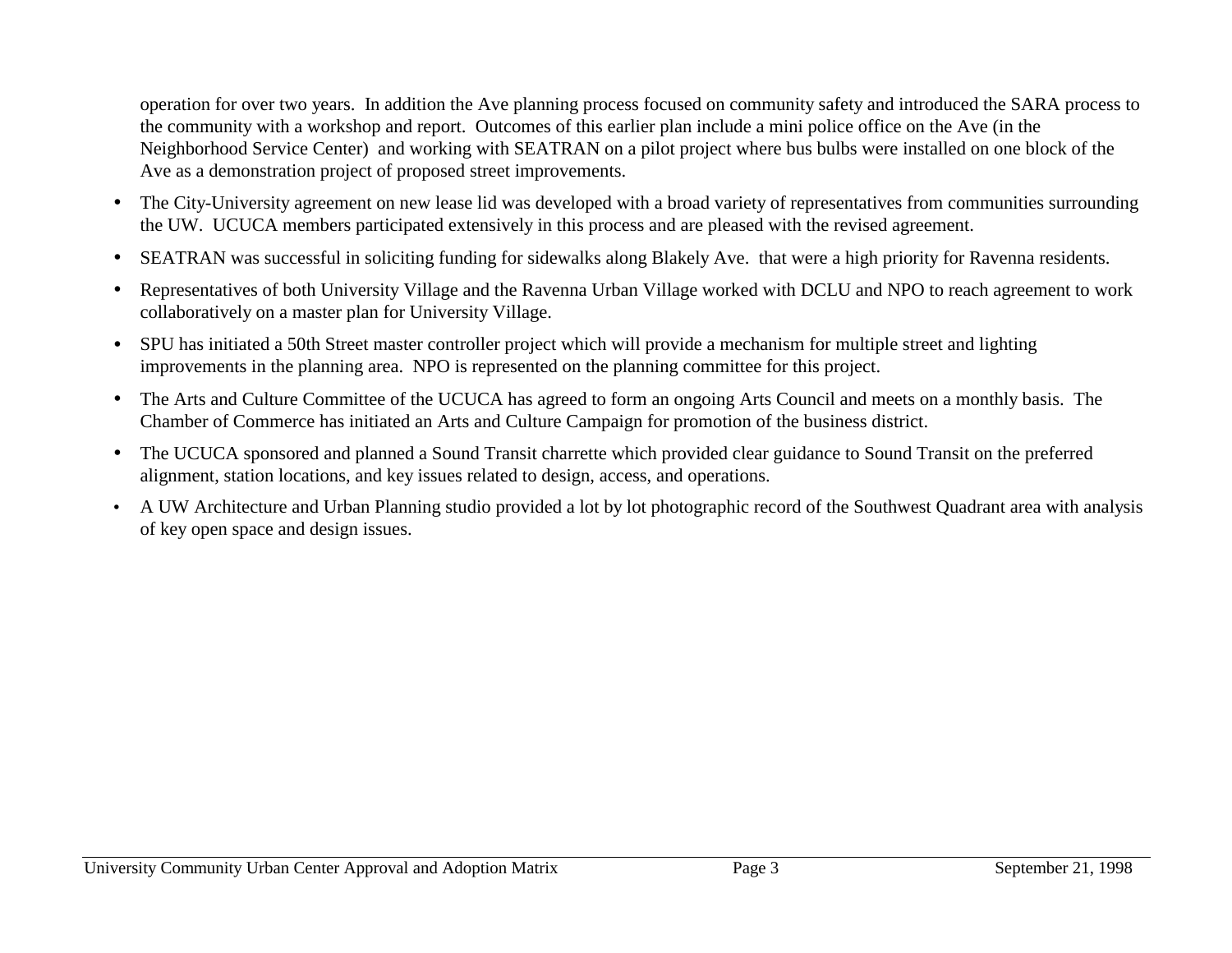operation for over two years. In addition the Ave planning process focused on community safety and introduced the SARA process to the community with a workshop and report. Outcomes of this earlier plan include a mini police office on the Ave (in the Neighborhood Service Center) and working with SEATRAN on a pilot project where bus bulbs were installed on one block of the Ave as a demonstration project of proposed street improvements.

- The City-University agreement on new lease lid was developed with a broad variety of representatives from communities surrounding the UW. UCUCA members participated extensively in this process and are pleased with the revised agreement.
- SEATRAN was successful in soliciting funding for sidewalks along Blakely Ave. that were a high priority for Ravenna residents.
- Representatives of both University Village and the Ravenna Urban Village worked with DCLU and NPO to reach agreement to work collaboratively on a master plan for University Village.
- SPU has initiated a 50th Street master controller project which will provide a mechanism for multiple street and lighting improvements in the planning area. NPO is represented on the planning committee for this project.
- The Arts and Culture Committee of the UCUCA has agreed to form an ongoing Arts Council and meets on a monthly basis. The Chamber of Commerce has initiated an Arts and Culture Campaign for promotion of the business district.
- The UCUCA sponsored and planned a Sound Transit charrette which provided clear guidance to Sound Transit on the preferred alignment, station locations, and key issues related to design, access, and operations.
- A UW Architecture and Urban Planning studio provided a lot by lot photographic record of the Southwest Quadrant area with analysis of key open space and design issues.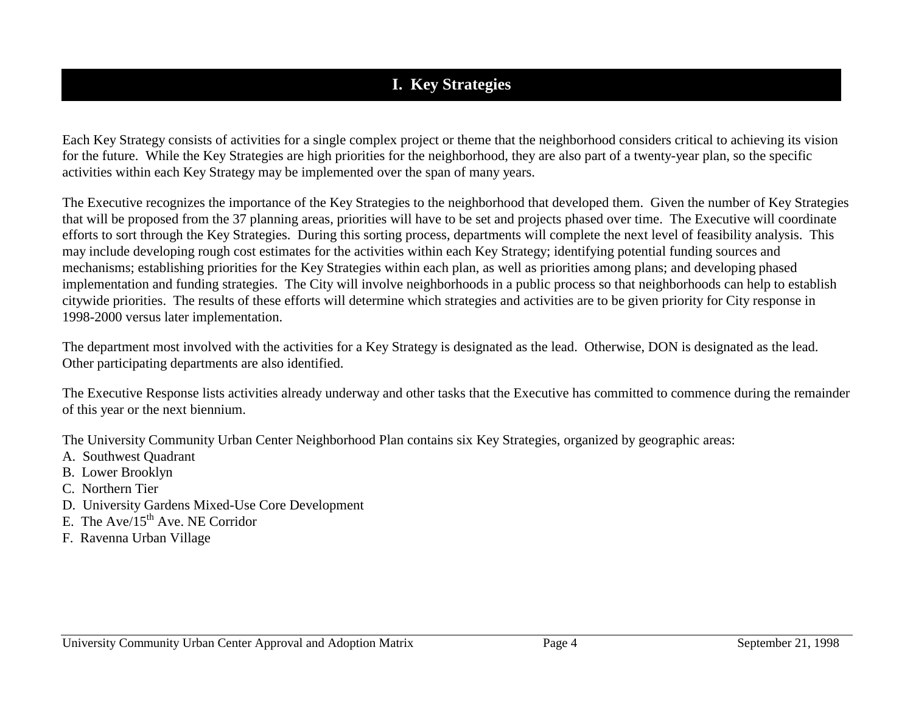# I. Key Strategies

Each Key Strategy consists of activities for a single complex project or theme that the neighborhood considers critical to achieving its vision for the future. While the Key Strategies are high priorities for the neighborhood, they are also part of a twenty-year plan, so the specific activities within each Key Strategy may be implemented over the span of many years.

The Executive recognizes the importance of the Key Strategies to the neighborhood that developed them. Given the number of Key Strategies that will be proposed from the 37 planning areas, priorities will have to be set and projects phased over time. The Executive will coordinate efforts to sort through the Key Strategies. During this sorting process, departments will complete the next level of feasibility analysis. This may include developing rough cost estimates for the activities within each Key Strategy; identifying potential funding sources and mechanisms; establishing priorities for the Key Strategies within each plan, as well as priorities among plans; and developing phased implementation and funding strategies. The City will involve neighborhoods in a public process so that neighborhoods can help to establish citywide priorities. The results of these efforts will determine which strategies and activities are to be given priority for City response in 1998-2000 versus later implementation.

The department most involved with the activities for a Key Strategy is designated as the lead. Otherwise, DON is designated as the lead. Other participating departments are also identified.

The Executive Response lists activities already underway and other tasks that the Executive has committed to commence during the remainder of this year or the next biennium.

The University Community Urban Center Neighborhood Plan contains six Key Strategies, organized by geographic areas:

A. Southwest Quadrant
B. Lower Brooklyn
C. Northern Tier
D. University Gardens Mixed-Use Core Development
E. The Ave/15th Ave. NE Corridor
F. Ravenna Urban Village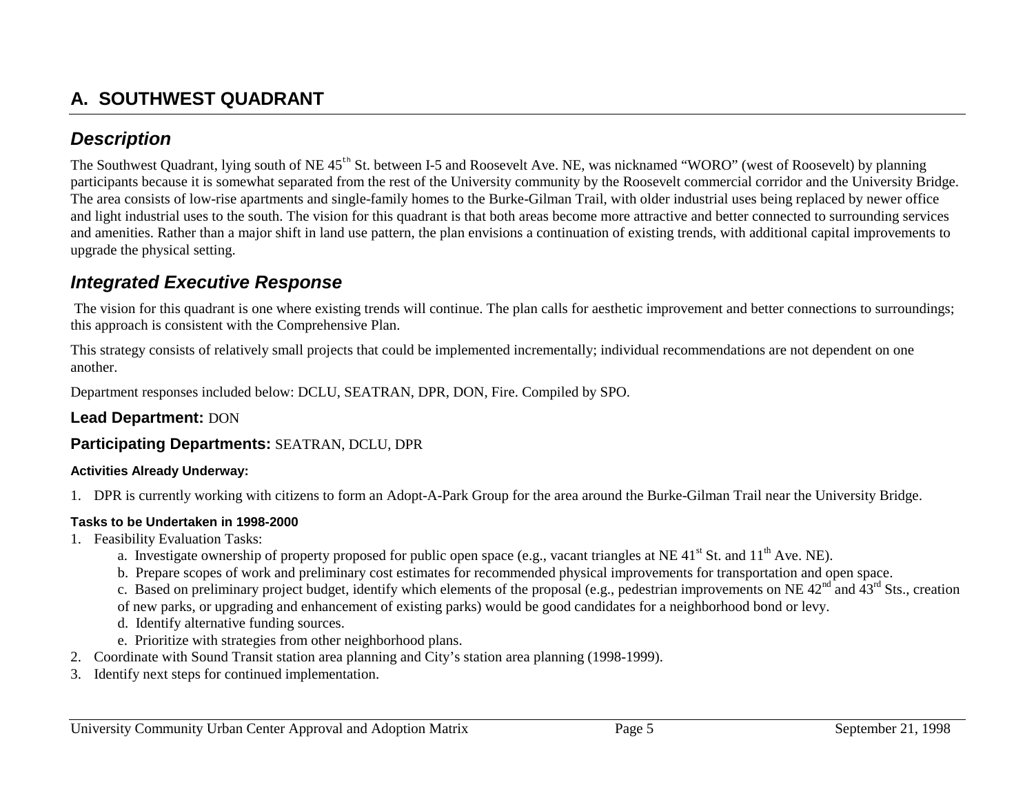## A. SOUTHWEST QUADRANT

### *Description*

The Southwest Quadrant, lying south of NE 45th St. between I-5 and Roosevelt Ave. NE, was nicknamed "WORO" (west of Roosevelt) by planning participants because it is somewhat separated from the rest of the University community by the Roosevelt commercial corridor and the University Bridge. The area consists of low-rise apartments and single-family homes to the Burke-Gilman Trail, with older industrial uses being replaced by newer office and light industrial uses to the south. The vision for this quadrant is that both areas become more attractive and better connected to surrounding services and amenities. Rather than a major shift in land use pattern, the plan envisions a continuation of existing trends, with additional capital improvements to upgrade the physical setting.

### *Integrated Executive Response*

The vision for this quadrant is one where existing trends will continue. The plan calls for aesthetic improvement and better connections to surroundings; this approach is consistent with the Comprehensive Plan.

This strategy consists of relatively small projects that could be implemented incrementally; individual recommendations are not dependent on one another.

Department responses included below: DCLU, SEATRAN, DPR, DON, Fire. Compiled by SPO.

**Lead Department:** DON

**Participating Departments:** SEATRAN, DCLU, DPR

**Activities Already Underway:**

1. DPR is currently working with citizens to form an Adopt-A-Park Group for the area around the Burke-Gilman Trail near the University Bridge.

**Tasks to be Undertaken in 1998-2000**

1. Feasibility Evaluation Tasks:
   a. Investigate ownership of property proposed for public open space (e.g., vacant triangles at NE 41st St. and 11th Ave. NE).
   b. Prepare scopes of work and preliminary cost estimates for recommended physical improvements for transportation and open space.
   c. Based on preliminary project budget, identify which elements of the proposal (e.g., pedestrian improvements on NE 42nd and 43rd Sts., creation of new parks, or upgrading and enhancement of existing parks) would be good candidates for a neighborhood bond or levy.
   d. Identify alternative funding sources.
   e. Prioritize with strategies from other neighborhood plans.
2. Coordinate with Sound Transit station area planning and City's station area planning (1998-1999).
3. Identify next steps for continued implementation.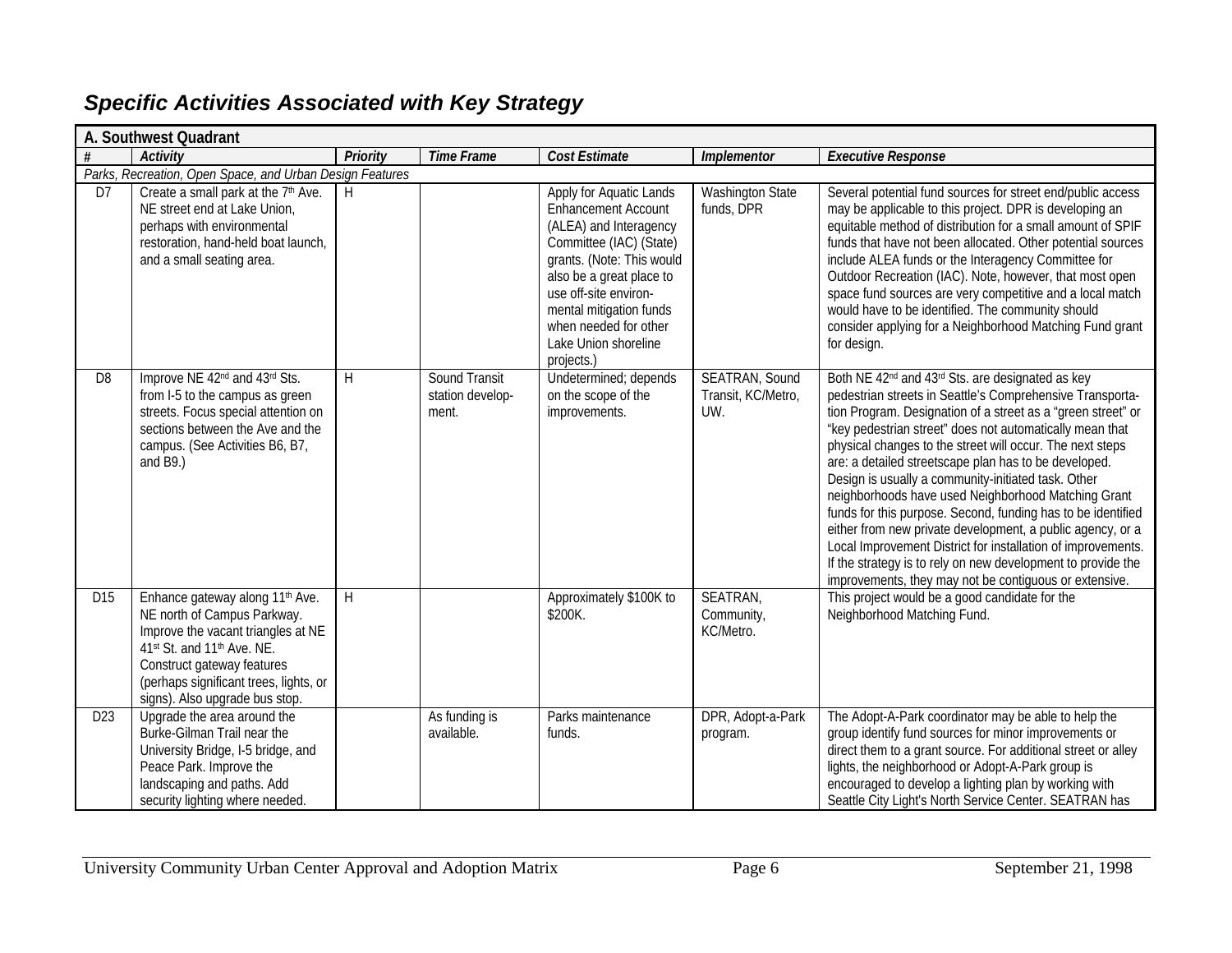## *Specific Activities Associated with Key Strategy*

| **A. Southwest Quadrant** | | | | | | |
|---|---|---|---|---|---|---|
| *#* | *Activity* | *Priority* | *Time Frame* | *Cost Estimate* | *Implementor* | *Executive Response* |
| *Parks, Recreation, Open Space, and Urban Design Features* | | | | | | |
| D7 | Create a small park at the 7th Ave. NE street end at Lake Union, perhaps with environmental restoration, hand-held boat launch, and a small seating area. | H | | Apply for Aquatic Lands Enhancement Account (ALEA) and Interagency Committee (IAC) (State) grants. (Note: This would also be a great place to use off-site environmental mitigation funds when needed for other Lake Union shoreline projects.) | Washington State funds, DPR | Several potential fund sources for street end/public access may be applicable to this project. DPR is developing an equitable method of distribution for a small amount of SPIF funds that have not been allocated. Other potential sources include ALEA funds or the Interagency Committee for Outdoor Recreation (IAC). Note, however, that most open space fund sources are very competitive and a local match would have to be identified. The community should consider applying for a Neighborhood Matching Fund grant for design. |
| D8 | Improve NE 42nd and 43rd Sts. from I-5 to the campus as green streets. Focus special attention on sections between the Ave and the campus. (See Activities B6, B7, and B9.) | H | Sound Transit station development. | Undetermined; depends on the scope of the improvements. | SEATRAN, Sound Transit, KC/Metro, UW. | Both NE 42nd and 43rd Sts. are designated as key pedestrian streets in Seattle's Comprehensive Transportation Program. Designation of a street as a "green street" or "key pedestrian street" does not automatically mean that physical changes to the street will occur. The next steps are: a detailed streetscape plan has to be developed. Design is usually a community-initiated task. Other neighborhoods have used Neighborhood Matching Grant funds for this purpose. Second, funding has to be identified either from new private development, a public agency, or a Local Improvement District for installation of improvements. If the strategy is to rely on new development to provide the improvements, they may not be contiguous or extensive. |
| D15 | Enhance gateway along 11th Ave. NE north of Campus Parkway. Improve the vacant triangles at NE 41st St. and 11th Ave. NE. Construct gateway features (perhaps significant trees, lights, or signs). Also upgrade bus stop. | H | | Approximately $100K to $200K. | SEATRAN, Community, KC/Metro. | This project would be a good candidate for the Neighborhood Matching Fund. |
| D23 | Upgrade the area around the Burke-Gilman Trail near the University Bridge, I-5 bridge, and Peace Park. Improve the landscaping and paths. Add security lighting where needed. | | As funding is available. | Parks maintenance funds. | DPR, Adopt-a-Park program. | The Adopt-A-Park coordinator may be able to help the group identify fund sources for minor improvements or direct them to a grant source. For additional street or alley lights, the neighborhood or Adopt-A-Park group is encouraged to develop a lighting plan by working with Seattle City Light's North Service Center. SEATRAN has |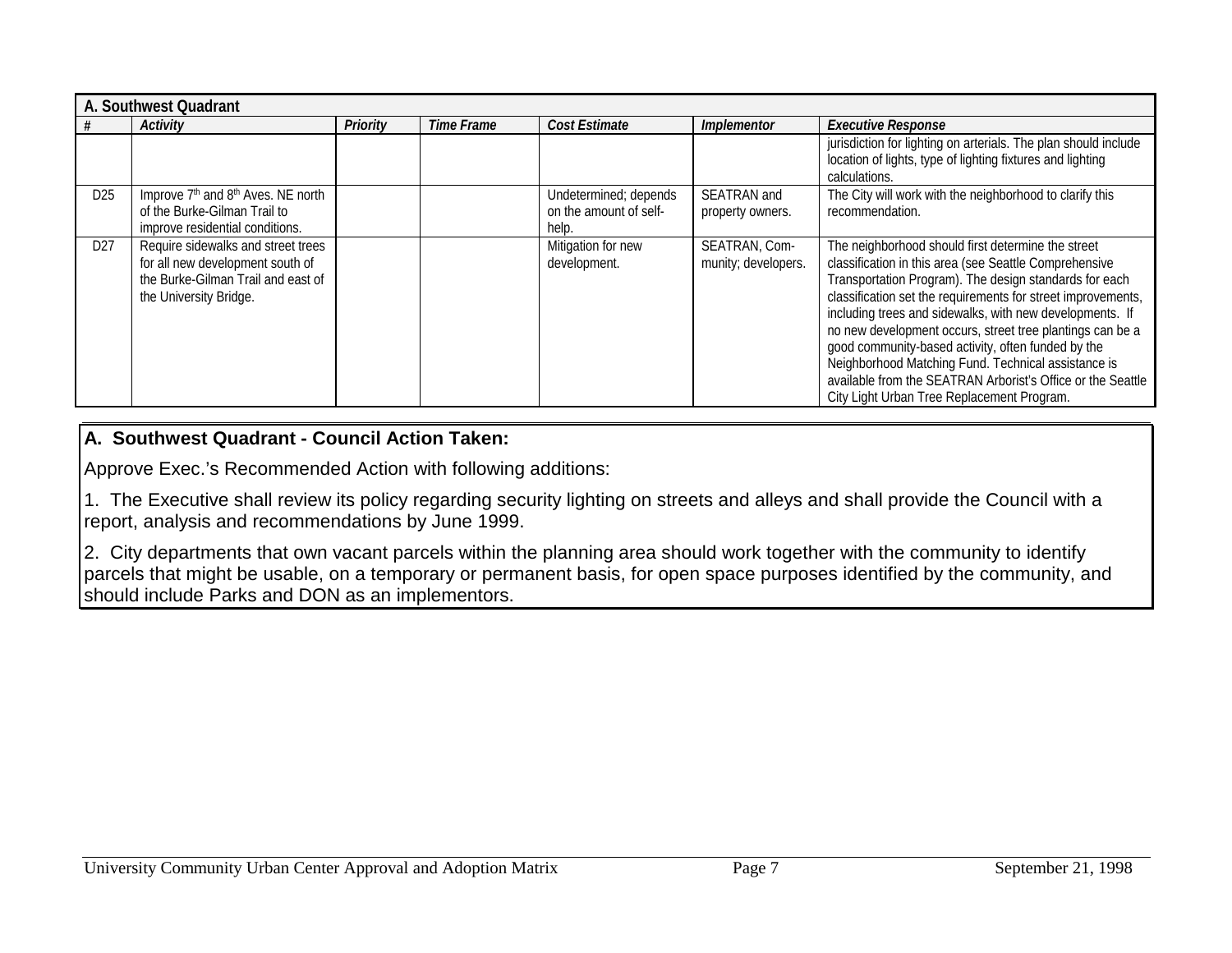| A. Southwest Quadrant | | | | | | |
|---|---|---|---|---|---|---|
| *#* | *Activity* | *Priority* | *Time Frame* | *Cost Estimate* | *Implementor* | *Executive Response* |
| | | | | | | jurisdiction for lighting on arterials. The plan should include location of lights, type of lighting fixtures and lighting calculations. |
| D25 | Improve 7th and 8th Aves. NE north of the Burke-Gilman Trail to improve residential conditions. | | | Undetermined; depends on the amount of self-help. | SEATRAN and property owners. | The City will work with the neighborhood to clarify this recommendation. |
| D27 | Require sidewalks and street trees for all new development south of the Burke-Gilman Trail and east of the University Bridge. | | | Mitigation for new development. | SEATRAN, Community; developers. | The neighborhood should first determine the street classification in this area (see Seattle Comprehensive Transportation Program). The design standards for each classification set the requirements for street improvements, including trees and sidewalks, with new developments. If no new development occurs, street tree plantings can be a good community-based activity, often funded by the Neighborhood Matching Fund. Technical assistance is available from the SEATRAN Arborist's Office or the Seattle City Light Urban Tree Replacement Program. |

**A. Southwest Quadrant - Council Action Taken:**

Approve Exec.'s Recommended Action with following additions:

1. The Executive shall review its policy regarding security lighting on streets and alleys and shall provide the Council with a report, analysis and recommendations by June 1999.

2. City departments that own vacant parcels within the planning area should work together with the community to identify parcels that might be usable, on a temporary or permanent basis, for open space purposes identified by the community, and should include Parks and DON as an implementors.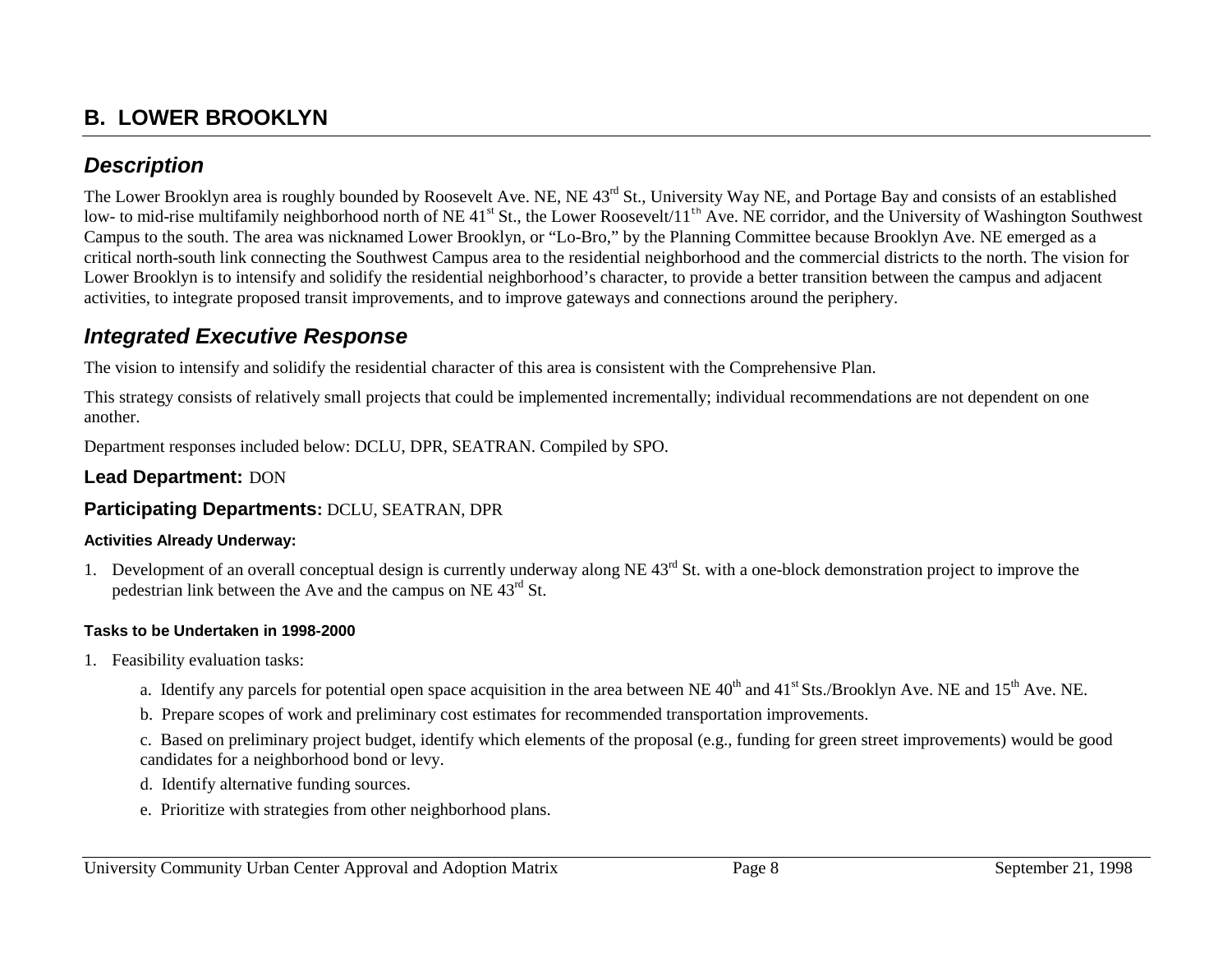## B. LOWER BROOKLYN

### *Description*

The Lower Brooklyn area is roughly bounded by Roosevelt Ave. NE, NE 43rd St., University Way NE, and Portage Bay and consists of an established low- to mid-rise multifamily neighborhood north of NE 41st St., the Lower Roosevelt/11th Ave. NE corridor, and the University of Washington Southwest Campus to the south. The area was nicknamed Lower Brooklyn, or "Lo-Bro," by the Planning Committee because Brooklyn Ave. NE emerged as a critical north-south link connecting the Southwest Campus area to the residential neighborhood and the commercial districts to the north. The vision for Lower Brooklyn is to intensify and solidify the residential neighborhood's character, to provide a better transition between the campus and adjacent activities, to integrate proposed transit improvements, and to improve gateways and connections around the periphery.

### *Integrated Executive Response*

The vision to intensify and solidify the residential character of this area is consistent with the Comprehensive Plan.

This strategy consists of relatively small projects that could be implemented incrementally; individual recommendations are not dependent on one another.

Department responses included below: DCLU, DPR, SEATRAN. Compiled by SPO.

**Lead Department:** DON

**Participating Departments:** DCLU, SEATRAN, DPR

##### Activities Already Underway:

1. Development of an overall conceptual design is currently underway along NE 43rd St. with a one-block demonstration project to improve the pedestrian link between the Ave and the campus on NE 43rd St.

##### Tasks to be Undertaken in 1998-2000

1. Feasibility evaluation tasks:

   a. Identify any parcels for potential open space acquisition in the area between NE 40th and 41st Sts./Brooklyn Ave. NE and 15th Ave. NE.

   b. Prepare scopes of work and preliminary cost estimates for recommended transportation improvements.

   c. Based on preliminary project budget, identify which elements of the proposal (e.g., funding for green street improvements) would be good candidates for a neighborhood bond or levy.

   d. Identify alternative funding sources.

   e. Prioritize with strategies from other neighborhood plans.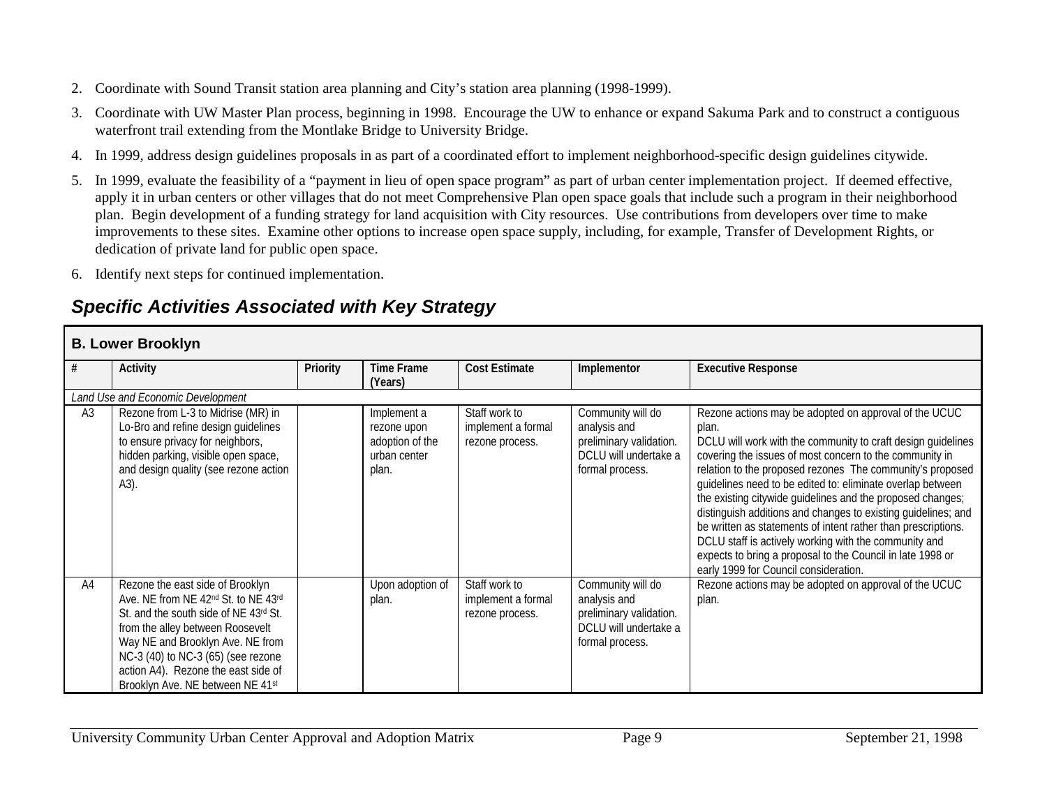2. Coordinate with Sound Transit station area planning and City's station area planning (1998-1999).
3. Coordinate with UW Master Plan process, beginning in 1998. Encourage the UW to enhance or expand Sakuma Park and to construct a contiguous waterfront trail extending from the Montlake Bridge to University Bridge.
4. In 1999, address design guidelines proposals in as part of a coordinated effort to implement neighborhood-specific design guidelines citywide.
5. In 1999, evaluate the feasibility of a "payment in lieu of open space program" as part of urban center implementation project. If deemed effective, apply it in urban centers or other villages that do not meet Comprehensive Plan open space goals that include such a program in their neighborhood plan. Begin development of a funding strategy for land acquisition with City resources. Use contributions from developers over time to make improvements to these sites. Examine other options to increase open space supply, including, for example, Transfer of Development Rights, or dedication of private land for public open space.
6. Identify next steps for continued implementation.

## *Specific Activities Associated with Key Strategy*

**B. Lower Brooklyn**

| # | Activity | Priority | Time Frame (Years) | Cost Estimate | Implementor | Executive Response |
|---|---|---|---|---|---|---|
| *Land Use and Economic Development* | | | | | | |
| A3 | Rezone from L-3 to Midrise (MR) in Lo-Bro and refine design guidelines to ensure privacy for neighbors, hidden parking, visible open space, and design quality (see rezone action A3). | | Implement a rezone upon adoption of the urban center plan. | Staff work to implement a formal rezone process. | Community will do analysis and preliminary validation. DCLU will undertake a formal process. | Rezone actions may be adopted on approval of the UCUC plan.<br>DCLU will work with the community to craft design guidelines covering the issues of most concern to the community in relation to the proposed rezones The community's proposed guidelines need to be edited to: eliminate overlap between the existing citywide guidelines and the proposed changes; distinguish additions and changes to existing guidelines; and be written as statements of intent rather than prescriptions. DCLU staff is actively working with the community and expects to bring a proposal to the Council in late 1998 or early 1999 for Council consideration. |
| A4 | Rezone the east side of Brooklyn Ave. NE from NE 42nd St. to NE 43rd St. and the south side of NE 43rd St. from the alley between Roosevelt Way NE and Brooklyn Ave. NE from NC-3 (40) to NC-3 (65) (see rezone action A4). Rezone the east side of Brooklyn Ave. NE between NE 41st | | Upon adoption of plan. | Staff work to implement a formal rezone process. | Community will do analysis and preliminary validation. DCLU will undertake a formal process. | Rezone actions may be adopted on approval of the UCUC plan. |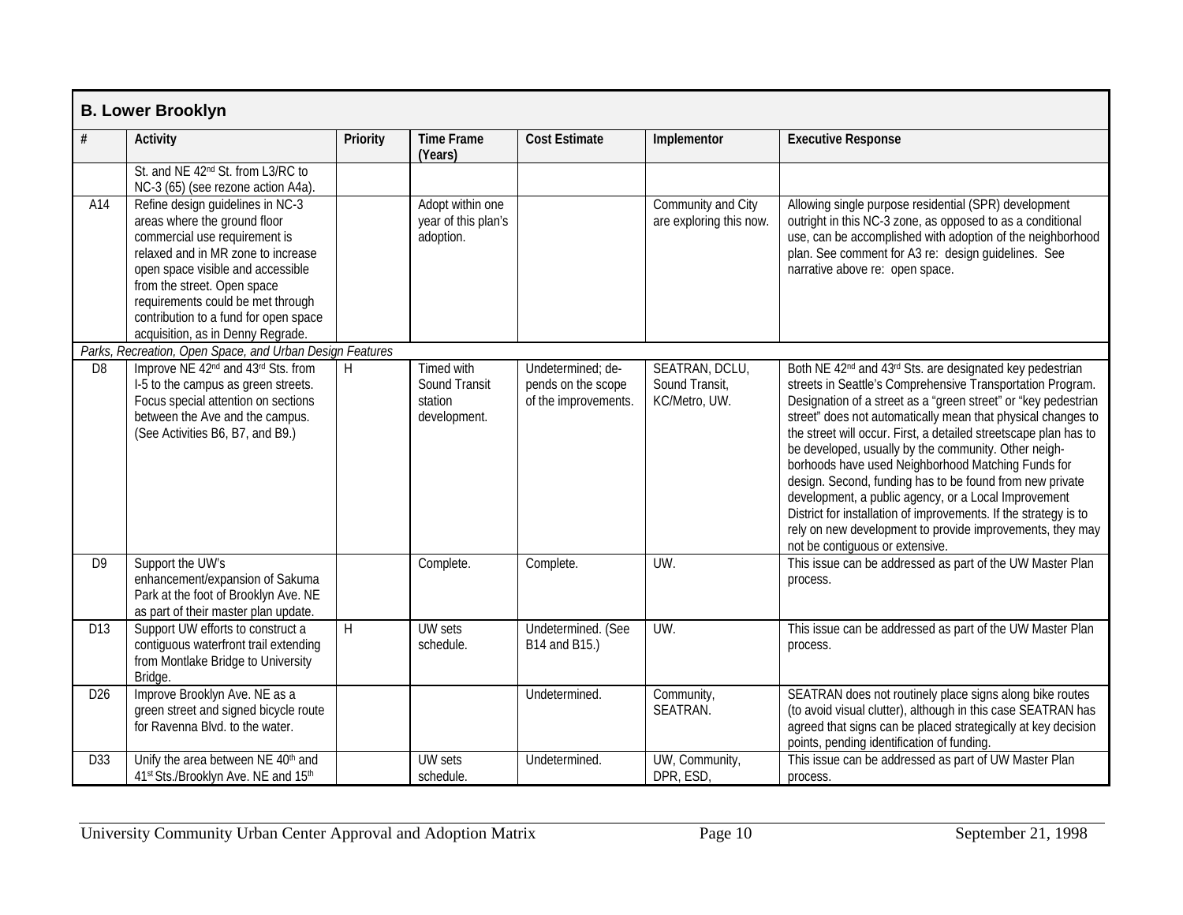## B. Lower Brooklyn

| # | Activity | Priority | Time Frame (Years) | Cost Estimate | Implementor | Executive Response |
|---|---|---|---|---|---|---|
| | St. and NE 42nd St. from L3/RC to NC-3 (65) (see rezone action A4a). | | | | | |
| A14 | Refine design guidelines in NC-3 areas where the ground floor commercial use requirement is relaxed and in MR zone to increase open space visible and accessible from the street. Open space requirements could be met through contribution to a fund for open space acquisition, as in Denny Regrade. | | Adopt within one year of this plan's adoption. | | Community and City are exploring this now. | Allowing single purpose residential (SPR) development outright in this NC-3 zone, as opposed to as a conditional use, can be accomplished with adoption of the neighborhood plan. See comment for A3 re: design guidelines. See narrative above re: open space. |
| *Parks, Recreation, Open Space, and Urban Design Features* | | | | | | |
| D8 | Improve NE 42nd and 43rd Sts. from I-5 to the campus as green streets. Focus special attention on sections between the Ave and the campus. (See Activities B6, B7, and B9.) | H | Timed with Sound Transit station development. | Undetermined; depends on the scope of the improvements. | SEATRAN, DCLU, Sound Transit, KC/Metro, UW. | Both NE 42nd and 43rd Sts. are designated key pedestrian streets in Seattle's Comprehensive Transportation Program. Designation of a street as a "green street" or "key pedestrian street" does not automatically mean that physical changes to the street will occur. First, a detailed streetscape plan has to be developed, usually by the community. Other neighborhoods have used Neighborhood Matching Funds for design. Second, funding has to be found from new private development, a public agency, or a Local Improvement District for installation of improvements. If the strategy is to rely on new development to provide improvements, they may not be contiguous or extensive. |
| D9 | Support the UW's enhancement/expansion of Sakuma Park at the foot of Brooklyn Ave. NE as part of their master plan update. | | Complete. | Complete. | UW. | This issue can be addressed as part of the UW Master Plan process. |
| D13 | Support UW efforts to construct a contiguous waterfront trail extending from Montlake Bridge to University Bridge. | H | UW sets schedule. | Undetermined. (See B14 and B15.) | UW. | This issue can be addressed as part of the UW Master Plan process. |
| D26 | Improve Brooklyn Ave. NE as a green street and signed bicycle route for Ravenna Blvd. to the water. | | | Undetermined. | Community, SEATRAN. | SEATRAN does not routinely place signs along bike routes (to avoid visual clutter), although in this case SEATRAN has agreed that signs can be placed strategically at key decision points, pending identification of funding. |
| D33 | Unify the area between NE 40th and 41st Sts./Brooklyn Ave. NE and 15th | | UW sets schedule. | Undetermined. | UW, Community, DPR, ESD, | This issue can be addressed as part of UW Master Plan process. |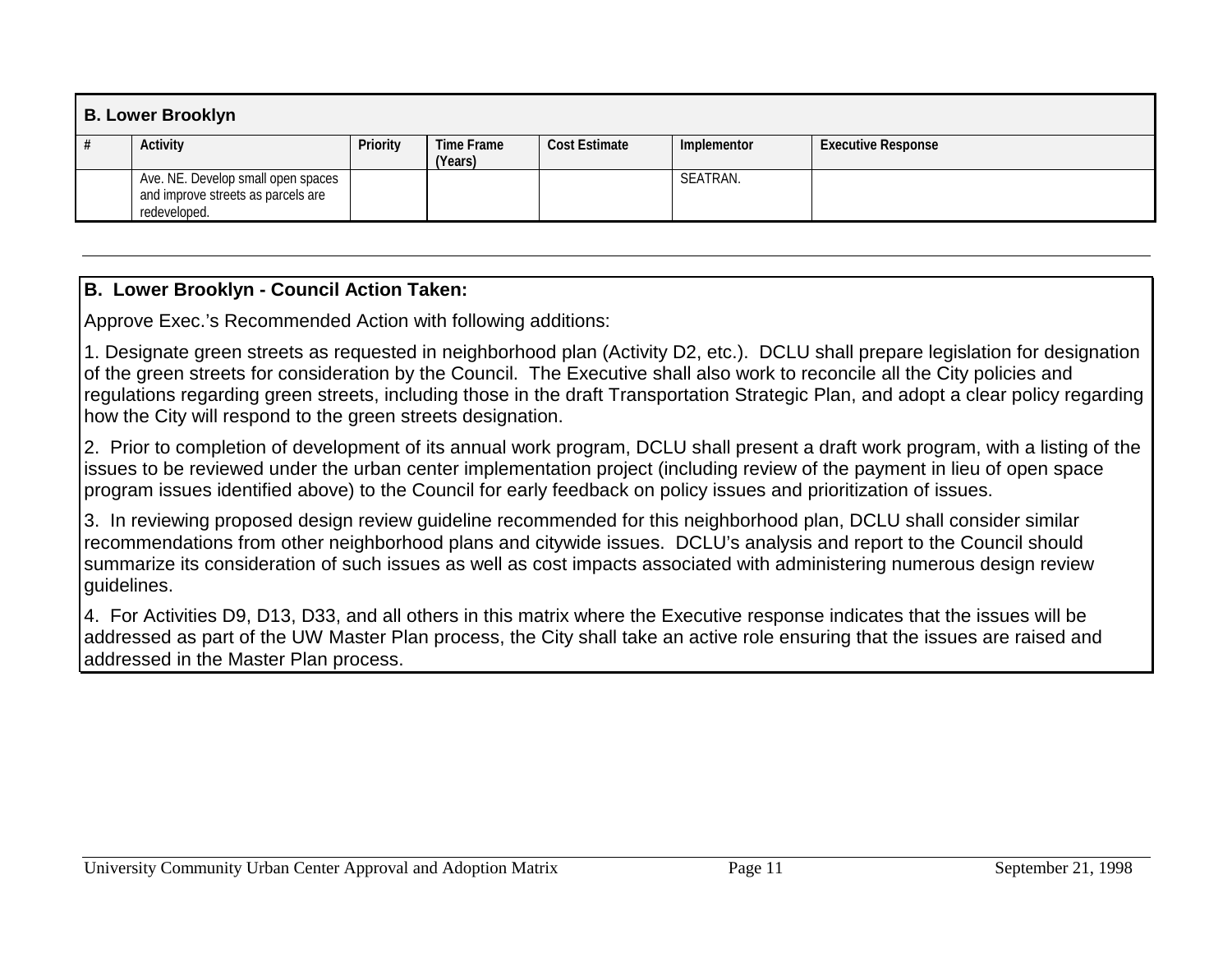| B. Lower Brooklyn | | | | | | |
|---|---|---|---|---|---|---|
| # | Activity | Priority | Time Frame (Years) | Cost Estimate | Implementor | Executive Response |
| | Ave. NE. Develop small open spaces and improve streets as parcels are redeveloped. | | | | SEATRAN. | |

---

**B. Lower Brooklyn - Council Action Taken:**

Approve Exec.'s Recommended Action with following additions:

1. Designate green streets as requested in neighborhood plan (Activity D2, etc.). DCLU shall prepare legislation for designation of the green streets for consideration by the Council. The Executive shall also work to reconcile all the City policies and regulations regarding green streets, including those in the draft Transportation Strategic Plan, and adopt a clear policy regarding how the City will respond to the green streets designation.

2. Prior to completion of development of its annual work program, DCLU shall present a draft work program, with a listing of the issues to be reviewed under the urban center implementation project (including review of the payment in lieu of open space program issues identified above) to the Council for early feedback on policy issues and prioritization of issues.

3. In reviewing proposed design review guideline recommended for this neighborhood plan, DCLU shall consider similar recommendations from other neighborhood plans and citywide issues. DCLU's analysis and report to the Council should summarize its consideration of such issues as well as cost impacts associated with administering numerous design review guidelines.

4. For Activities D9, D13, D33, and all others in this matrix where the Executive response indicates that the issues will be addressed as part of the UW Master Plan process, the City shall take an active role ensuring that the issues are raised and addressed in the Master Plan process.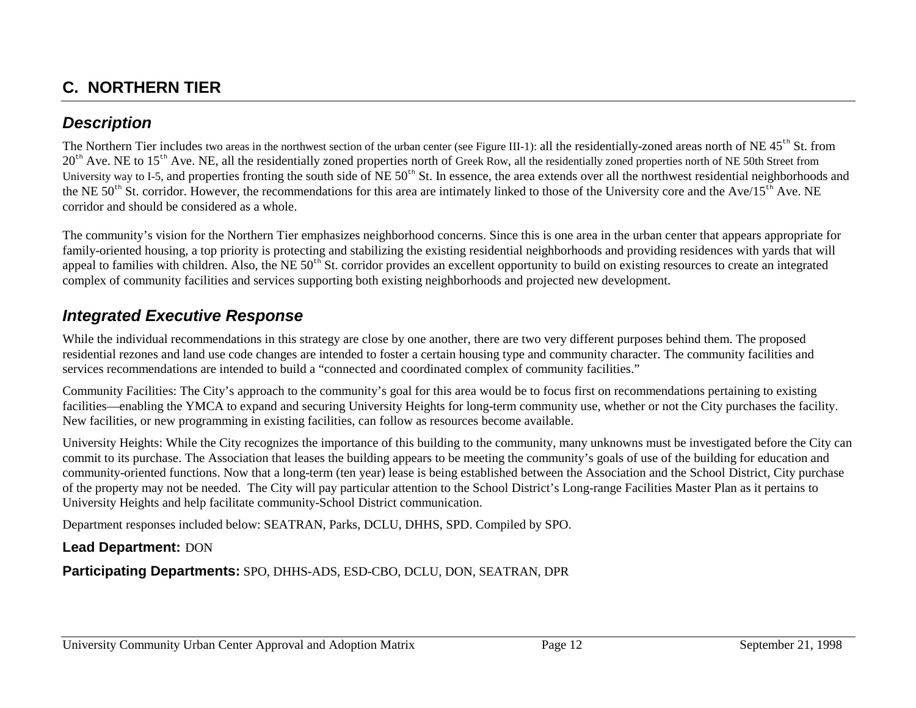## C. NORTHERN TIER

### *Description*

The Northern Tier includes two areas in the northwest section of the urban center (see Figure III-1): all the residentially-zoned areas north of NE 45th St. from 20th Ave. NE to 15th Ave. NE, all the residentially zoned properties north of Greek Row, all the residentially zoned properties north of NE 50th Street from University way to I-5, and properties fronting the south side of NE 50th St. In essence, the area extends over all the northwest residential neighborhoods and the NE 50th St. corridor. However, the recommendations for this area are intimately linked to those of the University core and the Ave/15th Ave. NE corridor and should be considered as a whole.

The community's vision for the Northern Tier emphasizes neighborhood concerns. Since this is one area in the urban center that appears appropriate for family-oriented housing, a top priority is protecting and stabilizing the existing residential neighborhoods and providing residences with yards that will appeal to families with children. Also, the NE 50th St. corridor provides an excellent opportunity to build on existing resources to create an integrated complex of community facilities and services supporting both existing neighborhoods and projected new development.

### *Integrated Executive Response*

While the individual recommendations in this strategy are close by one another, there are two very different purposes behind them. The proposed residential rezones and land use code changes are intended to foster a certain housing type and community character. The community facilities and services recommendations are intended to build a "connected and coordinated complex of community facilities."

Community Facilities: The City's approach to the community's goal for this area would be to focus first on recommendations pertaining to existing facilities—enabling the YMCA to expand and securing University Heights for long-term community use, whether or not the City purchases the facility. New facilities, or new programming in existing facilities, can follow as resources become available.

University Heights: While the City recognizes the importance of this building to the community, many unknowns must be investigated before the City can commit to its purchase. The Association that leases the building appears to be meeting the community's goals of use of the building for education and community-oriented functions. Now that a long-term (ten year) lease is being established between the Association and the School District, City purchase of the property may not be needed. The City will pay particular attention to the School District's Long-range Facilities Master Plan as it pertains to University Heights and help facilitate community-School District communication.

Department responses included below: SEATRAN, Parks, DCLU, DHHS, SPD. Compiled by SPO.

**Lead Department:** DON

**Participating Departments:** SPO, DHHS-ADS, ESD-CBO, DCLU, DON, SEATRAN, DPR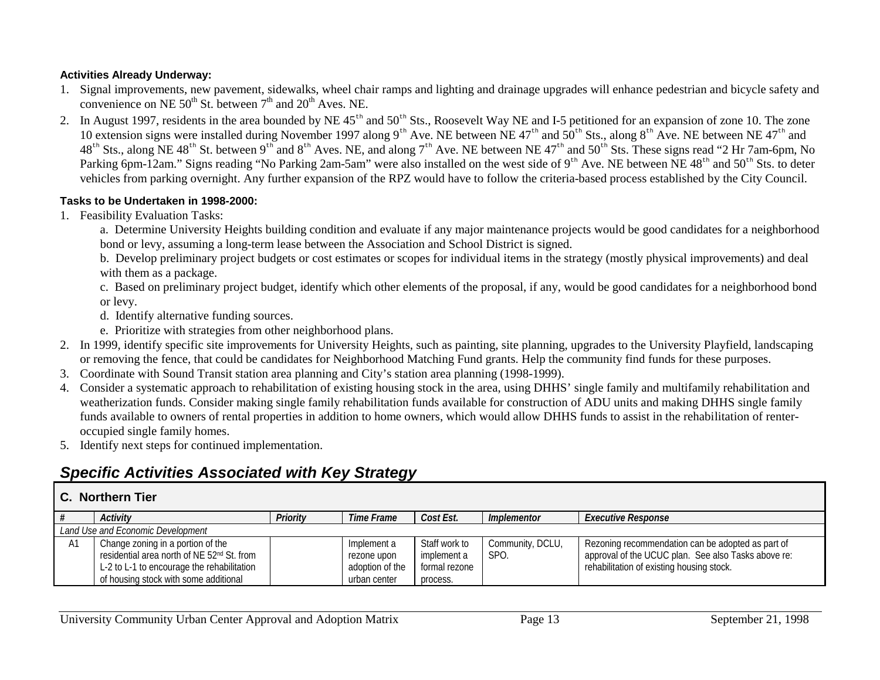**Activities Already Underway:**

1. Signal improvements, new pavement, sidewalks, wheel chair ramps and lighting and drainage upgrades will enhance pedestrian and bicycle safety and convenience on NE 50th St. between 7th and 20th Aves. NE.
2. In August 1997, residents in the area bounded by NE 45th and 50th Sts., Roosevelt Way NE and I-5 petitioned for an expansion of zone 10. The zone 10 extension signs were installed during November 1997 along 9th Ave. NE between NE 47th and 50th Sts., along 8th Ave. NE between NE 47th and 48th Sts., along NE 48th St. between 9th and 8th Aves. NE, and along 7th Ave. NE between NE 47th and 50th Sts. These signs read "2 Hr 7am-6pm, No Parking 6pm-12am." Signs reading "No Parking 2am-5am" were also installed on the west side of 9th Ave. NE between NE 48th and 50th Sts. to deter vehicles from parking overnight. Any further expansion of the RPZ would have to follow the criteria-based process established by the City Council.

**Tasks to be Undertaken in 1998-2000:**

1. Feasibility Evaluation Tasks:
   a. Determine University Heights building condition and evaluate if any major maintenance projects would be good candidates for a neighborhood bond or levy, assuming a long-term lease between the Association and School District is signed.
   b. Develop preliminary project budgets or cost estimates or scopes for individual items in the strategy (mostly physical improvements) and deal with them as a package.
   c. Based on preliminary project budget, identify which other elements of the proposal, if any, would be good candidates for a neighborhood bond or levy.
   d. Identify alternative funding sources.
   e. Prioritize with strategies from other neighborhood plans.
2. In 1999, identify specific site improvements for University Heights, such as painting, site planning, upgrades to the University Playfield, landscaping or removing the fence, that could be candidates for Neighborhood Matching Fund grants. Help the community find funds for these purposes.
3. Coordinate with Sound Transit station area planning and City's station area planning (1998-1999).
4. Consider a systematic approach to rehabilitation of existing housing stock in the area, using DHHS' single family and multifamily rehabilitation and weatherization funds. Consider making single family rehabilitation funds available for construction of ADU units and making DHHS single family funds available to owners of rental properties in addition to home owners, which would allow DHHS funds to assist in the rehabilitation of renter-occupied single family homes.
5. Identify next steps for continued implementation.

## *Specific Activities Associated with Key Strategy*

**C. Northern Tier**

| # | Activity | Priority | Time Frame | Cost Est. | Implementor | Executive Response |
|---|---|---|---|---|---|---|
| *Land Use and Economic Development* | | | | | | |
| A1 | Change zoning in a portion of the residential area north of NE 52nd St. from L-2 to L-1 to encourage the rehabilitation of housing stock with some additional | | Implement a rezone upon adoption of the urban center | Staff work to implement a formal rezone process. | Community, DCLU, SPO. | Rezoning recommendation can be adopted as part of approval of the UCUC plan. See also Tasks above re: rehabilitation of existing housing stock. |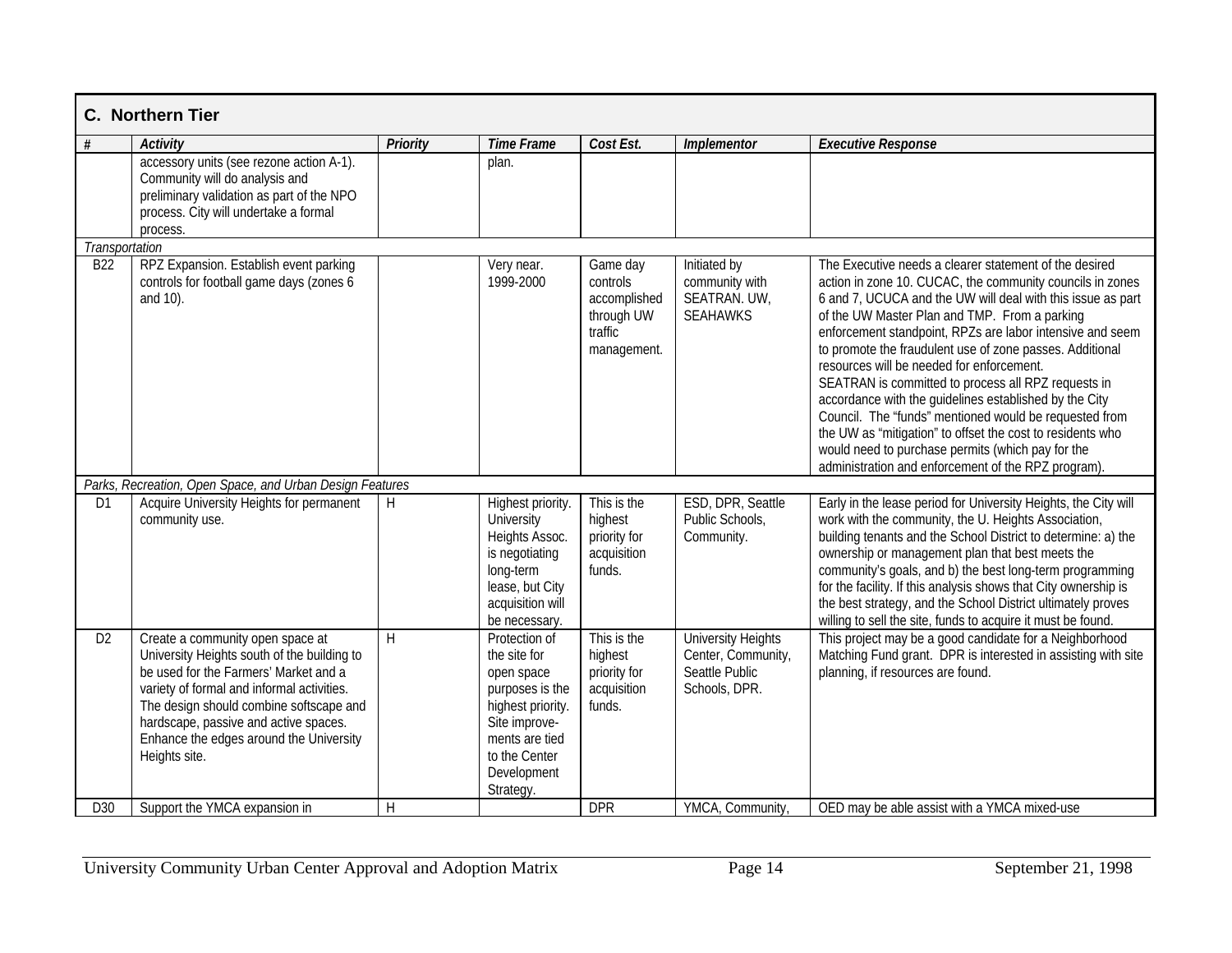## C. Northern Tier

| # | Activity | Priority | Time Frame | Cost Est. | Implementor | Executive Response |
|---|---|---|---|---|---|---|
| | accessory units (see rezone action A-1). Community will do analysis and preliminary validation as part of the NPO process. City will undertake a formal process. | | plan. | | | |
| *Transportation* | | | | | | |
| B22 | RPZ Expansion. Establish event parking controls for football game days (zones 6 and 10). | | Very near. 1999-2000 | Game day controls accomplished through UW traffic management. | Initiated by community with SEATRAN. UW, SEAHAWKS | The Executive needs a clearer statement of the desired action in zone 10. CUCAC, the community councils in zones 6 and 7, UCUCA and the UW will deal with this issue as part of the UW Master Plan and TMP. From a parking enforcement standpoint, RPZs are labor intensive and seem to promote the fraudulent use of zone passes. Additional resources will be needed for enforcement.<br>SEATRAN is committed to process all RPZ requests in accordance with the guidelines established by the City Council. The "funds" mentioned would be requested from the UW as "mitigation" to offset the cost to residents who would need to purchase permits (which pay for the administration and enforcement of the RPZ program). |
| *Parks, Recreation, Open Space, and Urban Design Features* | | | | | | |
| D1 | Acquire University Heights for permanent community use. | H | Highest priority. University Heights Assoc. is negotiating long-term lease, but City acquisition will be necessary. | This is the highest priority for acquisition funds. | ESD, DPR, Seattle Public Schools, Community. | Early in the lease period for University Heights, the City will work with the community, the U. Heights Association, building tenants and the School District to determine: a) the ownership or management plan that best meets the community's goals, and b) the best long-term programming for the facility. If this analysis shows that City ownership is the best strategy, and the School District ultimately proves willing to sell the site, funds to acquire it must be found. |
| D2 | Create a community open space at University Heights south of the building to be used for the Farmers' Market and a variety of formal and informal activities. The design should combine softscape and hardscape, passive and active spaces. Enhance the edges around the University Heights site. | H | Protection of the site for open space purposes is the highest priority. Site improve-ments are tied to the Center Development Strategy. | This is the highest priority for acquisition funds. | University Heights Center, Community, Seattle Public Schools, DPR. | This project may be a good candidate for a Neighborhood Matching Fund grant. DPR is interested in assisting with site planning, if resources are found. |
| D30 | Support the YMCA expansion in | H | | DPR | YMCA, Community, | OED may be able assist with a YMCA mixed-use |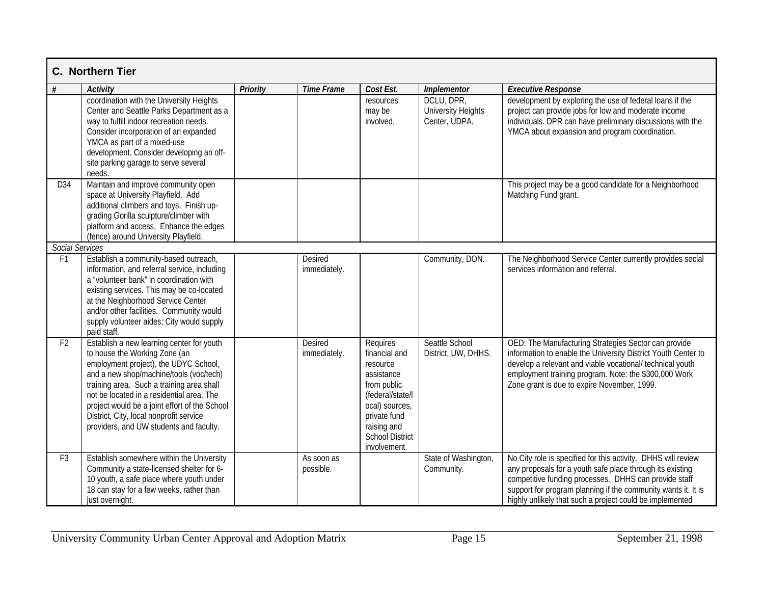## C. Northern Tier

| # | Activity | Priority | Time Frame | Cost Est. | Implementor | Executive Response |
|---|---|---|---|---|---|---|
| | coordination with the University Heights Center and Seattle Parks Department as a way to fulfill indoor recreation needs. Consider incorporation of an expanded YMCA as part of a mixed-use development. Consider developing an off-site parking garage to serve several needs. | | | resources may be involved. | DCLU, DPR, University Heights Center, UDPA. | development by exploring the use of federal loans if the project can provide jobs for low and moderate income individuals. DPR can have preliminary discussions with the YMCA about expansion and program coordination. |
| D34 | Maintain and improve community open space at University Playfield. Add additional climbers and toys. Finish up-grading Gorilla sculpture/climber with platform and access. Enhance the edges (fence) around University Playfield. | | | | | This project may be a good candidate for a Neighborhood Matching Fund grant. |
| *Social Services* | | | | | | |
| F1 | Establish a community-based outreach, information, and referral service, including a "volunteer bank" in coordination with existing services. This may be co-located at the Neighborhood Service Center and/or other facilities. Community would supply volunteer aides; City would supply paid staff. | | Desired immediately. | | Community, DON. | The Neighborhood Service Center currently provides social services information and referral. |
| F2 | Establish a new learning center for youth to house the Working Zone (an employment project), the UDYC School, and a new shop/machine/tools (voc/tech) training area. Such a training area shall not be located in a residential area. The project would be a joint effort of the School District, City, local nonprofit service providers, and UW students and faculty. | | Desired immediately. | Requires financial and resource assistance from public (federal/state/local) sources, private fund raising and School District involvement. | Seattle School District, UW, DHHS. | OED: The Manufacturing Strategies Sector can provide information to enable the University District Youth Center to develop a relevant and viable vocational/ technical youth employment training program. Note: the $300,000 Work Zone grant is due to expire November, 1999. |
| F3 | Establish somewhere within the University Community a state-licensed shelter for 6-10 youth, a safe place where youth under 18 can stay for a few weeks, rather than just overnight. | | As soon as possible. | | State of Washington, Community. | No City role is specified for this activity. DHHS will review any proposals for a youth safe place through its existing competitive funding processes. DHHS can provide staff support for program planning if the community wants it. It is highly unlikely that such a project could be implemented |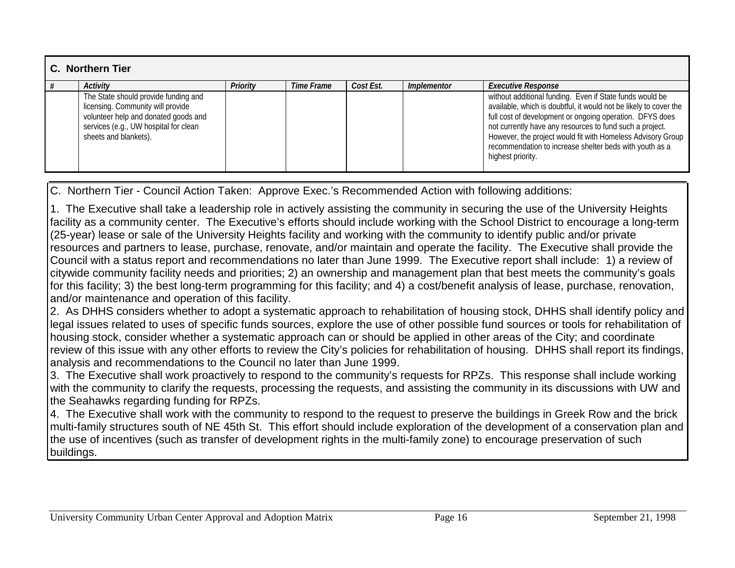## C. Northern Tier

| # | Activity | Priority | Time Frame | Cost Est. | Implementor | Executive Response |
|---|---|---|---|---|---|---|
| | The State should provide funding and licensing. Community will provide volunteer help and donated goods and services (e.g., UW hospital for clean sheets and blankets). | | | | | without additional funding. Even if State funds would be available, which is doubtful, it would not be likely to cover the full cost of development or ongoing operation. DFYS does not currently have any resources to fund such a project. However, the project would fit with Homeless Advisory Group recommendation to increase shelter beds with youth as a highest priority. |

C. Northern Tier - Council Action Taken: Approve Exec.'s Recommended Action with following additions:

1. The Executive shall take a leadership role in actively assisting the community in securing the use of the University Heights facility as a community center. The Executive's efforts should include working with the School District to encourage a long-term (25-year) lease or sale of the University Heights facility and working with the community to identify public and/or private resources and partners to lease, purchase, renovate, and/or maintain and operate the facility. The Executive shall provide the Council with a status report and recommendations no later than June 1999. The Executive report shall include: 1) a review of citywide community facility needs and priorities; 2) an ownership and management plan that best meets the community's goals for this facility; 3) the best long-term programming for this facility; and 4) a cost/benefit analysis of lease, purchase, renovation, and/or maintenance and operation of this facility.

2. As DHHS considers whether to adopt a systematic approach to rehabilitation of housing stock, DHHS shall identify policy and legal issues related to uses of specific funds sources, explore the use of other possible fund sources or tools for rehabilitation of housing stock, consider whether a systematic approach can or should be applied in other areas of the City; and coordinate review of this issue with any other efforts to review the City's policies for rehabilitation of housing. DHHS shall report its findings, analysis and recommendations to the Council no later than June 1999.

3. The Executive shall work proactively to respond to the community's requests for RPZs. This response shall include working with the community to clarify the requests, processing the requests, and assisting the community in its discussions with UW and the Seahawks regarding funding for RPZs.

4. The Executive shall work with the community to respond to the request to preserve the buildings in Greek Row and the brick multi-family structures south of NE 45th St. This effort should include exploration of the development of a conservation plan and the use of incentives (such as transfer of development rights in the multi-family zone) to encourage preservation of such buildings.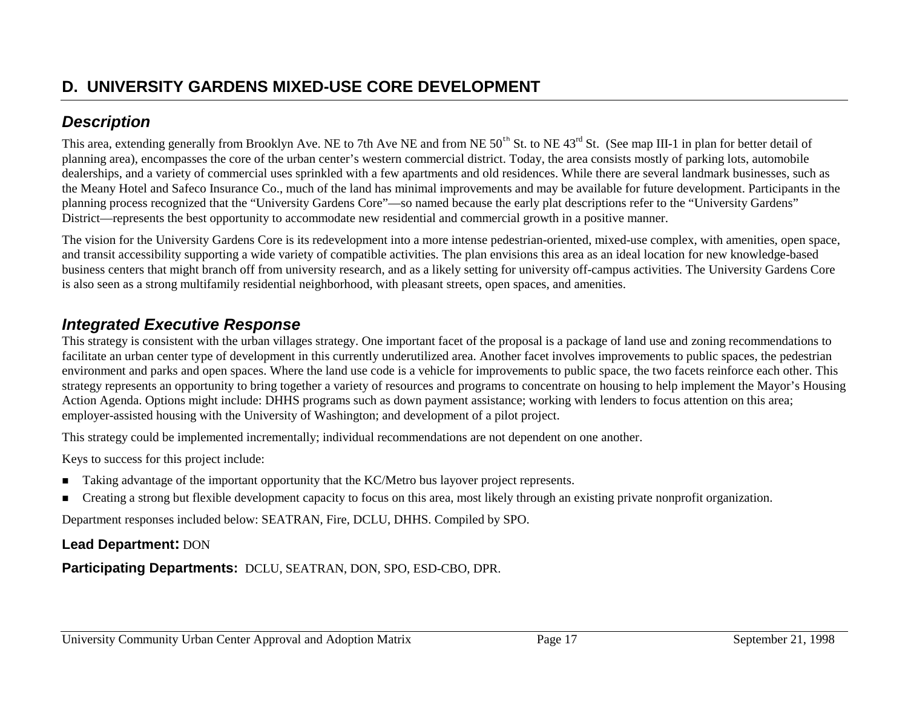## D. UNIVERSITY GARDENS MIXED-USE CORE DEVELOPMENT

### *Description*

This area, extending generally from Brooklyn Ave. NE to 7th Ave NE and from NE 50th St. to NE 43rd St. (See map III-1 in plan for better detail of planning area), encompasses the core of the urban center's western commercial district. Today, the area consists mostly of parking lots, automobile dealerships, and a variety of commercial uses sprinkled with a few apartments and old residences. While there are several landmark businesses, such as the Meany Hotel and Safeco Insurance Co., much of the land has minimal improvements and may be available for future development. Participants in the planning process recognized that the "University Gardens Core"—so named because the early plat descriptions refer to the "University Gardens" District—represents the best opportunity to accommodate new residential and commercial growth in a positive manner.

The vision for the University Gardens Core is its redevelopment into a more intense pedestrian-oriented, mixed-use complex, with amenities, open space, and transit accessibility supporting a wide variety of compatible activities. The plan envisions this area as an ideal location for new knowledge-based business centers that might branch off from university research, and as a likely setting for university off-campus activities. The University Gardens Core is also seen as a strong multifamily residential neighborhood, with pleasant streets, open spaces, and amenities.

### *Integrated Executive Response*

This strategy is consistent with the urban villages strategy. One important facet of the proposal is a package of land use and zoning recommendations to facilitate an urban center type of development in this currently underutilized area. Another facet involves improvements to public spaces, the pedestrian environment and parks and open spaces. Where the land use code is a vehicle for improvements to public space, the two facets reinforce each other. This strategy represents an opportunity to bring together a variety of resources and programs to concentrate on housing to help implement the Mayor's Housing Action Agenda. Options might include: DHHS programs such as down payment assistance; working with lenders to focus attention on this area; employer-assisted housing with the University of Washington; and development of a pilot project.

This strategy could be implemented incrementally; individual recommendations are not dependent on one another.

Keys to success for this project include:

- Taking advantage of the important opportunity that the KC/Metro bus layover project represents.
- Creating a strong but flexible development capacity to focus on this area, most likely through an existing private nonprofit organization.

Department responses included below: SEATRAN, Fire, DCLU, DHHS. Compiled by SPO.

**Lead Department:** DON

**Participating Departments:** DCLU, SEATRAN, DON, SPO, ESD-CBO, DPR.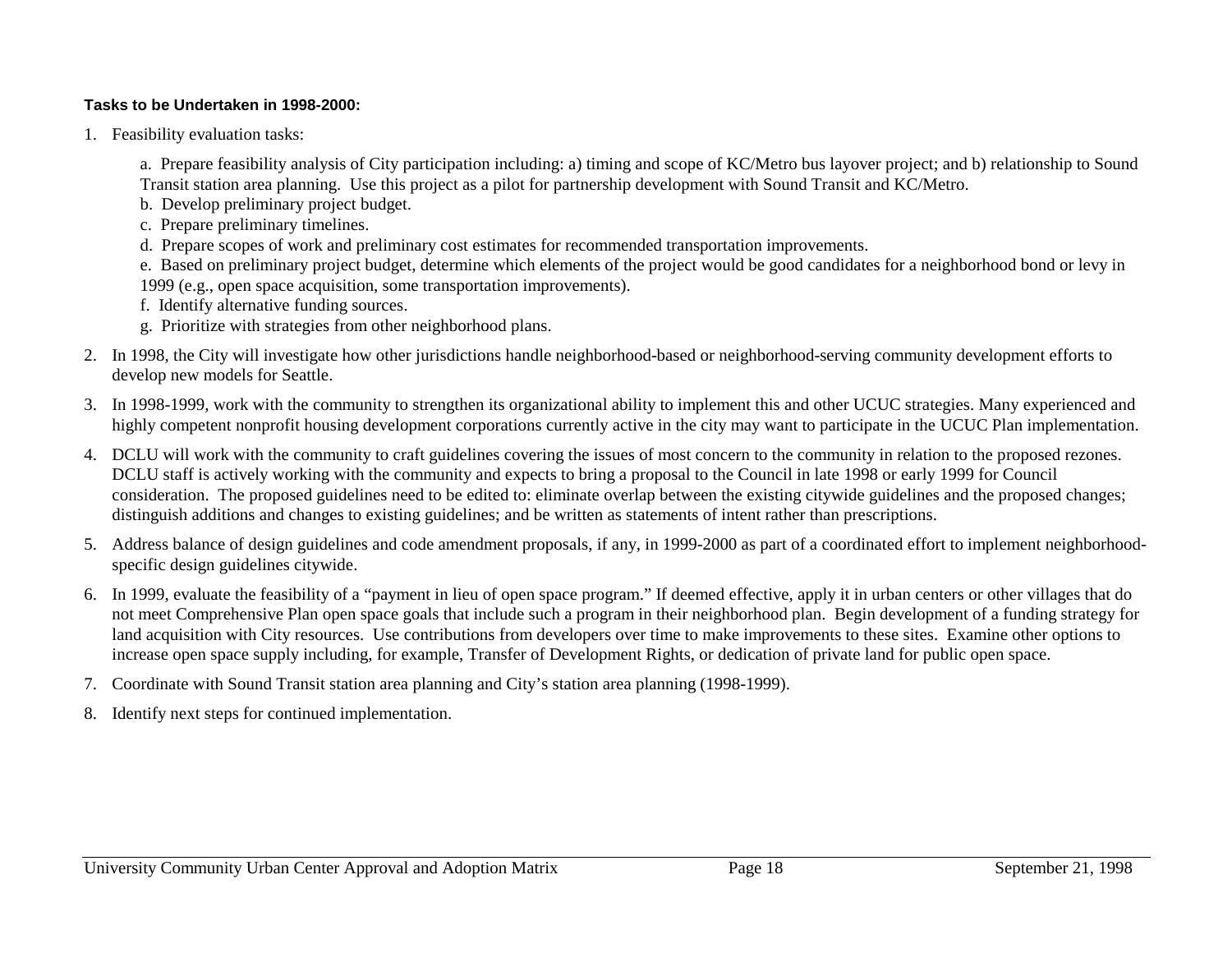**Tasks to be Undertaken in 1998-2000:**

1. Feasibility evaluation tasks:

   a. Prepare feasibility analysis of City participation including: a) timing and scope of KC/Metro bus layover project; and b) relationship to Sound Transit station area planning. Use this project as a pilot for partnership development with Sound Transit and KC/Metro.
   b. Develop preliminary project budget.
   c. Prepare preliminary timelines.
   d. Prepare scopes of work and preliminary cost estimates for recommended transportation improvements.
   e. Based on preliminary project budget, determine which elements of the project would be good candidates for a neighborhood bond or levy in 1999 (e.g., open space acquisition, some transportation improvements).
   f. Identify alternative funding sources.
   g. Prioritize with strategies from other neighborhood plans.

2. In 1998, the City will investigate how other jurisdictions handle neighborhood-based or neighborhood-serving community development efforts to develop new models for Seattle.

3. In 1998-1999, work with the community to strengthen its organizational ability to implement this and other UCUC strategies. Many experienced and highly competent nonprofit housing development corporations currently active in the city may want to participate in the UCUC Plan implementation.

4. DCLU will work with the community to craft guidelines covering the issues of most concern to the community in relation to the proposed rezones. DCLU staff is actively working with the community and expects to bring a proposal to the Council in late 1998 or early 1999 for Council consideration. The proposed guidelines need to be edited to: eliminate overlap between the existing citywide guidelines and the proposed changes; distinguish additions and changes to existing guidelines; and be written as statements of intent rather than prescriptions.

5. Address balance of design guidelines and code amendment proposals, if any, in 1999-2000 as part of a coordinated effort to implement neighborhood-specific design guidelines citywide.

6. In 1999, evaluate the feasibility of a "payment in lieu of open space program." If deemed effective, apply it in urban centers or other villages that do not meet Comprehensive Plan open space goals that include such a program in their neighborhood plan. Begin development of a funding strategy for land acquisition with City resources. Use contributions from developers over time to make improvements to these sites. Examine other options to increase open space supply including, for example, Transfer of Development Rights, or dedication of private land for public open space.

7. Coordinate with Sound Transit station area planning and City's station area planning (1998-1999).

8. Identify next steps for continued implementation.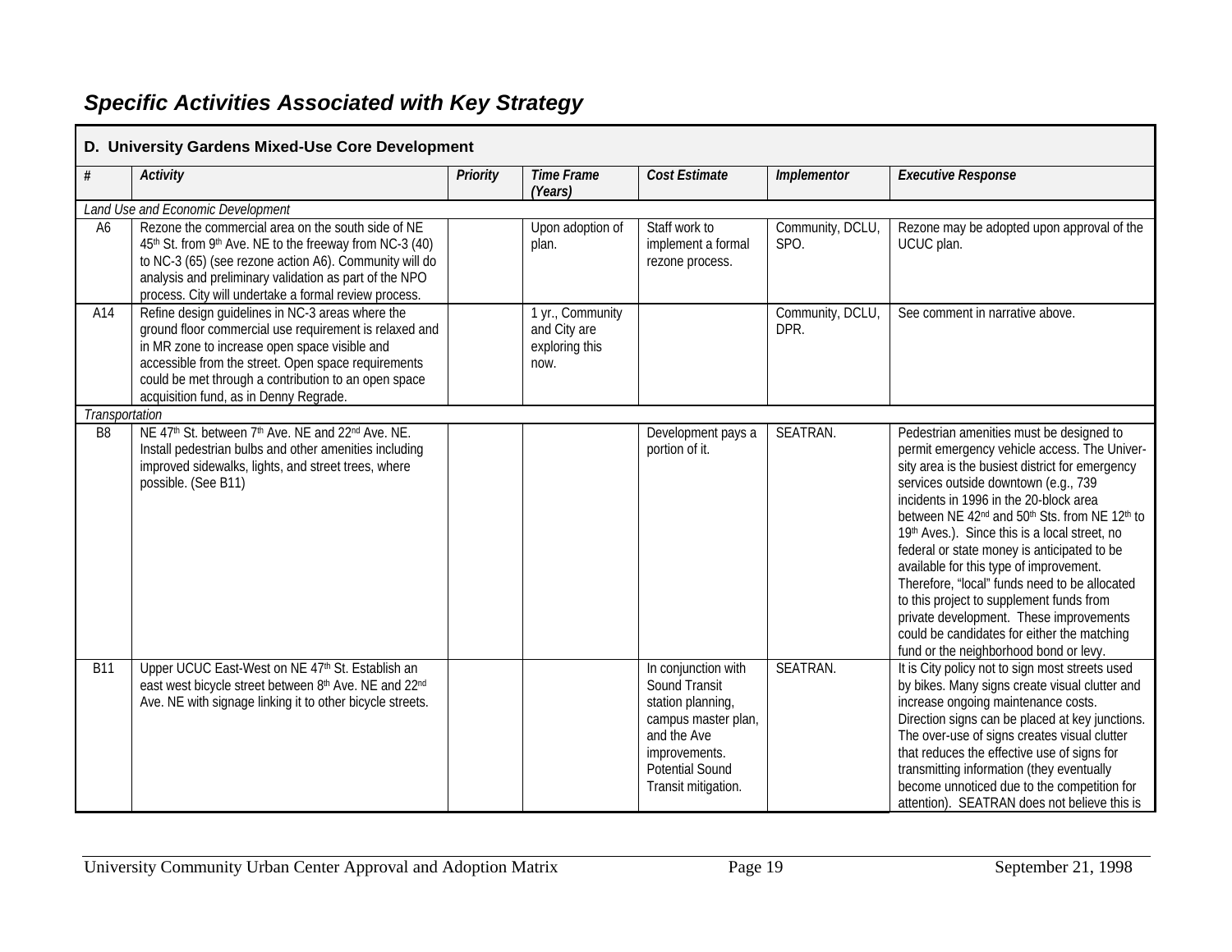## Specific Activities Associated with Key Strategy

| D. University Gardens Mixed-Use Core Development | | | | | | |
|---|---|---|---|---|---|---|
| *#* | *Activity* | *Priority* | *Time Frame (Years)* | *Cost Estimate* | *Implementor* | *Executive Response* |
| *Land Use and Economic Development* | | | | | | |
| A6 | Rezone the commercial area on the south side of NE 45th St. from 9th Ave. NE to the freeway from NC-3 (40) to NC-3 (65) (see rezone action A6). Community will do analysis and preliminary validation as part of the NPO process. City will undertake a formal review process. | | Upon adoption of plan. | Staff work to implement a formal rezone process. | Community, DCLU, SPO. | Rezone may be adopted upon approval of the UCUC plan. |
| A14 | Refine design guidelines in NC-3 areas where the ground floor commercial use requirement is relaxed and in MR zone to increase open space visible and accessible from the street. Open space requirements could be met through a contribution to an open space acquisition fund, as in Denny Regrade. | | 1 yr., Community and City are exploring this now. | | Community, DCLU, DPR. | See comment in narrative above. |
| *Transportation* | | | | | | |
| B8 | NE 47th St. between 7th Ave. NE and 22nd Ave. NE. Install pedestrian bulbs and other amenities including improved sidewalks, lights, and street trees, where possible. (See B11) | | | Development pays a portion of it. | SEATRAN. | Pedestrian amenities must be designed to permit emergency vehicle access. The University area is the busiest district for emergency services outside downtown (e.g., 739 incidents in 1996 in the 20-block area between NE 42nd and 50th Sts. from NE 12th to 19th Aves.). Since this is a local street, no federal or state money is anticipated to be available for this type of improvement. Therefore, "local" funds need to be allocated to this project to supplement funds from private development. These improvements could be candidates for either the matching fund or the neighborhood bond or levy. |
| B11 | Upper UCUC East-West on NE 47th St. Establish an east west bicycle street between 8th Ave. NE and 22nd Ave. NE with signage linking it to other bicycle streets. | | | In conjunction with Sound Transit station planning, campus master plan, and the Ave improvements. Potential Sound Transit mitigation. | SEATRAN. | It is City policy not to sign most streets used by bikes. Many signs create visual clutter and increase ongoing maintenance costs. Direction signs can be placed at key junctions. The over-use of signs creates visual clutter that reduces the effective use of signs for transmitting information (they eventually become unnoticed due to the competition for attention). SEATRAN does not believe this is |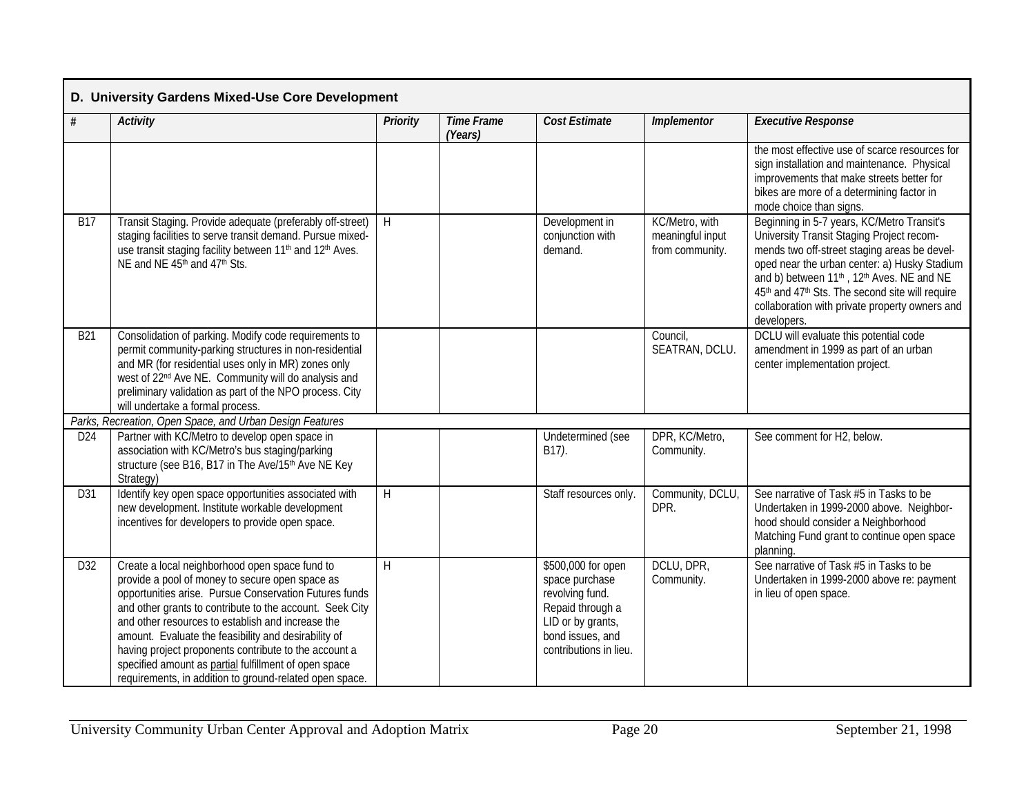## D. University Gardens Mixed-Use Core Development

| # | *Activity* | *Priority* | *Time Frame (Years)* | *Cost Estimate* | *Implementor* | *Executive Response* |
|---|---|---|---|---|---|---|
| | | | | | | the most effective use of scarce resources for sign installation and maintenance. Physical improvements that make streets better for bikes are more of a determining factor in mode choice than signs. |
| B17 | Transit Staging. Provide adequate (preferably off-street) staging facilities to serve transit demand. Pursue mixed-use transit staging facility between 11th and 12th Aves. NE and NE 45th and 47th Sts. | H | | Development in conjunction with demand. | KC/Metro, with meaningful input from community. | Beginning in 5-7 years, KC/Metro Transit's University Transit Staging Project recommends two off-street staging areas be developed near the urban center: a) Husky Stadium and b) between 11th , 12th Aves. NE and NE 45th and 47th Sts. The second site will require collaboration with private property owners and developers. |
| B21 | Consolidation of parking. Modify code requirements to permit community-parking structures in non-residential and MR (for residential uses only in MR) zones only west of 22nd Ave NE. Community will do analysis and preliminary validation as part of the NPO process. City will undertake a formal process. | | | | Council, SEATRAN, DCLU. | DCLU will evaluate this potential code amendment in 1999 as part of an urban center implementation project. |
| *Parks, Recreation, Open Space, and Urban Design Features* | | | | | | |
| D24 | Partner with KC/Metro to develop open space in association with KC/Metro's bus staging/parking structure (see B16, B17 in The Ave/15th Ave NE Key Strategy) | | | Undetermined (see B17). | DPR, KC/Metro, Community. | See comment for H2, below. |
| D31 | Identify key open space opportunities associated with new development. Institute workable development incentives for developers to provide open space. | H | | Staff resources only. | Community, DCLU, DPR. | See narrative of Task #5 in Tasks to be Undertaken in 1999-2000 above. Neighborhood should consider a Neighborhood Matching Fund grant to continue open space planning. |
| D32 | Create a local neighborhood open space fund to provide a pool of money to secure open space as opportunities arise. Pursue Conservation Futures funds and other grants to contribute to the account. Seek City and other resources to establish and increase the amount. Evaluate the feasibility and desirability of having project proponents contribute to the account a specified amount as <u>partial</u> fulfillment of open space requirements, in addition to ground-related open space. | H | | \$500,000 for open space purchase revolving fund. Repaid through a LID or by grants, bond issues, and contributions in lieu. | DCLU, DPR, Community. | See narrative of Task #5 in Tasks to be Undertaken in 1999-2000 above re: payment in lieu of open space. |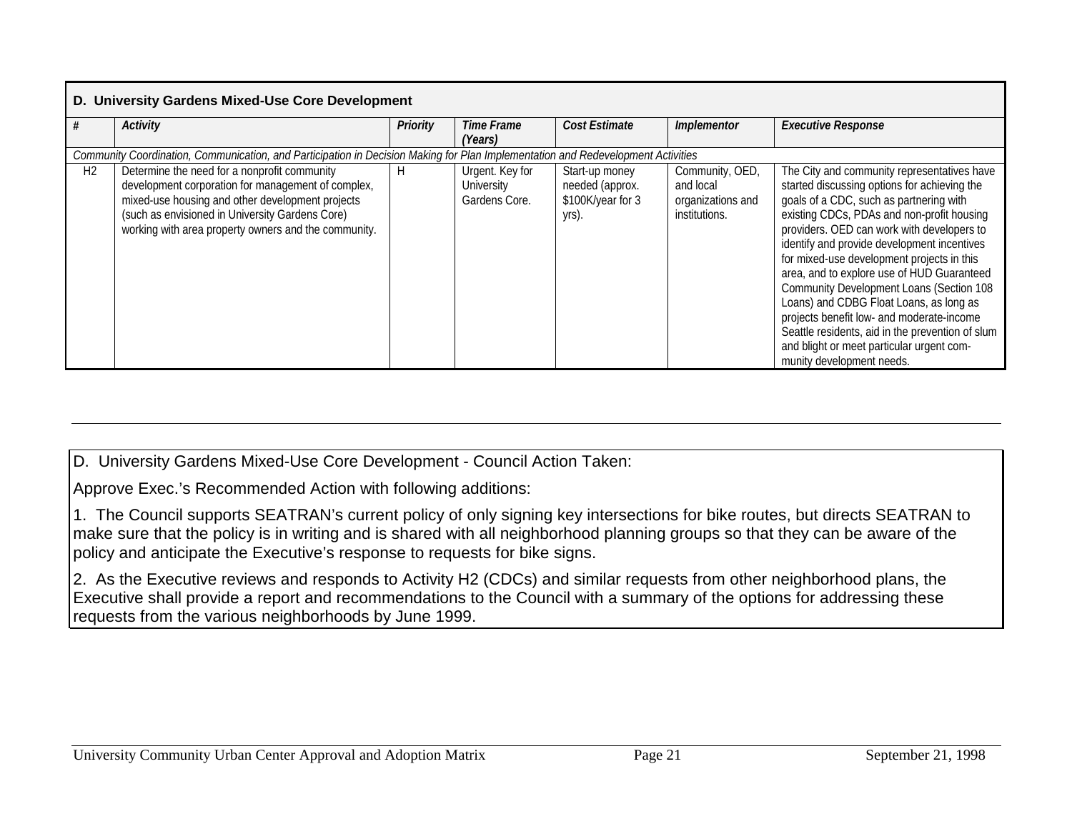| D. University Gardens Mixed-Use Core Development | | | | | | |
|---|---|---|---|---|---|---|
| *#* | *Activity* | *Priority* | *Time Frame (Years)* | *Cost Estimate* | *Implementor* | *Executive Response* |
| *Community Coordination, Communication, and Participation in Decision Making for Plan Implementation and Redevelopment Activities* | | | | | | |
| H2 | Determine the need for a nonprofit community development corporation for management of complex, mixed-use housing and other development projects (such as envisioned in University Gardens Core) working with area property owners and the community. | H | Urgent. Key for University Gardens Core. | Start-up money needed (approx. $100K/year for 3 yrs). | Community, OED, and local organizations and institutions. | The City and community representatives have started discussing options for achieving the goals of a CDC, such as partnering with existing CDCs, PDAs and non-profit housing providers. OED can work with developers to identify and provide development incentives for mixed-use development projects in this area, and to explore use of HUD Guaranteed Community Development Loans (Section 108 Loans) and CDBG Float Loans, as long as projects benefit low- and moderate-income Seattle residents, aid in the prevention of slum and blight or meet particular urgent community development needs. |

---

D. University Gardens Mixed-Use Core Development - Council Action Taken:

Approve Exec.'s Recommended Action with following additions:

1. The Council supports SEATRAN's current policy of only signing key intersections for bike routes, but directs SEATRAN to make sure that the policy is in writing and is shared with all neighborhood planning groups so that they can be aware of the policy and anticipate the Executive's response to requests for bike signs.

2. As the Executive reviews and responds to Activity H2 (CDCs) and similar requests from other neighborhood plans, the Executive shall provide a report and recommendations to the Council with a summary of the options for addressing these requests from the various neighborhoods by June 1999.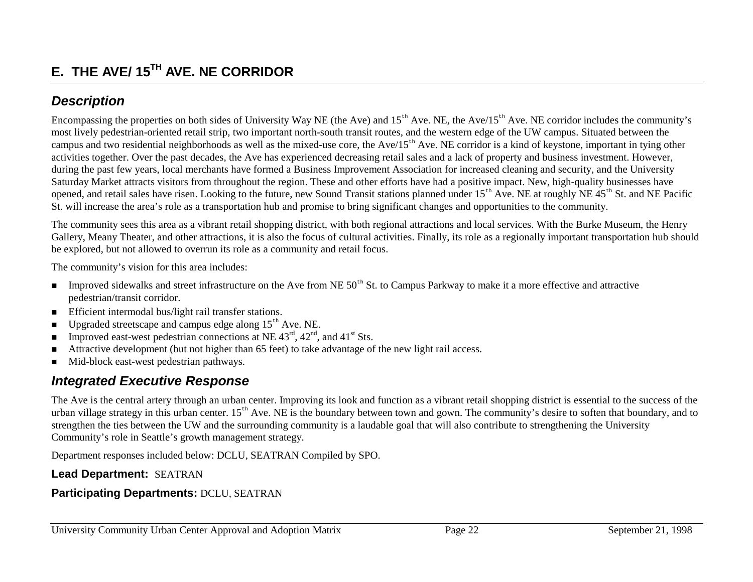# E. THE AVE/ 15TH AVE. NE CORRIDOR

## *Description*

Encompassing the properties on both sides of University Way NE (the Ave) and 15th Ave. NE, the Ave/15th Ave. NE corridor includes the community's most lively pedestrian-oriented retail strip, two important north-south transit routes, and the western edge of the UW campus. Situated between the campus and two residential neighborhoods as well as the mixed-use core, the Ave/15th Ave. NE corridor is a kind of keystone, important in tying other activities together. Over the past decades, the Ave has experienced decreasing retail sales and a lack of property and business investment. However, during the past few years, local merchants have formed a Business Improvement Association for increased cleaning and security, and the University Saturday Market attracts visitors from throughout the region. These and other efforts have had a positive impact. New, high-quality businesses have opened, and retail sales have risen. Looking to the future, new Sound Transit stations planned under 15th Ave. NE at roughly NE 45th St. and NE Pacific St. will increase the area's role as a transportation hub and promise to bring significant changes and opportunities to the community.

The community sees this area as a vibrant retail shopping district, with both regional attractions and local services. With the Burke Museum, the Henry Gallery, Meany Theater, and other attractions, it is also the focus of cultural activities. Finally, its role as a regionally important transportation hub should be explored, but not allowed to overrun its role as a community and retail focus.

The community's vision for this area includes:

- Improved sidewalks and street infrastructure on the Ave from NE 50th St. to Campus Parkway to make it a more effective and attractive pedestrian/transit corridor.
- Efficient intermodal bus/light rail transfer stations.
- Upgraded streetscape and campus edge along 15th Ave. NE.
- Improved east-west pedestrian connections at NE 43rd, 42nd, and 41st Sts.
- Attractive development (but not higher than 65 feet) to take advantage of the new light rail access.
- Mid-block east-west pedestrian pathways.

## *Integrated Executive Response*

The Ave is the central artery through an urban center. Improving its look and function as a vibrant retail shopping district is essential to the success of the urban village strategy in this urban center. 15th Ave. NE is the boundary between town and gown. The community's desire to soften that boundary, and to strengthen the ties between the UW and the surrounding community is a laudable goal that will also contribute to strengthening the University Community's role in Seattle's growth management strategy.

Department responses included below: DCLU, SEATRAN Compiled by SPO.

**Lead Department:** SEATRAN

**Participating Departments:** DCLU, SEATRAN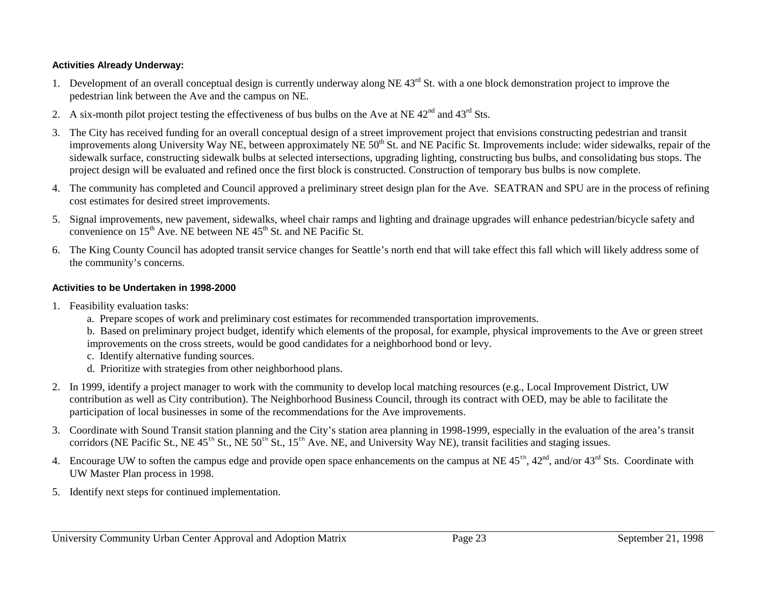**Activities Already Underway:**

1. Development of an overall conceptual design is currently underway along NE 43rd St. with a one block demonstration project to improve the pedestrian link between the Ave and the campus on NE.
2. A six-month pilot project testing the effectiveness of bus bulbs on the Ave at NE 42nd and 43rd Sts.
3. The City has received funding for an overall conceptual design of a street improvement project that envisions constructing pedestrian and transit improvements along University Way NE, between approximately NE 50th St. and NE Pacific St. Improvements include: wider sidewalks, repair of the sidewalk surface, constructing sidewalk bulbs at selected intersections, upgrading lighting, constructing bus bulbs, and consolidating bus stops. The project design will be evaluated and refined once the first block is constructed. Construction of temporary bus bulbs is now complete.
4. The community has completed and Council approved a preliminary street design plan for the Ave. SEATRAN and SPU are in the process of refining cost estimates for desired street improvements.
5. Signal improvements, new pavement, sidewalks, wheel chair ramps and lighting and drainage upgrades will enhance pedestrian/bicycle safety and convenience on 15th Ave. NE between NE 45th St. and NE Pacific St.
6. The King County Council has adopted transit service changes for Seattle's north end that will take effect this fall which will likely address some of the community's concerns.

**Activities to be Undertaken in 1998-2000**

1. Feasibility evaluation tasks:
   a. Prepare scopes of work and preliminary cost estimates for recommended transportation improvements.
   b. Based on preliminary project budget, identify which elements of the proposal, for example, physical improvements to the Ave or green street improvements on the cross streets, would be good candidates for a neighborhood bond or levy.
   c. Identify alternative funding sources.
   d. Prioritize with strategies from other neighborhood plans.
2. In 1999, identify a project manager to work with the community to develop local matching resources (e.g., Local Improvement District, UW contribution as well as City contribution). The Neighborhood Business Council, through its contract with OED, may be able to facilitate the participation of local businesses in some of the recommendations for the Ave improvements.
3. Coordinate with Sound Transit station planning and the City's station area planning in 1998-1999, especially in the evaluation of the area's transit corridors (NE Pacific St., NE 45th St., NE 50th St., 15th Ave. NE, and University Way NE), transit facilities and staging issues.
4. Encourage UW to soften the campus edge and provide open space enhancements on the campus at NE 45th, 42nd, and/or 43rd Sts. Coordinate with UW Master Plan process in 1998.
5. Identify next steps for continued implementation.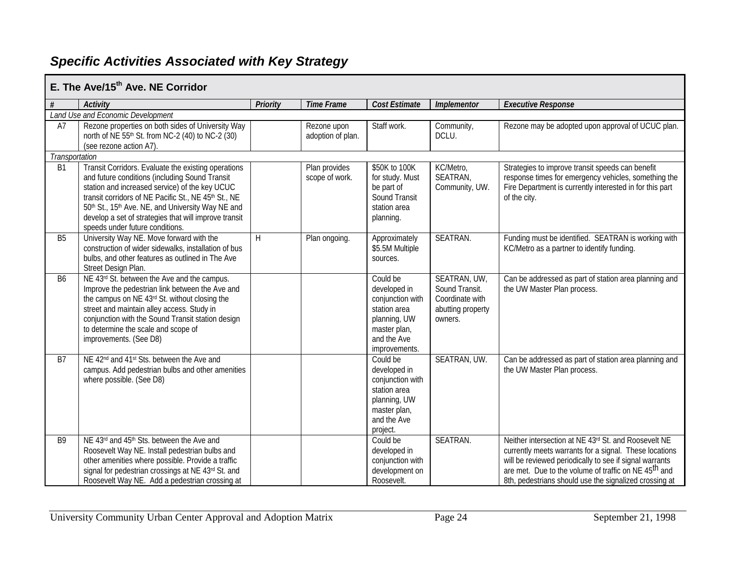## Specific Activities Associated with Key Strategy

| E. The Ave/15th Ave. NE Corridor | | | | | | |
|---|---|---|---|---|---|---|
| # | Activity | Priority | Time Frame | Cost Estimate | Implementor | Executive Response |
| *Land Use and Economic Development* | | | | | | |
| A7 | Rezone properties on both sides of University Way north of NE 55th St. from NC-2 (40) to NC-2 (30) (see rezone action A7). | | Rezone upon adoption of plan. | Staff work. | Community, DCLU. | Rezone may be adopted upon approval of UCUC plan. |
| *Transportation* | | | | | | |
| B1 | Transit Corridors. Evaluate the existing operations and future conditions (including Sound Transit station and increased service) of the key UCUC transit corridors of NE Pacific St., NE 45th St., NE 50th St., 15th Ave. NE, and University Way NE and develop a set of strategies that will improve transit speeds under future conditions. | | Plan provides scope of work. | $50K to 100K for study. Must be part of Sound Transit station area planning. | KC/Metro, SEATRAN, Community, UW. | Strategies to improve transit speeds can benefit response times for emergency vehicles, something the Fire Department is currently interested in for this part of the city. |
| B5 | University Way NE. Move forward with the construction of wider sidewalks, installation of bus bulbs, and other features as outlined in The Ave Street Design Plan. | H | Plan ongoing. | Approximately $5.5M Multiple sources. | SEATRAN. | Funding must be identified. SEATRAN is working with KC/Metro as a partner to identify funding. |
| B6 | NE 43rd St. between the Ave and the campus. Improve the pedestrian link between the Ave and the campus on NE 43rd St. without closing the street and maintain alley access. Study in conjunction with the Sound Transit station design to determine the scale and scope of improvements. (See D8) | | | Could be developed in conjunction with station area planning, UW master plan, and the Ave improvements. | SEATRAN, UW, Sound Transit. Coordinate with abutting property owners. | Can be addressed as part of station area planning and the UW Master Plan process. |
| B7 | NE 42nd and 41st Sts. between the Ave and campus. Add pedestrian bulbs and other amenities where possible. (See D8) | | | Could be developed in conjunction with station area planning, UW master plan, and the Ave project. | SEATRAN, UW. | Can be addressed as part of station area planning and the UW Master Plan process. |
| B9 | NE 43rd and 45th Sts. between the Ave and Roosevelt Way NE. Install pedestrian bulbs and other amenities where possible. Provide a traffic signal for pedestrian crossings at NE 43rd St. and Roosevelt Way NE. Add a pedestrian crossing at | | | Could be developed in conjunction with development on Roosevelt. | SEATRAN. | Neither intersection at NE 43rd St. and Roosevelt NE currently meets warrants for a signal. These locations will be reviewed periodically to see if signal warrants are met. Due to the volume of traffic on NE 45th and 8th, pedestrians should use the signalized crossing at |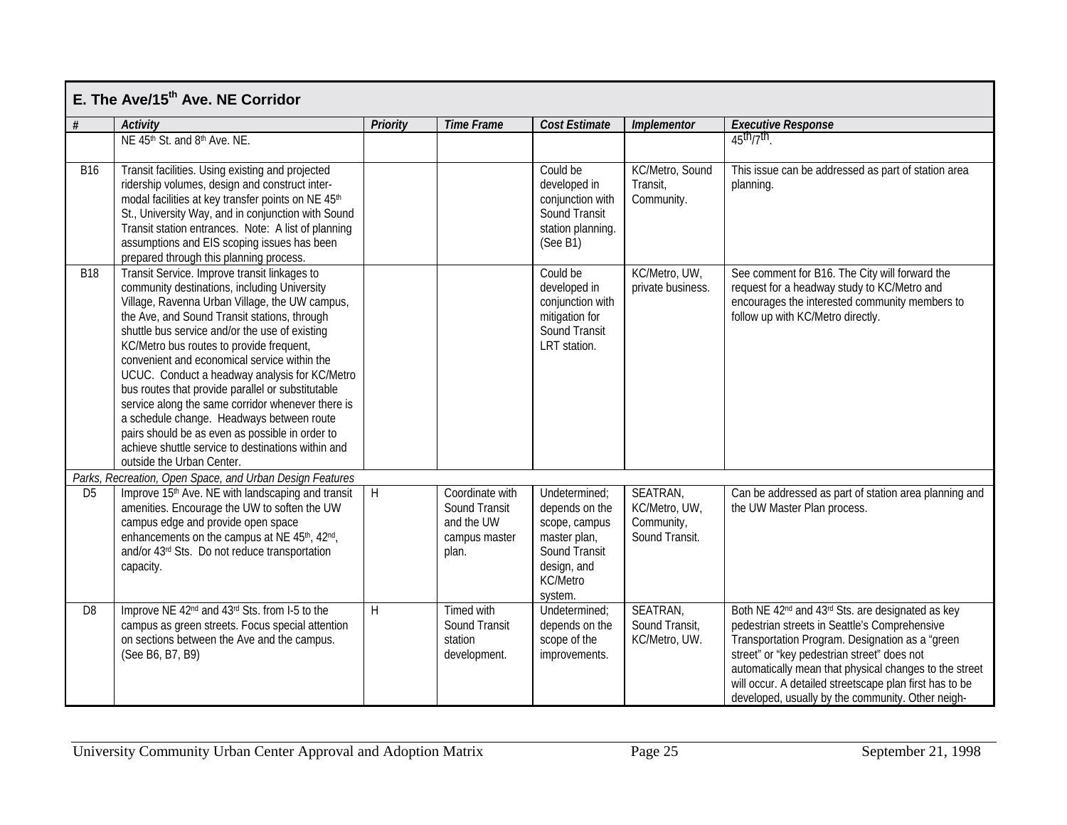## E. The Ave/15th Ave. NE Corridor

| # | Activity | Priority | Time Frame | Cost Estimate | Implementor | Executive Response |
|---|---|---|---|---|---|---|
| | NE 45th St. and 8th Ave. NE. | | | | | 45th/7th. |
| B16 | Transit facilities. Using existing and projected ridership volumes, design and construct inter-modal facilities at key transfer points on NE 45th St., University Way, and in conjunction with Sound Transit station entrances. Note: A list of planning assumptions and EIS scoping issues has been prepared through this planning process. | | | Could be developed in conjunction with Sound Transit station planning. (See B1) | KC/Metro, Sound Transit, Community. | This issue can be addressed as part of station area planning. |
| B18 | Transit Service. Improve transit linkages to community destinations, including University Village, Ravenna Urban Village, the UW campus, the Ave, and Sound Transit stations, through shuttle bus service and/or the use of existing KC/Metro bus routes to provide frequent, convenient and economical service within the UCUC. Conduct a headway analysis for KC/Metro bus routes that provide parallel or substitutable service along the same corridor whenever there is a schedule change. Headways between route pairs should be as even as possible in order to achieve shuttle service to destinations within and outside the Urban Center. | | | Could be developed in conjunction with mitigation for Sound Transit LRT station. | KC/Metro, UW, private business. | See comment for B16. The City will forward the request for a headway study to KC/Metro and encourages the interested community members to follow up with KC/Metro directly. |
| *Parks, Recreation, Open Space, and Urban Design Features* | | | | | | |
| D5 | Improve 15th Ave. NE with landscaping and transit amenities. Encourage the UW to soften the UW campus edge and provide open space enhancements on the campus at NE 45th, 42nd, and/or 43rd Sts. Do not reduce transportation capacity. | H | Coordinate with Sound Transit and the UW campus master plan. | Undetermined; depends on the scope, campus master plan, Sound Transit design, and KC/Metro system. | SEATRAN, KC/Metro, UW, Community, Sound Transit. | Can be addressed as part of station area planning and the UW Master Plan process. |
| D8 | Improve NE 42nd and 43rd Sts. from I-5 to the campus as green streets. Focus special attention on sections between the Ave and the campus. (See B6, B7, B9) | H | Timed with Sound Transit station development. | Undetermined; depends on the scope of the improvements. | SEATRAN, Sound Transit, KC/Metro, UW. | Both NE 42nd and 43rd Sts. are designated as key pedestrian streets in Seattle's Comprehensive Transportation Program. Designation as a "green street" or "key pedestrian street" does not automatically mean that physical changes to the street will occur. A detailed streetscape plan first has to be developed, usually by the community. Other neigh- |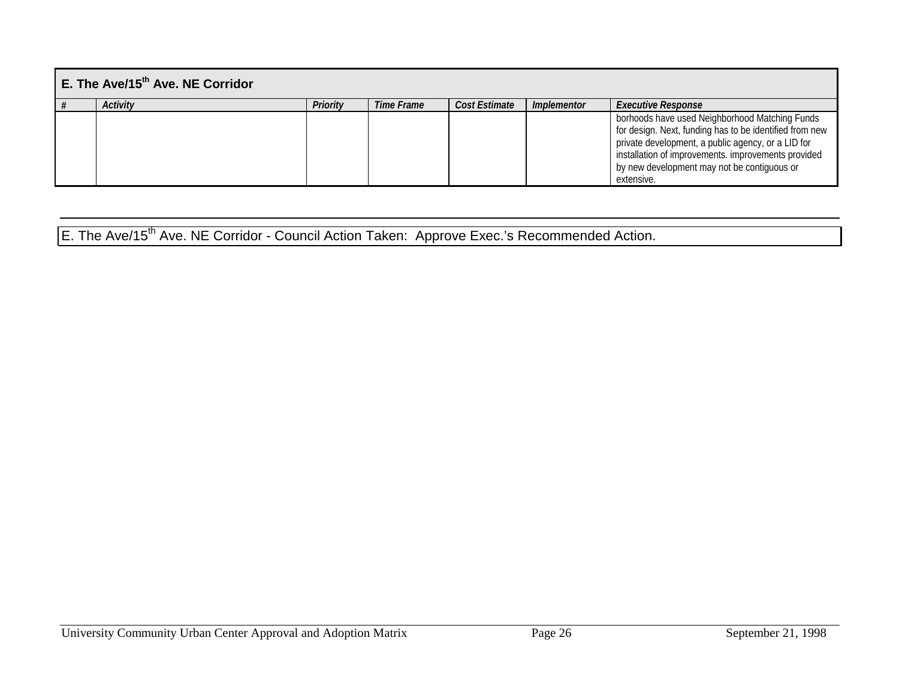## E. The Ave/15th Ave. NE Corridor

| # | Activity | Priority | Time Frame | Cost Estimate | Implementor | Executive Response |
|---|---|---|---|---|---|---|
| | | | | | | borhoods have used Neighborhood Matching Funds for design. Next, funding has to be identified from new private development, a public agency, or a LID for installation of improvements. improvements provided by new development may not be contiguous or extensive. |

E. The Ave/15th Ave. NE Corridor - Council Action Taken: Approve Exec.'s Recommended Action.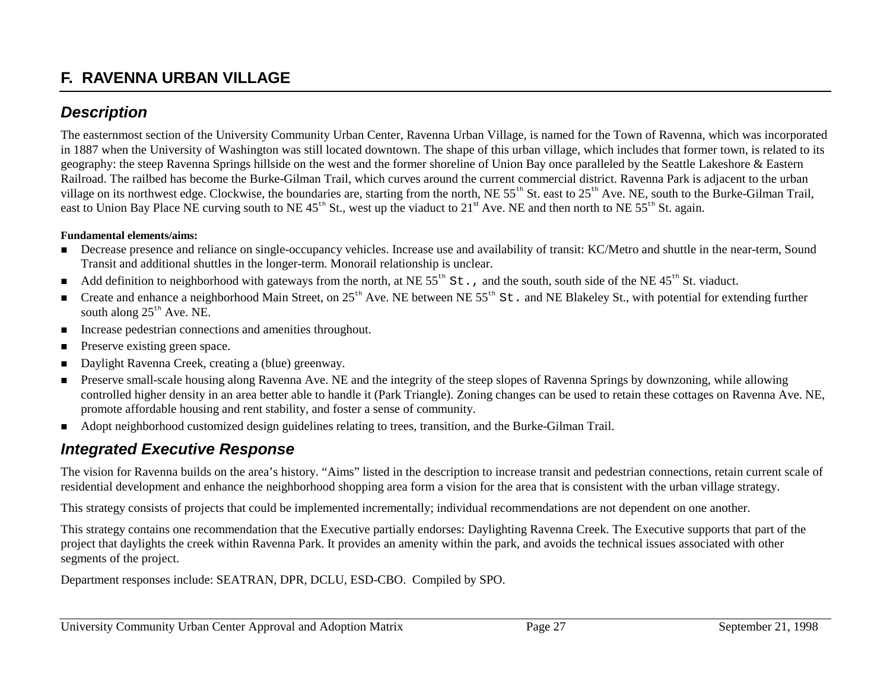# F. RAVENNA URBAN VILLAGE

## *Description*

The easternmost section of the University Community Urban Center, Ravenna Urban Village, is named for the Town of Ravenna, which was incorporated in 1887 when the University of Washington was still located downtown. The shape of this urban village, which includes that former town, is related to its geography: the steep Ravenna Springs hillside on the west and the former shoreline of Union Bay once paralleled by the Seattle Lakeshore & Eastern Railroad. The railbed has become the Burke-Gilman Trail, which curves around the current commercial district. Ravenna Park is adjacent to the urban village on its northwest edge. Clockwise, the boundaries are, starting from the north, NE 55th St. east to 25th Ave. NE, south to the Burke-Gilman Trail, east to Union Bay Place NE curving south to NE 45th St., west up the viaduct to 21st Ave. NE and then north to NE 55th St. again.

**Fundamental elements/aims:**

- Decrease presence and reliance on single-occupancy vehicles. Increase use and availability of transit: KC/Metro and shuttle in the near-term, Sound Transit and additional shuttles in the longer-term. Monorail relationship is unclear.
- Add definition to neighborhood with gateways from the north, at NE 55th St., and the south, south side of the NE 45th St. viaduct.
- Create and enhance a neighborhood Main Street, on 25th Ave. NE between NE 55th St. and NE Blakeley St., with potential for extending further south along 25th Ave. NE.
- Increase pedestrian connections and amenities throughout.
- Preserve existing green space.
- Daylight Ravenna Creek, creating a (blue) greenway.
- Preserve small-scale housing along Ravenna Ave. NE and the integrity of the steep slopes of Ravenna Springs by downzoning, while allowing controlled higher density in an area better able to handle it (Park Triangle). Zoning changes can be used to retain these cottages on Ravenna Ave. NE, promote affordable housing and rent stability, and foster a sense of community.
- Adopt neighborhood customized design guidelines relating to trees, transition, and the Burke-Gilman Trail.

## *Integrated Executive Response*

The vision for Ravenna builds on the area's history. "Aims" listed in the description to increase transit and pedestrian connections, retain current scale of residential development and enhance the neighborhood shopping area form a vision for the area that is consistent with the urban village strategy.

This strategy consists of projects that could be implemented incrementally; individual recommendations are not dependent on one another.

This strategy contains one recommendation that the Executive partially endorses: Daylighting Ravenna Creek. The Executive supports that part of the project that daylights the creek within Ravenna Park. It provides an amenity within the park, and avoids the technical issues associated with other segments of the project.

Department responses include: SEATRAN, DPR, DCLU, ESD-CBO. Compiled by SPO.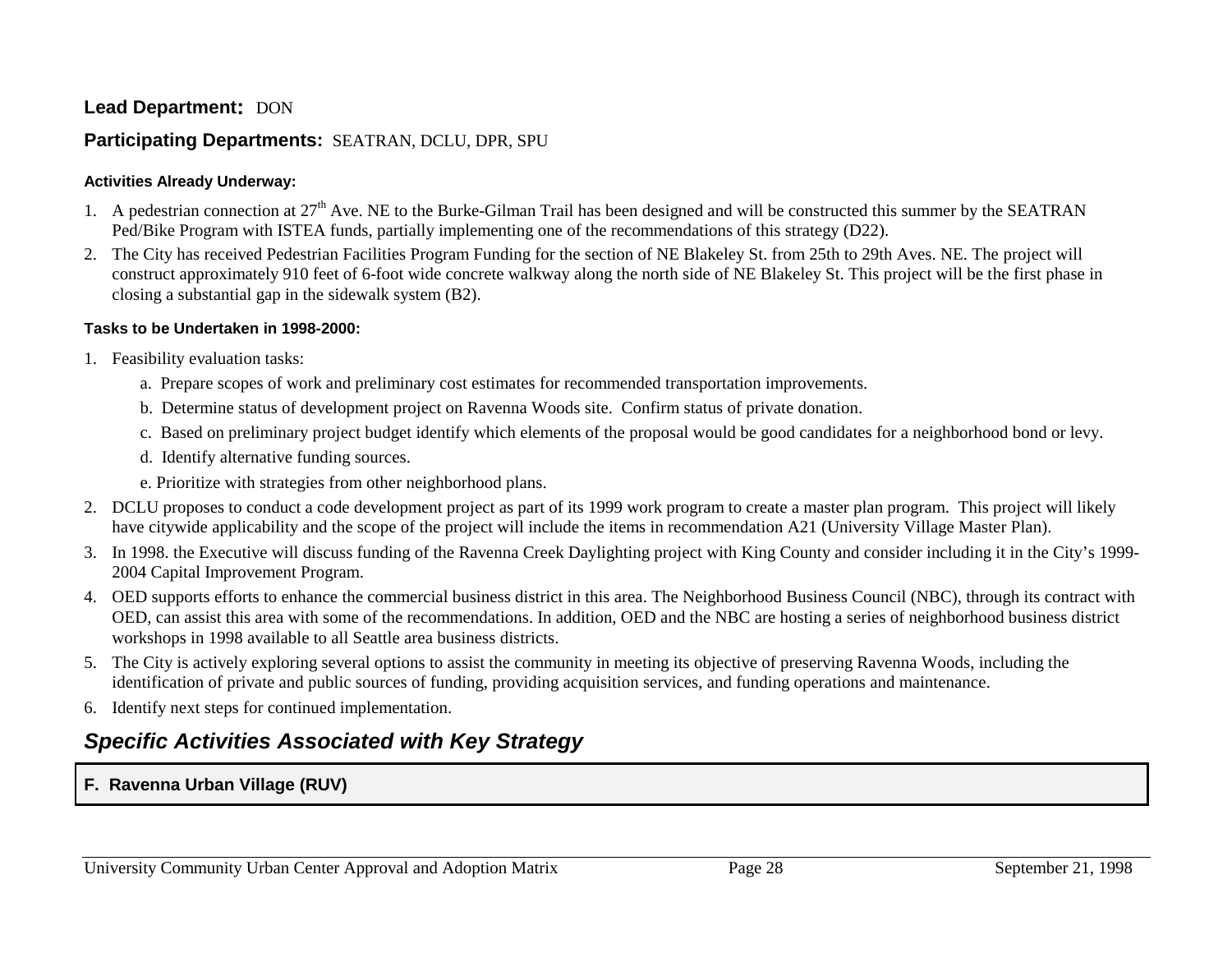**Lead Department:** DON

**Participating Departments:** SEATRAN, DCLU, DPR, SPU

**Activities Already Underway:**

1. A pedestrian connection at 27th Ave. NE to the Burke-Gilman Trail has been designed and will be constructed this summer by the SEATRAN Ped/Bike Program with ISTEA funds, partially implementing one of the recommendations of this strategy (D22).
2. The City has received Pedestrian Facilities Program Funding for the section of NE Blakeley St. from 25th to 29th Aves. NE. The project will construct approximately 910 feet of 6-foot wide concrete walkway along the north side of NE Blakeley St. This project will be the first phase in closing a substantial gap in the sidewalk system (B2).

**Tasks to be Undertaken in 1998-2000:**

1. Feasibility evaluation tasks:
   a. Prepare scopes of work and preliminary cost estimates for recommended transportation improvements.
   b. Determine status of development project on Ravenna Woods site. Confirm status of private donation.
   c. Based on preliminary project budget identify which elements of the proposal would be good candidates for a neighborhood bond or levy.
   d. Identify alternative funding sources.
   e. Prioritize with strategies from other neighborhood plans.
2. DCLU proposes to conduct a code development project as part of its 1999 work program to create a master plan program. This project will likely have citywide applicability and the scope of the project will include the items in recommendation A21 (University Village Master Plan).
3. In 1998. the Executive will discuss funding of the Ravenna Creek Daylighting project with King County and consider including it in the City's 1999-2004 Capital Improvement Program.
4. OED supports efforts to enhance the commercial business district in this area. The Neighborhood Business Council (NBC), through its contract with OED, can assist this area with some of the recommendations. In addition, OED and the NBC are hosting a series of neighborhood business district workshops in 1998 available to all Seattle area business districts.
5. The City is actively exploring several options to assist the community in meeting its objective of preserving Ravenna Woods, including the identification of private and public sources of funding, providing acquisition services, and funding operations and maintenance.
6. Identify next steps for continued implementation.

## *Specific Activities Associated with Key Strategy*

**F. Ravenna Urban Village (RUV)**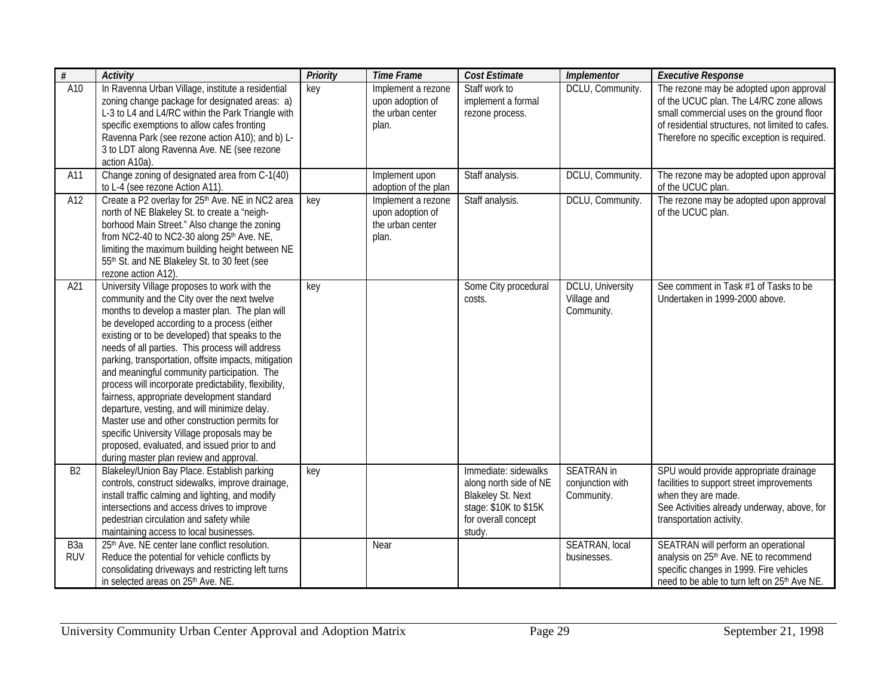| # | Activity | Priority | Time Frame | Cost Estimate | Implementor | Executive Response |
|---|---|---|---|---|---|---|
| A10 | In Ravenna Urban Village, institute a residential zoning change package for designated areas: a) L-3 to L4 and L4/RC within the Park Triangle with specific exemptions to allow cafes fronting Ravenna Park (see rezone action A10); and b) L-3 to LDT along Ravenna Ave. NE (see rezone action A10a). | key | Implement a rezone upon adoption of the urban center plan. | Staff work to implement a formal rezone process. | DCLU, Community. | The rezone may be adopted upon approval of the UCUC plan. The L4/RC zone allows small commercial uses on the ground floor of residential structures, not limited to cafes. Therefore no specific exception is required. |
| A11 | Change zoning of designated area from C-1(40) to L-4 (see rezone Action A11). | | Implement upon adoption of the plan | Staff analysis. | DCLU, Community. | The rezone may be adopted upon approval of the UCUC plan. |
| A12 | Create a P2 overlay for 25th Ave. NE in NC2 area north of NE Blakeley St. to create a "neigh-borhood Main Street." Also change the zoning from NC2-40 to NC2-30 along 25th Ave. NE, limiting the maximum building height between NE 55th St. and NE Blakeley St. to 30 feet (see rezone action A12). | key | Implement a rezone upon adoption of the urban center plan. | Staff analysis. | DCLU, Community. | The rezone may be adopted upon approval of the UCUC plan. |
| A21 | University Village proposes to work with the community and the City over the next twelve months to develop a master plan. The plan will be developed according to a process (either existing or to be developed) that speaks to the needs of all parties. This process will address parking, transportation, offsite impacts, mitigation and meaningful community participation. The process will incorporate predictability, flexibility, fairness, appropriate development standard departure, vesting, and will minimize delay. Master use and other construction permits for specific University Village proposals may be proposed, evaluated, and issued prior to and during master plan review and approval. | key | | Some City procedural costs. | DCLU, University Village and Community. | See comment in Task #1 of Tasks to be Undertaken in 1999-2000 above. |
| B2 | Blakeley/Union Bay Place. Establish parking controls, construct sidewalks, improve drainage, install traffic calming and lighting, and modify intersections and access drives to improve pedestrian circulation and safety while maintaining access to local businesses. | key | | Immediate: sidewalks along north side of NE Blakeley St. Next stage: $10K to $15K for overall concept study. | SEATRAN in conjunction with Community. | SPU would provide appropriate drainage facilities to support street improvements when they are made. See Activities already underway, above, for transportation activity. |
| B3a RUV | 25th Ave. NE center lane conflict resolution. Reduce the potential for vehicle conflicts by consolidating driveways and restricting left turns in selected areas on 25th Ave. NE. | | Near | | SEATRAN, local businesses. | SEATRAN will perform an operational analysis on 25th Ave. NE to recommend specific changes in 1999. Fire vehicles need to be able to turn left on 25th Ave NE. |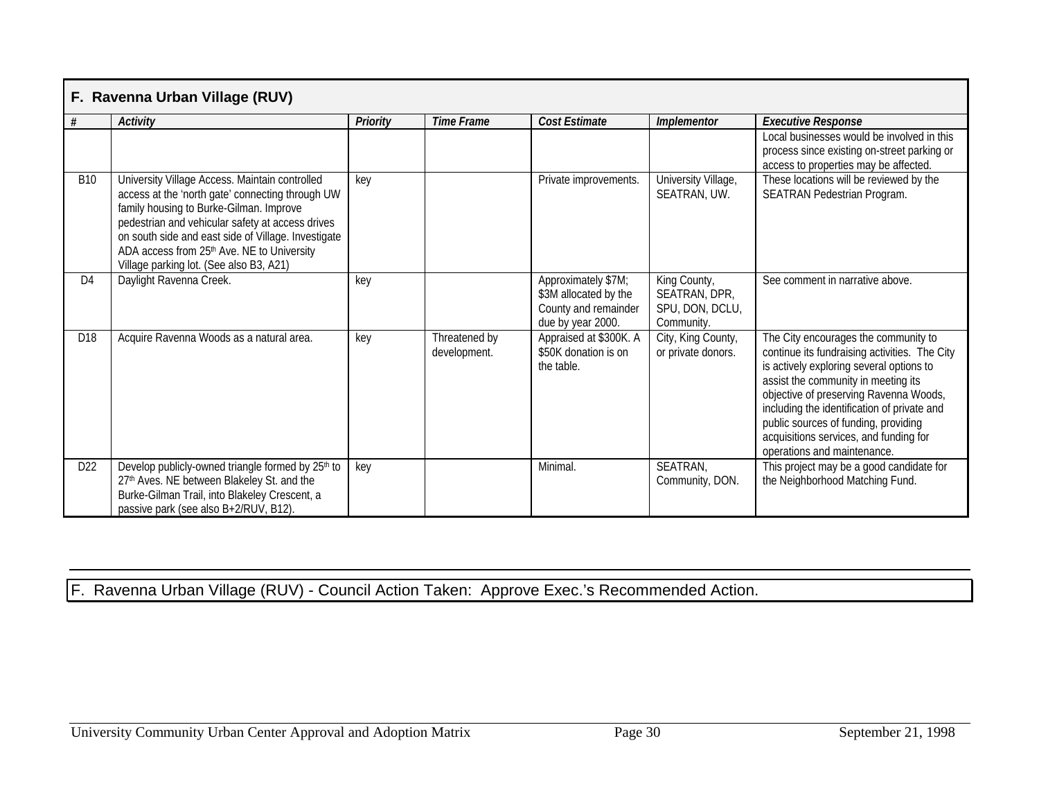| F. Ravenna Urban Village (RUV) | | | | | | |
|---|---|---|---|---|---|---|
| *#* | *Activity* | *Priority* | *Time Frame* | *Cost Estimate* | *Implementor* | *Executive Response* |
| | | | | | | Local businesses would be involved in this process since existing on-street parking or access to properties may be affected. |
| B10 | University Village Access. Maintain controlled access at the 'north gate' connecting through UW family housing to Burke-Gilman. Improve pedestrian and vehicular safety at access drives on south side and east side of Village. Investigate ADA access from 25th Ave. NE to University Village parking lot. (See also B3, A21) | key | | Private improvements. | University Village, SEATRAN, UW. | These locations will be reviewed by the SEATRAN Pedestrian Program. |
| D4 | Daylight Ravenna Creek. | key | | Approximately $7M; $3M allocated by the County and remainder due by year 2000. | King County, SEATRAN, DPR, SPU, DON, DCLU, Community. | See comment in narrative above. |
| D18 | Acquire Ravenna Woods as a natural area. | key | Threatened by development. | Appraised at $300K. A $50K donation is on the table. | City, King County, or private donors. | The City encourages the community to continue its fundraising activities. The City is actively exploring several options to assist the community in meeting its objective of preserving Ravenna Woods, including the identification of private and public sources of funding, providing acquisitions services, and funding for operations and maintenance. |
| D22 | Develop publicly-owned triangle formed by 25th to 27th Aves. NE between Blakeley St. and the Burke-Gilman Trail, into Blakeley Crescent, a passive park (see also B+2/RUV, B12). | key | | Minimal. | SEATRAN, Community, DON. | This project may be a good candidate for the Neighborhood Matching Fund. |

F. Ravenna Urban Village (RUV) - Council Action Taken: Approve Exec.'s Recommended Action.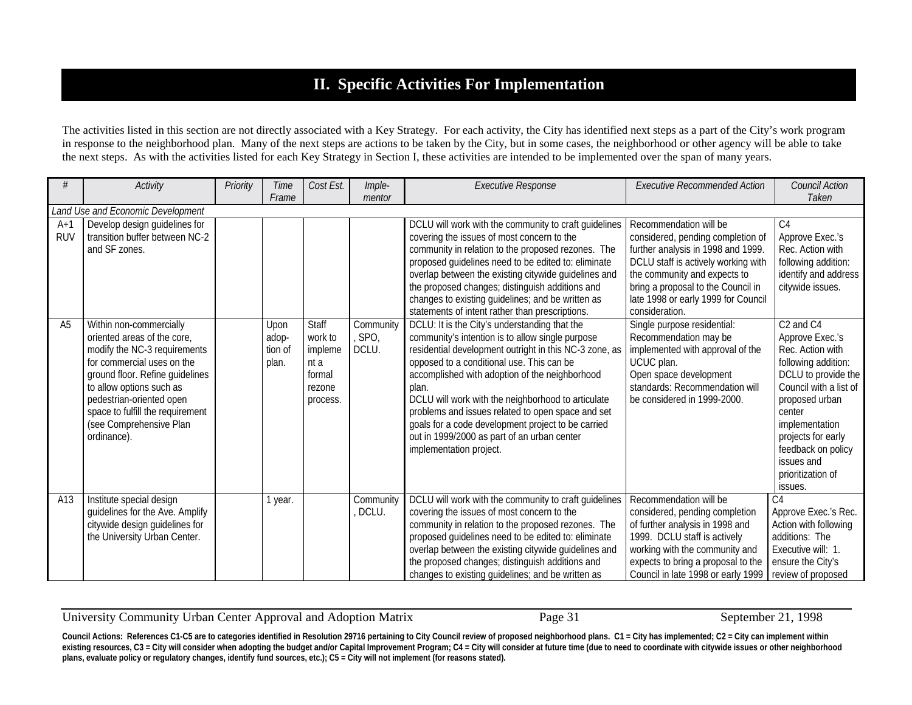# II. Specific Activities For Implementation

The activities listed in this section are not directly associated with a Key Strategy. For each activity, the City has identified next steps as a part of the City's work program in response to the neighborhood plan. Many of the next steps are actions to be taken by the City, but in some cases, the neighborhood or other agency will be able to take the next steps. As with the activities listed for each Key Strategy in Section I, these activities are intended to be implemented over the span of many years.

| # | Activity | Priority | Time Frame | Cost Est. | Imple-mentor | Executive Response | Executive Recommended Action | Council Action Taken |
|---|---|---|---|---|---|---|---|---|
| *Land Use and Economic Development* | | | | | | | | |
| A+1 RUV | Develop design guidelines for transition buffer between NC-2 and SF zones. | | | | | DCLU will work with the community to craft guidelines covering the issues of most concern to the community in relation to the proposed rezones. The proposed guidelines need to be edited to: eliminate overlap between the existing citywide guidelines and the proposed changes; distinguish additions and changes to existing guidelines; and be written as statements of intent rather than prescriptions. | Recommendation will be considered, pending completion of further analysis in 1998 and 1999. DCLU staff is actively working with the community and expects to bring a proposal to the Council in late 1998 or early 1999 for Council consideration. | C4<br>Approve Exec.'s Rec. Action with following addition: identify and address citywide issues. |
| A5 | Within non-commercially oriented areas of the core, modify the NC-3 requirements for commercial uses on the ground floor. Refine guidelines to allow options such as pedestrian-oriented open space to fulfill the requirement (see Comprehensive Plan ordinance). | | Upon adop-tion of plan. | Staff work to impleme nt a formal rezone process. | Community, SPO, DCLU. | DCLU: It is the City's understanding that the community's intention is to allow single purpose residential development outright in this NC-3 zone, as opposed to a conditional use. This can be accomplished with adoption of the neighborhood plan.<br>DCLU will work with the neighborhood to articulate problems and issues related to open space and set goals for a code development project to be carried out in 1999/2000 as part of an urban center implementation project. | Single purpose residential: Recommendation may be implemented with approval of the UCUC plan.<br>Open space development standards: Recommendation will be considered in 1999-2000. | C2 and C4<br>Approve Exec.'s Rec. Action with following addition: DCLU to provide the Council with a list of proposed urban center implementation projects for early feedback on policy issues and prioritization of issues. |
| A13 | Institute special design guidelines for the Ave. Amplify citywide design guidelines for the University Urban Center. | | 1 year. | | Community, DCLU. | DCLU will work with the community to craft guidelines covering the issues of most concern to the community in relation to the proposed rezones. The proposed guidelines need to be edited to: eliminate overlap between the existing citywide guidelines and the proposed changes; distinguish additions and changes to existing guidelines; and be written as | Recommendation will be considered, pending completion of further analysis in 1998 and 1999. DCLU staff is actively working with the community and expects to bring a proposal to the Council in late 1998 or early 1999 | C4<br>Approve Exec.'s Rec. Action with following additions: The Executive will: 1. ensure the City's review of proposed |

**Council Actions: References C1-C5 are to categories identified in Resolution 29716 pertaining to City Council review of proposed neighborhood plans. C1 = City has implemented; C2 = City can implement within existing resources, C3 = City will consider when adopting the budget and/or Capital Improvement Program; C4 = City will consider at future time (due to need to coordinate with citywide issues or other neighborhood plans, evaluate policy or regulatory changes, identify fund sources, etc.); C5 = City will not implement (for reasons stated).**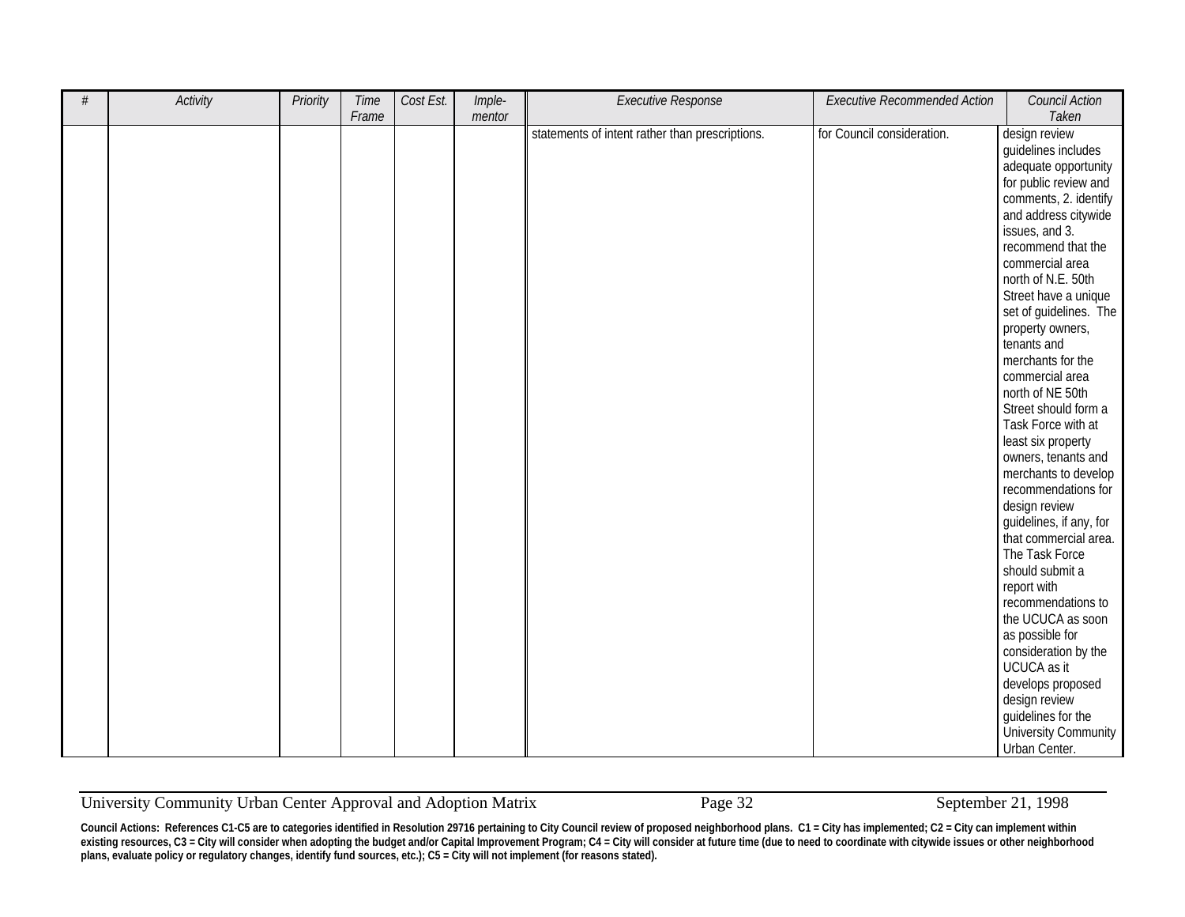| # | Activity | Priority | Time Frame | Cost Est. | Imple-mentor | Executive Response | Executive Recommended Action | Council Action Taken |
|---|---|---|---|---|---|---|---|---|
| | | | | | | statements of intent rather than prescriptions. | for Council consideration. | design review guidelines includes adequate opportunity for public review and comments, 2. identify and address citywide issues, and 3. recommend that the commercial area north of N.E. 50th Street have a unique set of guidelines. The property owners, tenants and merchants for the commercial area north of NE 50th Street should form a Task Force with at least six property owners, tenants and merchants to develop recommendations for design review guidelines, if any, for that commercial area. The Task Force should submit a report with recommendations to the UCUCA as soon as possible for consideration by the UCUCA as it develops proposed design review guidelines for the University Community Urban Center. |

**Council Actions: References C1-C5 are to categories identified in Resolution 29716 pertaining to City Council review of proposed neighborhood plans. C1 = City has implemented; C2 = City can implement within existing resources, C3 = City will consider when adopting the budget and/or Capital Improvement Program; C4 = City will consider at future time (due to need to coordinate with citywide issues or other neighborhood plans, evaluate policy or regulatory changes, identify fund sources, etc.); C5 = City will not implement (for reasons stated).**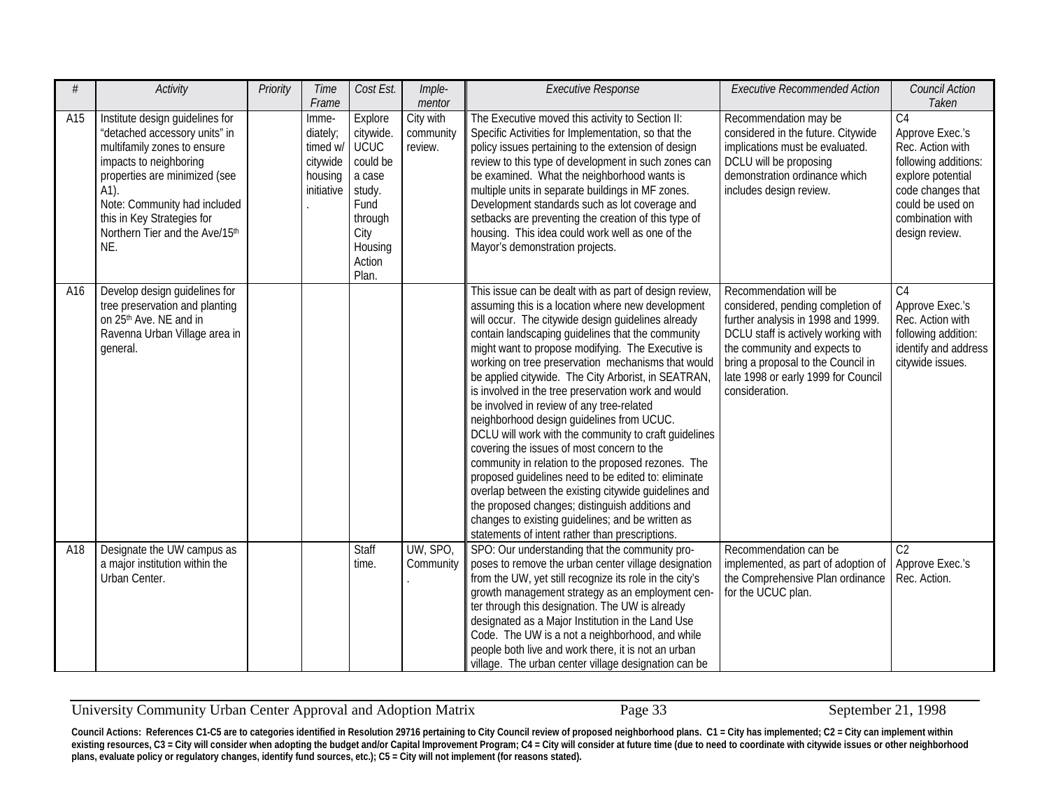| # | Activity | Priority | Time Frame | Cost Est. | Imple-mentor | Executive Response | Executive Recommended Action | Council Action Taken |
|---|---|---|---|---|---|---|---|---|
| A15 | Institute design guidelines for "detached accessory units" in multifamily zones to ensure impacts to neighboring properties are minimized (see A1).<br>Note: Community had included this in Key Strategies for Northern Tier and the Ave/15th NE. | | Imme-diately; timed w/ citywide housing initiative. | Explore citywide. UCUC could be a case study. Fund through City Housing Action Plan. | City with community review. | The Executive moved this activity to Section II: Specific Activities for Implementation, so that the policy issues pertaining to the extension of design review to this type of development in such zones can be examined. What the neighborhood wants is multiple units in separate buildings in MF zones. Development standards such as lot coverage and setbacks are preventing the creation of this type of housing. This idea could work well as one of the Mayor's demonstration projects. | Recommendation may be considered in the future. Citywide implications must be evaluated. DCLU will be proposing demonstration ordinance which includes design review. | C4<br>Approve Exec.'s Rec. Action with following additions: explore potential code changes that could be used on combination with design review. |
| A16 | Develop design guidelines for tree preservation and planting on 25th Ave. NE and in Ravenna Urban Village area in general. | | | | | This issue can be dealt with as part of design review, assuming this is a location where new development will occur. The citywide design guidelines already contain landscaping guidelines that the community might want to propose modifying. The Executive is working on tree preservation mechanisms that would be applied citywide. The City Arborist, in SEATRAN, is involved in the tree preservation work and would be involved in review of any tree-related neighborhood design guidelines from UCUC.<br>DCLU will work with the community to craft guidelines covering the issues of most concern to the community in relation to the proposed rezones. The proposed guidelines need to be edited to: eliminate overlap between the existing citywide guidelines and the proposed changes; distinguish additions and changes to existing guidelines; and be written as statements of intent rather than prescriptions. | Recommendation will be considered, pending completion of further analysis in 1998 and 1999. DCLU staff is actively working with the community and expects to bring a proposal to the Council in late 1998 or early 1999 for Council consideration. | C4<br>Approve Exec.'s Rec. Action with following addition: identify and address citywide issues. |
| A18 | Designate the UW campus as a major institution within the Urban Center. | | | Staff time. | UW, SPO, Community. | SPO: Our understanding that the community pro-poses to remove the urban center village designation from the UW, yet still recognize its role in the city's growth management strategy as an employment cen-ter through this designation. The UW is already designated as a Major Institution in the Land Use Code. The UW is a not a neighborhood, and while people both live and work there, it is not an urban village. The urban center village designation can be | Recommendation can be implemented, as part of adoption of the Comprehensive Plan ordinance for the UCUC plan. | C2<br>Approve Exec.'s Rec. Action. |

**Council Actions: References C1-C5 are to categories identified in Resolution 29716 pertaining to City Council review of proposed neighborhood plans. C1 = City has implemented; C2 = City can implement within existing resources, C3 = City will consider when adopting the budget and/or Capital Improvement Program; C4 = City will consider at future time (due to need to coordinate with citywide issues or other neighborhood plans, evaluate policy or regulatory changes, identify fund sources, etc.); C5 = City will not implement (for reasons stated).**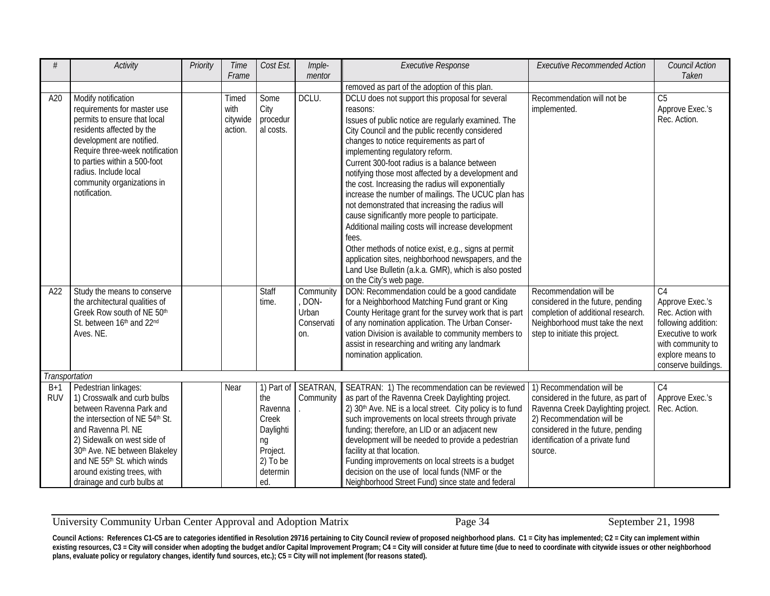| # | Activity | Priority | Time Frame | Cost Est. | Imple-mentor | Executive Response | Executive Recommended Action | Council Action Taken |
|---|---|---|---|---|---|---|---|---|
| | | | | | | removed as part of the adoption of this plan. | | |
| A20 | Modify notification requirements for master use permits to ensure that local residents affected by the development are notified. Require three-week notification to parties within a 500-foot radius. Include local community organizations in notification. | | Timed with citywide action. | Some City procedural costs. | DCLU. | DCLU does not support this proposal for several reasons: Issues of public notice are regularly examined. The City Council and the public recently considered changes to notice requirements as part of implementing regulatory reform. Current 300-foot radius is a balance between notifying those most affected by a development and the cost. Increasing the radius will exponentially increase the number of mailings. The UCUC plan has not demonstrated that increasing the radius will cause significantly more people to participate. Additional mailing costs will increase development fees. Other methods of notice exist, e.g., signs at permit application sites, neighborhood newspapers, and the Land Use Bulletin (a.k.a. GMR), which is also posted on the City's web page. | Recommendation will not be implemented. | C5 Approve Exec.'s Rec. Action. |
| A22 | Study the means to conserve the architectural qualities of Greek Row south of NE 50th St. between 16th and 22nd Aves. NE. | | | Staff time. | Community, DON-Urban Conservation. | DON: Recommendation could be a good candidate for a Neighborhood Matching Fund grant or King County Heritage grant for the survey work that is part of any nomination application. The Urban Conservation Division is available to community members to assist in researching and writing any landmark nomination application. | Recommendation will be considered in the future, pending completion of additional research. Neighborhood must take the next step to initiate this project. | C4 Approve Exec.'s Rec. Action with following addition: Executive to work with community to explore means to conserve buildings. |
| *Transportation* | | | | | | | | |
| B+1 RUV | Pedestrian linkages: 1) Crosswalk and curb bulbs between Ravenna Park and the intersection of NE 54th St. and Ravenna Pl. NE 2) Sidewalk on west side of 30th Ave. NE between Blakeley and NE 55th St. which winds around existing trees, with drainage and curb bulbs at | | Near | 1) Part of the Ravenna Creek Daylighting Project. 2) To be determined. | SEATRAN, Community. | SEATRAN: 1) The recommendation can be reviewed as part of the Ravenna Creek Daylighting project. 2) 30th Ave. NE is a local street. City policy is to fund such improvements on local streets through private funding; therefore, an LID or an adjacent new development will be needed to provide a pedestrian facility at that location. Funding improvements on local streets is a budget decision on the use of local funds (NMF or the Neighborhood Street Fund) since state and federal | 1) Recommendation will be considered in the future, as part of Ravenna Creek Daylighting project. 2) Recommendation will be considered in the future, pending identification of a private fund source. | C4 Approve Exec.'s Rec. Action. |

**Council Actions: References C1-C5 are to categories identified in Resolution 29716 pertaining to City Council review of proposed neighborhood plans. C1 = City has implemented; C2 = City can implement within existing resources, C3 = City will consider when adopting the budget and/or Capital Improvement Program; C4 = City will consider at future time (due to need to coordinate with citywide issues or other neighborhood plans, evaluate policy or regulatory changes, identify fund sources, etc.); C5 = City will not implement (for reasons stated).**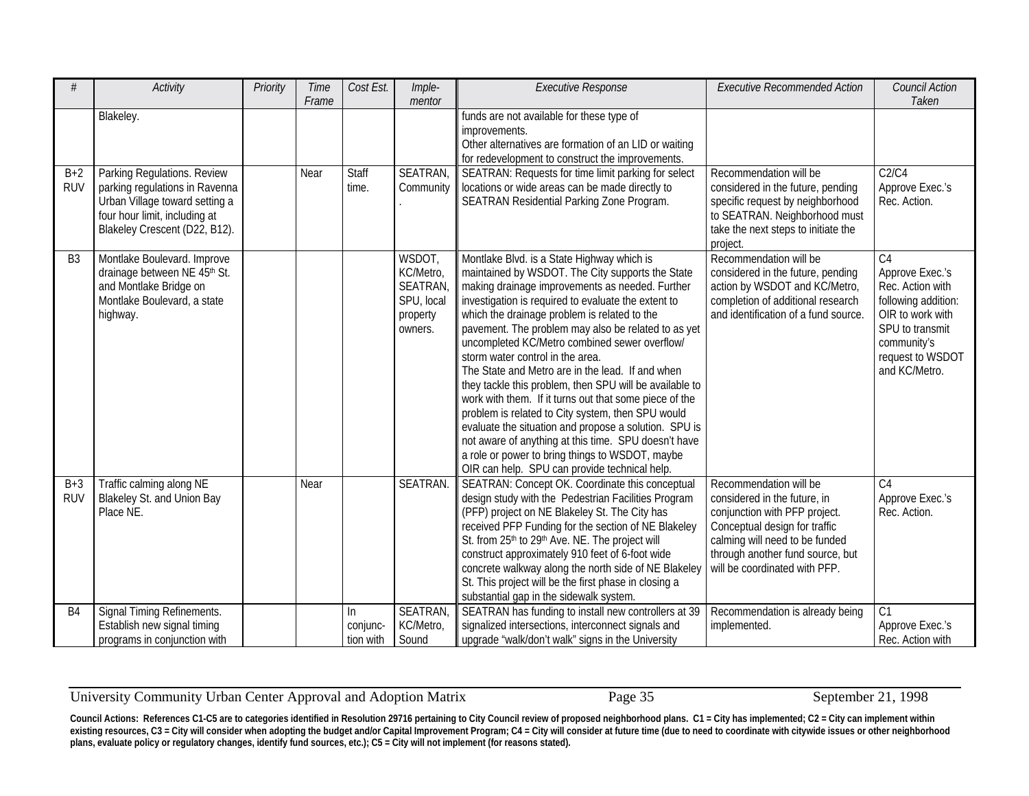| # | Activity | Priority | Time Frame | Cost Est. | Imple-mentor | Executive Response | Executive Recommended Action | Council Action Taken |
|---|---|---|---|---|---|---|---|---|
| | Blakeley. | | | | | funds are not available for these type of improvements. Other alternatives are formation of an LID or waiting for redevelopment to construct the improvements. | | |
| B+2 RUV | Parking Regulations. Review parking regulations in Ravenna Urban Village toward setting a four hour limit, including at Blakeley Crescent (D22, B12). | | Near | Staff time. | SEATRAN, Community. | SEATRAN: Requests for time limit parking for select locations or wide areas can be made directly to SEATRAN Residential Parking Zone Program. | Recommendation will be considered in the future, pending specific request by neighborhood to SEATRAN. Neighborhood must take the next steps to initiate the project. | C2/C4 Approve Exec.'s Rec. Action. |
| B3 | Montlake Boulevard. Improve drainage between NE 45th St. and Montlake Bridge on Montlake Boulevard, a state highway. | | | | WSDOT, KC/Metro, SEATRAN, SPU, local property owners. | Montlake Blvd. is a State Highway which is maintained by WSDOT. The City supports the State making drainage improvements as needed. Further investigation is required to evaluate the extent to which the drainage problem is related to the pavement. The problem may also be related to as yet uncompleted KC/Metro combined sewer overflow/ storm water control in the area. The State and Metro are in the lead. If and when they tackle this problem, then SPU will be available to work with them. If it turns out that some piece of the problem is related to City system, then SPU would evaluate the situation and propose a solution. SPU is not aware of anything at this time. SPU doesn't have a role or power to bring things to WSDOT, maybe OIR can help. SPU can provide technical help. | Recommendation will be considered in the future, pending action by WSDOT and KC/Metro, completion of additional research and identification of a fund source. | C4 Approve Exec.'s Rec. Action with following addition: OIR to work with SPU to transmit community's request to WSDOT and KC/Metro. |
| B+3 RUV | Traffic calming along NE Blakeley St. and Union Bay Place NE. | | Near | | SEATRAN. | SEATRAN: Concept OK. Coordinate this conceptual design study with the Pedestrian Facilities Program (PFP) project on NE Blakeley St. The City has received PFP Funding for the section of NE Blakeley St. from 25th to 29th Ave. NE. The project will construct approximately 910 feet of 6-foot wide concrete walkway along the north side of NE Blakeley St. This project will be the first phase in closing a substantial gap in the sidewalk system. | Recommendation will be considered in the future, in conjunction with PFP project. Conceptual design for traffic calming will need to be funded through another fund source, but will be coordinated with PFP. | C4 Approve Exec.'s Rec. Action. |
| B4 | Signal Timing Refinements. Establish new signal timing programs in conjunction with | | | In conjunc-tion with | SEATRAN, KC/Metro, Sound | SEATRAN has funding to install new controllers at 39 signalized intersections, interconnect signals and upgrade "walk/don't walk" signs in the University | Recommendation is already being implemented. | C1 Approve Exec.'s Rec. Action with |

**Council Actions: References C1-C5 are to categories identified in Resolution 29716 pertaining to City Council review of proposed neighborhood plans. C1 = City has implemented; C2 = City can implement within existing resources, C3 = City will consider when adopting the budget and/or Capital Improvement Program; C4 = City will consider at future time (due to need to coordinate with citywide issues or other neighborhood plans, evaluate policy or regulatory changes, identify fund sources, etc.); C5 = City will not implement (for reasons stated).**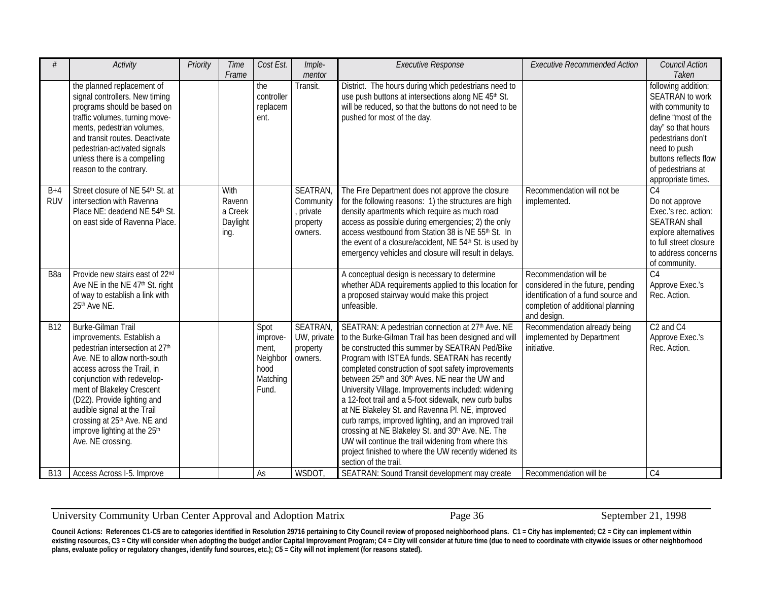| # | Activity | Priority | Time Frame | Cost Est. | Imple-mentor | Executive Response | Executive Recommended Action | Council Action Taken |
|---|---|---|---|---|---|---|---|---|
| | the planned replacement of signal controllers. New timing programs should be based on traffic volumes, turning move-ments, pedestrian volumes, and transit routes. Deactivate pedestrian-activated signals unless there is a compelling reason to the contrary. | | | the controller replacem ent. | Transit. | District. The hours during which pedestrians need to use push buttons at intersections along NE 45th St. will be reduced, so that the buttons do not need to be pushed for most of the day. | | following addition: SEATRAN to work with community to define "most of the day" so that hours pedestrians don't need to push buttons reflects flow of pedestrians at appropriate times. |
| B+4 RUV | Street closure of NE 54th St. at intersection with Ravenna Place NE: deadend NE 54th St. on east side of Ravenna Place. | | With Ravenn a Creek Daylight ing. | | SEATRAN, Community , private property owners. | The Fire Department does not approve the closure for the following reasons: 1) the structures are high density apartments which require as much road access as possible during emergencies; 2) the only access westbound from Station 38 is NE 55th St. In the event of a closure/accident, NE 54th St. is used by emergency vehicles and closure will result in delays. | Recommendation will not be implemented. | C4 Do not approve Exec.'s rec. action: SEATRAN shall explore alternatives to full street closure to address concerns of community. |
| B8a | Provide new stairs east of 22nd Ave NE in the NE 47th St. right of way to establish a link with 25th Ave NE. | | | | | A conceptual design is necessary to determine whether ADA requirements applied to this location for a proposed stairway would make this project unfeasible. | Recommendation will be considered in the future, pending identification of a fund source and completion of additional planning and design. | C4 Approve Exec.'s Rec. Action. |
| B12 | Burke-Gilman Trail improvements. Establish a pedestrian intersection at 27th Ave. NE to allow north-south access across the Trail, in conjunction with redevelop-ment of Blakeley Crescent (D22). Provide lighting and audible signal at the Trail crossing at 25th Ave. NE and improve lighting at the 25th Ave. NE crossing. | | | Spot improve-ment, Neighbor hood Matching Fund. | SEATRAN, UW, private property owners. | SEATRAN: A pedestrian connection at 27th Ave. NE to the Burke-Gilman Trail has been designed and will be constructed this summer by SEATRAN Ped/Bike Program with ISTEA funds. SEATRAN has recently completed construction of spot safety improvements between 25th and 30th Aves. NE near the UW and University Village. Improvements included: widening a 12-foot trail and a 5-foot sidewalk, new curb bulbs at NE Blakeley St. and Ravenna Pl. NE, improved curb ramps, improved lighting, and an improved trail crossing at NE Blakeley St. and 30th Ave. NE. The UW will continue the trail widening from where this project finished to where the UW recently widened its section of the trail. | Recommendation already being implemented by Department initiative. | C2 and C4 Approve Exec.'s Rec. Action. |
| B13 | Access Across I-5. Improve | | | As | WSDOT, | SEATRAN: Sound Transit development may create | Recommendation will be | C4 |

**Council Actions: References C1-C5 are to categories identified in Resolution 29716 pertaining to City Council review of proposed neighborhood plans. C1 = City has implemented; C2 = City can implement within existing resources, C3 = City will consider when adopting the budget and/or Capital Improvement Program; C4 = City will consider at future time (due to need to coordinate with citywide issues or other neighborhood plans, evaluate policy or regulatory changes, identify fund sources, etc.); C5 = City will not implement (for reasons stated).**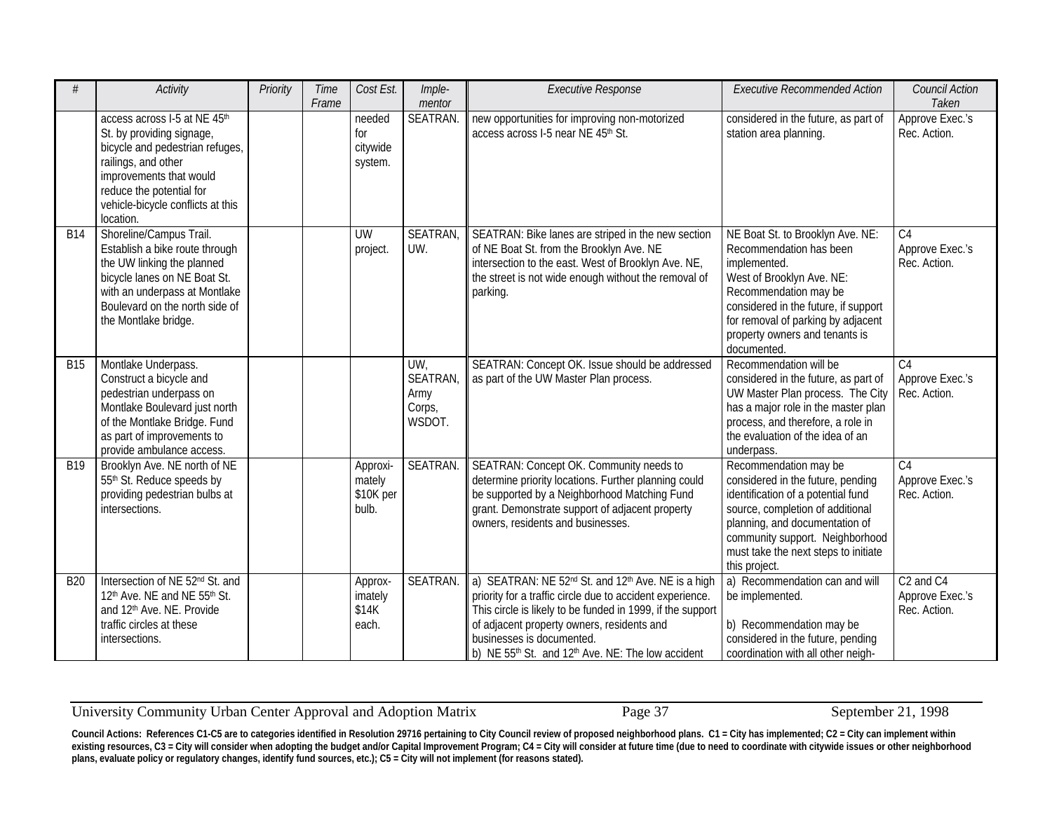| # | Activity | Priority | Time Frame | Cost Est. | Imple-mentor | Executive Response | Executive Recommended Action | Council Action Taken |
|---|---|---|---|---|---|---|---|---|
| | access across I-5 at NE 45th St. by providing signage, bicycle and pedestrian refuges, railings, and other improvements that would reduce the potential for vehicle-bicycle conflicts at this location. | | | needed for citywide system. | SEATRAN. | new opportunities for improving non-motorized access across I-5 near NE 45th St. | considered in the future, as part of station area planning. | Approve Exec.'s Rec. Action. |
| B14 | Shoreline/Campus Trail. Establish a bike route through the UW linking the planned bicycle lanes on NE Boat St. with an underpass at Montlake Boulevard on the north side of the Montlake bridge. | | | UW project. | SEATRAN, UW. | SEATRAN: Bike lanes are striped in the new section of NE Boat St. from the Brooklyn Ave. NE intersection to the east. West of Brooklyn Ave. NE, the street is not wide enough without the removal of parking. | NE Boat St. to Brooklyn Ave. NE: Recommendation has been implemented. West of Brooklyn Ave. NE: Recommendation may be considered in the future, if support for removal of parking by adjacent property owners and tenants is documented. | C4 Approve Exec.'s Rec. Action. |
| B15 | Montlake Underpass. Construct a bicycle and pedestrian underpass on Montlake Boulevard just north of the Montlake Bridge. Fund as part of improvements to provide ambulance access. | | | | UW, SEATRAN, Army Corps, WSDOT. | SEATRAN: Concept OK. Issue should be addressed as part of the UW Master Plan process. | Recommendation will be considered in the future, as part of UW Master Plan process. The City has a major role in the master plan process, and therefore, a role in the evaluation of the idea of an underpass. | C4 Approve Exec.'s Rec. Action. |
| B19 | Brooklyn Ave. NE north of NE 55th St. Reduce speeds by providing pedestrian bulbs at intersections. | | | Approximately $10K per bulb. | SEATRAN. | SEATRAN: Concept OK. Community needs to determine priority locations. Further planning could be supported by a Neighborhood Matching Fund grant. Demonstrate support of adjacent property owners, residents and businesses. | Recommendation may be considered in the future, pending identification of a potential fund source, completion of additional planning, and documentation of community support. Neighborhood must take the next steps to initiate this project. | C4 Approve Exec.'s Rec. Action. |
| B20 | Intersection of NE 52nd St. and 12th Ave. NE and NE 55th St. and 12th Ave. NE. Provide traffic circles at these intersections. | | | Approximately $14K each. | SEATRAN. | a) SEATRAN: NE 52nd St. and 12th Ave. NE is a high priority for a traffic circle due to accident experience. This circle is likely to be funded in 1999, if the support of adjacent property owners, residents and businesses is documented.<br>b) NE 55th St. and 12th Ave. NE: The low accident | a) Recommendation can and will be implemented.<br><br>b) Recommendation may be considered in the future, pending coordination with all other neigh- | C2 and C4 Approve Exec.'s Rec. Action. |

**Council Actions: References C1-C5 are to categories identified in Resolution 29716 pertaining to City Council review of proposed neighborhood plans. C1 = City has implemented; C2 = City can implement within existing resources, C3 = City will consider when adopting the budget and/or Capital Improvement Program; C4 = City will consider at future time (due to need to coordinate with citywide issues or other neighborhood plans, evaluate policy or regulatory changes, identify fund sources, etc.); C5 = City will not implement (for reasons stated).**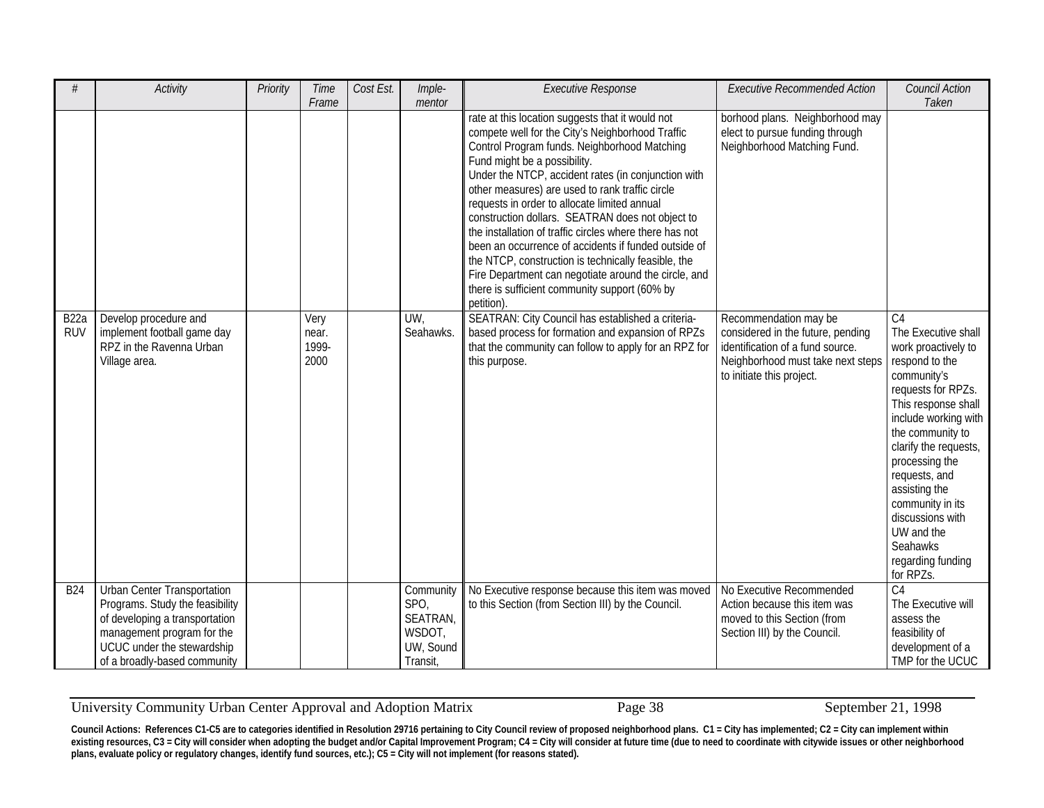| # | Activity | Priority | Time Frame | Cost Est. | Imple-mentor | Executive Response | Executive Recommended Action | Council Action Taken |
|---|---|---|---|---|---|---|---|---|
| | | | | | | rate at this location suggests that it would not compete well for the City's Neighborhood Traffic Control Program funds. Neighborhood Matching Fund might be a possibility. Under the NTCP, accident rates (in conjunction with other measures) are used to rank traffic circle requests in order to allocate limited annual construction dollars. SEATRAN does not object to the installation of traffic circles where there has not been an occurrence of accidents if funded outside of the NTCP, construction is technically feasible, the Fire Department can negotiate around the circle, and there is sufficient community support (60% by petition). | borhood plans. Neighborhood may elect to pursue funding through Neighborhood Matching Fund. | |
| B22a RUV | Develop procedure and implement football game day RPZ in the Ravenna Urban Village area. | | Very near. 1999-2000 | | UW, Seahawks. | SEATRAN: City Council has established a criteria-based process for formation and expansion of RPZs that the community can follow to apply for an RPZ for this purpose. | Recommendation may be considered in the future, pending identification of a fund source. Neighborhood must take next steps to initiate this project. | C4 The Executive shall work proactively to respond to the community's requests for RPZs. This response shall include working with the community to clarify the requests, processing the requests, and assisting the community in its discussions with UW and the Seahawks regarding funding for RPZs. |
| B24 | Urban Center Transportation Programs. Study the feasibility of developing a transportation management program for the UCUC under the stewardship of a broadly-based community | | | | Community SPO, SEATRAN, WSDOT, UW, Sound Transit, | No Executive response because this item was moved to this Section (from Section III) by the Council. | No Executive Recommended Action because this item was moved to this Section (from Section III) by the Council. | C4 The Executive will assess the feasibility of development of a TMP for the UCUC |

**Council Actions: References C1-C5 are to categories identified in Resolution 29716 pertaining to City Council review of proposed neighborhood plans. C1 = City has implemented; C2 = City can implement within existing resources, C3 = City will consider when adopting the budget and/or Capital Improvement Program; C4 = City will consider at future time (due to need to coordinate with citywide issues or other neighborhood plans, evaluate policy or regulatory changes, identify fund sources, etc.); C5 = City will not implement (for reasons stated).**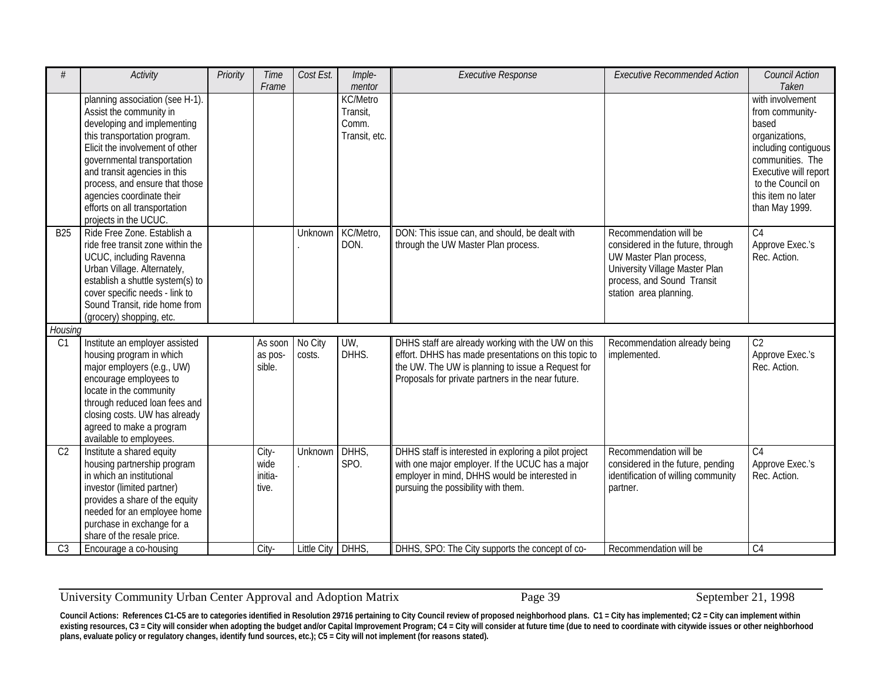| # | Activity | Priority | Time Frame | Cost Est. | Imple-mentor | Executive Response | Executive Recommended Action | Council Action Taken |
|---|---|---|---|---|---|---|---|---|
| | planning association (see H-1). Assist the community in developing and implementing this transportation program. Elicit the involvement of other governmental transportation and transit agencies in this process, and ensure that those agencies coordinate their efforts on all transportation projects in the UCUC. | | | | KC/Metro Transit, Comm. Transit, etc. | | | with involvement from community-based organizations, including contiguous communities. The Executive will report to the Council on this item no later than May 1999. |
| B25 | Ride Free Zone. Establish a ride free transit zone within the UCUC, including Ravenna Urban Village. Alternately, establish a shuttle system(s) to cover specific needs - link to Sound Transit, ride home from (grocery) shopping, etc. | | | Unknown. | KC/Metro, DON. | DON: This issue can, and should, be dealt with through the UW Master Plan process. | Recommendation will be considered in the future, through UW Master Plan process, University Village Master Plan process, and Sound Transit station area planning. | C4 Approve Exec.'s Rec. Action. |
| *Housing* | | | | | | | | |
| C1 | Institute an employer assisted housing program in which major employers (e.g., UW) encourage employees to locate in the community through reduced loan fees and closing costs. UW has already agreed to make a program available to employees. | | As soon as pos-sible. | No City costs. | UW, DHHS. | DHHS staff are already working with the UW on this effort. DHHS has made presentations on this topic to the UW. The UW is planning to issue a Request for Proposals for private partners in the near future. | Recommendation already being implemented. | C2 Approve Exec.'s Rec. Action. |
| C2 | Institute a shared equity housing partnership program in which an institutional investor (limited partner) provides a share of the equity needed for an employee home purchase in exchange for a share of the resale price. | | City-wide initia-tive. | Unknown. | DHHS, SPO. | DHHS staff is interested in exploring a pilot project with one major employer. If the UCUC has a major employer in mind, DHHS would be interested in pursuing the possibility with them. | Recommendation will be considered in the future, pending identification of willing community partner. | C4 Approve Exec.'s Rec. Action. |
| C3 | Encourage a co-housing | | City- | Little City | DHHS, | DHHS, SPO: The City supports the concept of co- | Recommendation will be | C4 |

**Council Actions: References C1-C5 are to categories identified in Resolution 29716 pertaining to City Council review of proposed neighborhood plans. C1 = City has implemented; C2 = City can implement within existing resources, C3 = City will consider when adopting the budget and/or Capital Improvement Program; C4 = City will consider at future time (due to need to coordinate with citywide issues or other neighborhood plans, evaluate policy or regulatory changes, identify fund sources, etc.); C5 = City will not implement (for reasons stated).**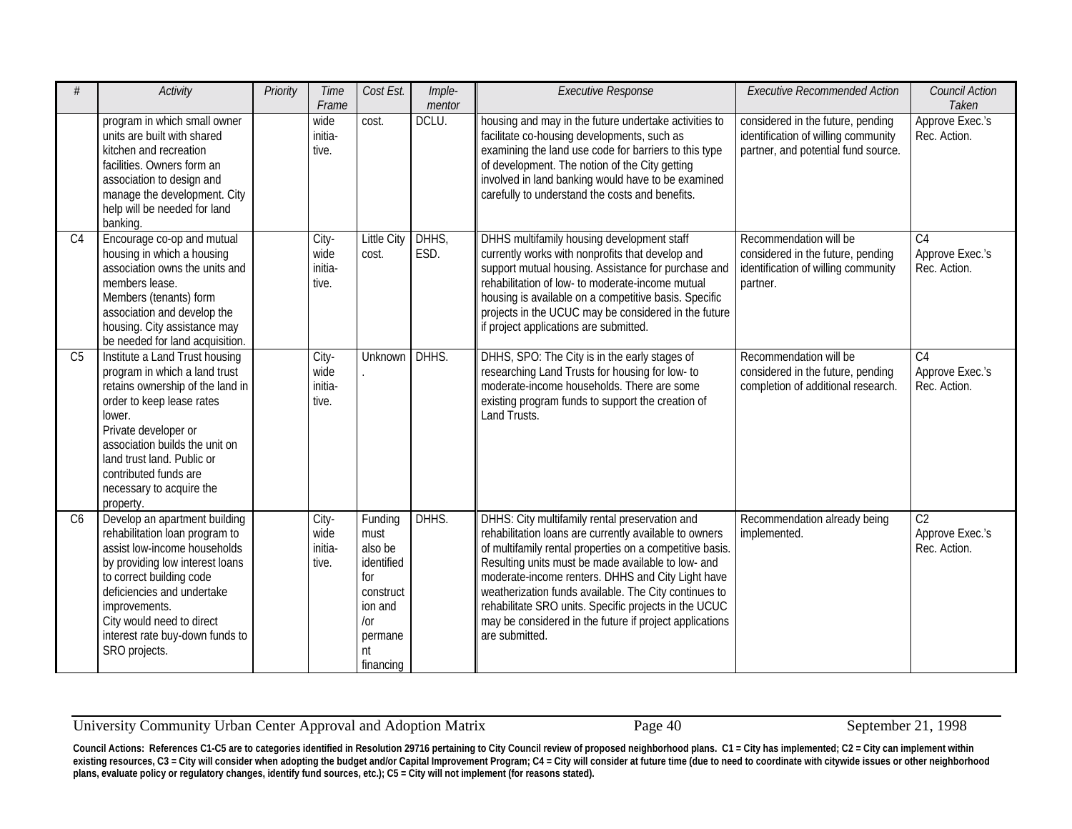| # | Activity | Priority | Time Frame | Cost Est. | Imple-mentor | Executive Response | Executive Recommended Action | Council Action Taken |
|---|---|---|---|---|---|---|---|---|
| | program in which small owner units are built with shared kitchen and recreation facilities. Owners form an association to design and manage the development. City help will be needed for land banking. | | wide initia-tive. | cost. | DCLU. | housing and may in the future undertake activities to facilitate co-housing developments, such as examining the land use code for barriers to this type of development. The notion of the City getting involved in land banking would have to be examined carefully to understand the costs and benefits. | considered in the future, pending identification of willing community partner, and potential fund source. | Approve Exec.'s Rec. Action. |
| C4 | Encourage co-op and mutual housing in which a housing association owns the units and members lease. Members (tenants) form association and develop the housing. City assistance may be needed for land acquisition. | | City-wide initia-tive. | Little City cost. | DHHS, ESD. | DHHS multifamily housing development staff currently works with nonprofits that develop and support mutual housing. Assistance for purchase and rehabilitation of low- to moderate-income mutual housing is available on a competitive basis. Specific projects in the UCUC may be considered in the future if project applications are submitted. | Recommendation will be considered in the future, pending identification of willing community partner. | C4 Approve Exec.'s Rec. Action. |
| C5 | Institute a Land Trust housing program in which a land trust retains ownership of the land in order to keep lease rates lower. Private developer or association builds the unit on land trust land. Public or contributed funds are necessary to acquire the property. | | City-wide initia-tive. | Unknown. | DHHS. | DHHS, SPO: The City is in the early stages of researching Land Trusts for housing for low- to moderate-income households. There are some existing program funds to support the creation of Land Trusts. | Recommendation will be considered in the future, pending completion of additional research. | C4 Approve Exec.'s Rec. Action. |
| C6 | Develop an apartment building rehabilitation loan program to assist low-income households by providing low interest loans to correct building code deficiencies and undertake improvements. City would need to direct interest rate buy-down funds to SRO projects. | | City-wide initia-tive. | Funding must also be identified for construction and /or permanent financing | DHHS. | DHHS: City multifamily rental preservation and rehabilitation loans are currently available to owners of multifamily rental properties on a competitive basis. Resulting units must be made available to low- and moderate-income renters. DHHS and City Light have weatherization funds available. The City continues to rehabilitate SRO units. Specific projects in the UCUC may be considered in the future if project applications are submitted. | Recommendation already being implemented. | C2 Approve Exec.'s Rec. Action. |

**Council Actions: References C1-C5 are to categories identified in Resolution 29716 pertaining to City Council review of proposed neighborhood plans. C1 = City has implemented; C2 = City can implement within existing resources, C3 = City will consider when adopting the budget and/or Capital Improvement Program; C4 = City will consider at future time (due to need to coordinate with citywide issues or other neighborhood plans, evaluate policy or regulatory changes, identify fund sources, etc.); C5 = City will not implement (for reasons stated).**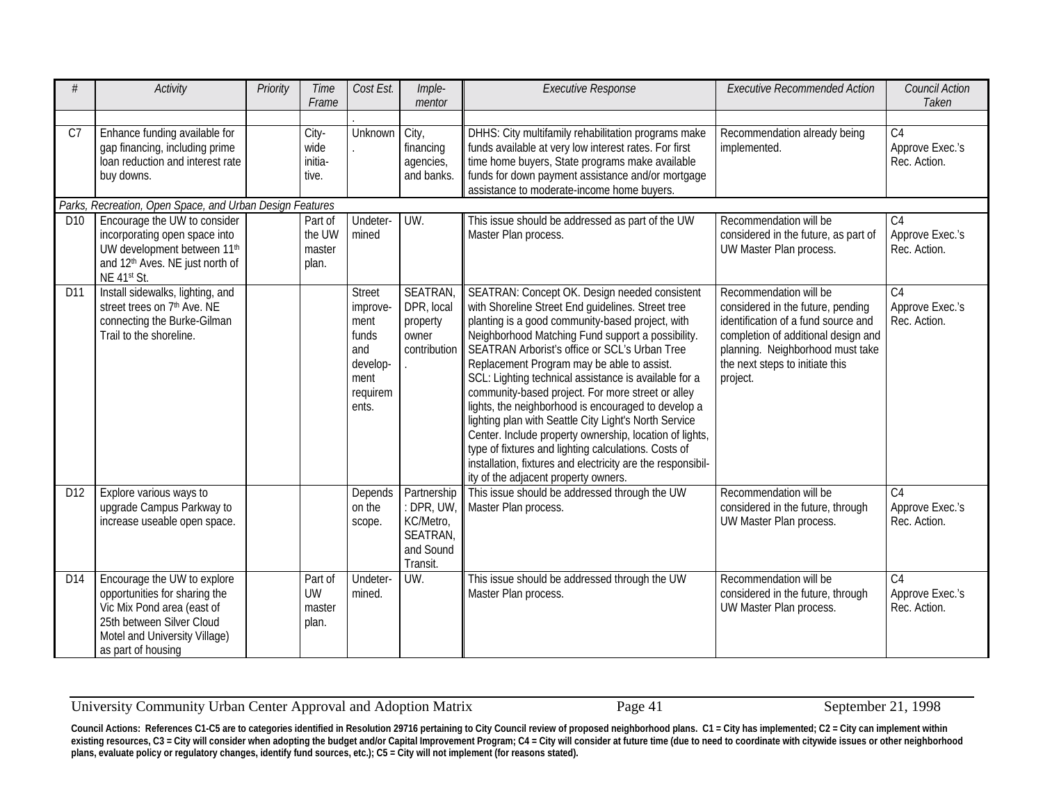| # | Activity | Priority | Time Frame | Cost Est. | Imple-mentor | Executive Response | Executive Recommended Action | Council Action Taken |
|---|---|---|---|---|---|---|---|---|
| | | | | . | | | | |
| C7 | Enhance funding available for gap financing, including prime loan reduction and interest rate buy downs. | | City-wide initia-tive. | Unknown. | City, financing agencies, and banks. | DHHS: City multifamily rehabilitation programs make funds available at very low interest rates. For first time home buyers, State programs make available funds for down payment assistance and/or mortgage assistance to moderate-income home buyers. | Recommendation already being implemented. | C4 Approve Exec.'s Rec. Action. |
| *Parks, Recreation, Open Space, and Urban Design Features* | | | | | | | | |
| D10 | Encourage the UW to consider incorporating open space into UW development between 11th and 12th Aves. NE just north of NE 41st St. | | Part of the UW master plan. | Undeter-mined | UW. | This issue should be addressed as part of the UW Master Plan process. | Recommendation will be considered in the future, as part of UW Master Plan process. | C4 Approve Exec.'s Rec. Action. |
| D11 | Install sidewalks, lighting, and street trees on 7th Ave. NE connecting the Burke-Gilman Trail to the shoreline. | | | Street improve-ment funds and develop-ment requirem ents. | SEATRAN, DPR, local property owner contribution. | SEATRAN: Concept OK. Design needed consistent with Shoreline Street End guidelines. Street tree planting is a good community-based project, with Neighborhood Matching Fund support a possibility. SEATRAN Arborist's office or SCL's Urban Tree Replacement Program may be able to assist. SCL: Lighting technical assistance is available for a community-based project. For more street or alley lights, the neighborhood is encouraged to develop a lighting plan with Seattle City Light's North Service Center. Include property ownership, location of lights, type of fixtures and lighting calculations. Costs of installation, fixtures and electricity are the responsibil-ity of the adjacent property owners. | Recommendation will be considered in the future, pending identification of a fund source and completion of additional design and planning. Neighborhood must take the next steps to initiate this project. | C4 Approve Exec.'s Rec. Action. |
| D12 | Explore various ways to upgrade Campus Parkway to increase useable open space. | | | Depends on the scope. | Partnership: DPR, UW, KC/Metro, SEATRAN, and Sound Transit. | This issue should be addressed through the UW Master Plan process. | Recommendation will be considered in the future, through UW Master Plan process. | C4 Approve Exec.'s Rec. Action. |
| D14 | Encourage the UW to explore opportunities for sharing the Vic Mix Pond area (east of 25th between Silver Cloud Motel and University Village) as part of housing | | Part of UW master plan. | Undeter-mined. | UW. | This issue should be addressed through the UW Master Plan process. | Recommendation will be considered in the future, through UW Master Plan process. | C4 Approve Exec.'s Rec. Action. |

**Council Actions: References C1-C5 are to categories identified in Resolution 29716 pertaining to City Council review of proposed neighborhood plans. C1 = City has implemented; C2 = City can implement within existing resources, C3 = City will consider when adopting the budget and/or Capital Improvement Program; C4 = City will consider at future time (due to need to coordinate with citywide issues or other neighborhood plans, evaluate policy or regulatory changes, identify fund sources, etc.); C5 = City will not implement (for reasons stated).**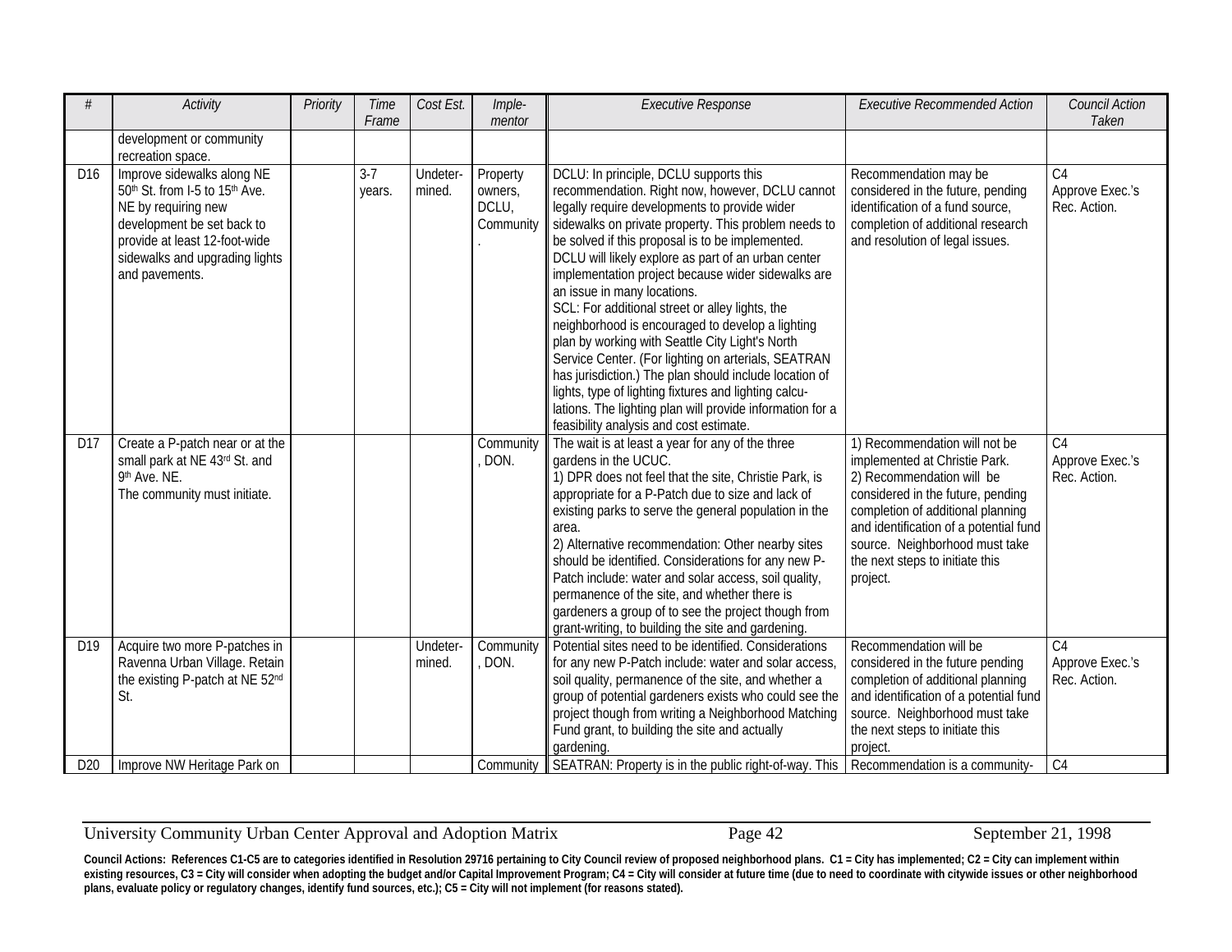| # | Activity | Priority | Time Frame | Cost Est. | Imple-mentor | Executive Response | Executive Recommended Action | Council Action Taken |
|---|---|---|---|---|---|---|---|---|
| | development or community recreation space. | | | | | | | |
| D16 | Improve sidewalks along NE 50th St. from I-5 to 15th Ave. NE by requiring new development be set back to provide at least 12-foot-wide sidewalks and upgrading lights and pavements. | | 3-7 years. | Undeter-mined. | Property owners, DCLU, Community. | DCLU: In principle, DCLU supports this recommendation. Right now, however, DCLU cannot legally require developments to provide wider sidewalks on private property. This problem needs to be solved if this proposal is to be implemented. DCLU will likely explore as part of an urban center implementation project because wider sidewalks are an issue in many locations.<br>SCL: For additional street or alley lights, the neighborhood is encouraged to develop a lighting plan by working with Seattle City Light's North Service Center. (For lighting on arterials, SEATRAN has jurisdiction.) The plan should include location of lights, type of lighting fixtures and lighting calcu-lations. The lighting plan will provide information for a feasibility analysis and cost estimate. | Recommendation may be considered in the future, pending identification of a fund source, completion of additional research and resolution of legal issues. | C4<br>Approve Exec.'s Rec. Action. |
| D17 | Create a P-patch near or at the small park at NE 43rd St. and 9th Ave. NE.<br>The community must initiate. | | | | Community, DON. | The wait is at least a year for any of the three gardens in the UCUC.<br>1) DPR does not feel that the site, Christie Park, is appropriate for a P-Patch due to size and lack of existing parks to serve the general population in the area.<br>2) Alternative recommendation: Other nearby sites should be identified. Considerations for any new P-Patch include: water and solar access, soil quality, permanence of the site, and whether there is gardeners a group of to see the project though from grant-writing, to building the site and gardening. | 1) Recommendation will not be implemented at Christie Park.<br>2) Recommendation will be considered in the future, pending completion of additional planning and identification of a potential fund source. Neighborhood must take the next steps to initiate this project. | C4<br>Approve Exec.'s Rec. Action. |
| D19 | Acquire two more P-patches in Ravenna Urban Village. Retain the existing P-patch at NE 52nd St. | | | Undeter-mined. | Community, DON. | Potential sites need to be identified. Considerations for any new P-Patch include: water and solar access, soil quality, permanence of the site, and whether a group of potential gardeners exists who could see the project though from writing a Neighborhood Matching Fund grant, to building the site and actually gardening. | Recommendation will be considered in the future pending completion of additional planning and identification of a potential fund source. Neighborhood must take the next steps to initiate this project. | C4<br>Approve Exec.'s Rec. Action. |
| D20 | Improve NW Heritage Park on | | | | Community | SEATRAN: Property is in the public right-of-way. This | Recommendation is a community- | C4 |

**Council Actions: References C1-C5 are to categories identified in Resolution 29716 pertaining to City Council review of proposed neighborhood plans. C1 = City has implemented; C2 = City can implement within existing resources, C3 = City will consider when adopting the budget and/or Capital Improvement Program; C4 = City will consider at future time (due to need to coordinate with citywide issues or other neighborhood plans, evaluate policy or regulatory changes, identify fund sources, etc.); C5 = City will not implement (for reasons stated).**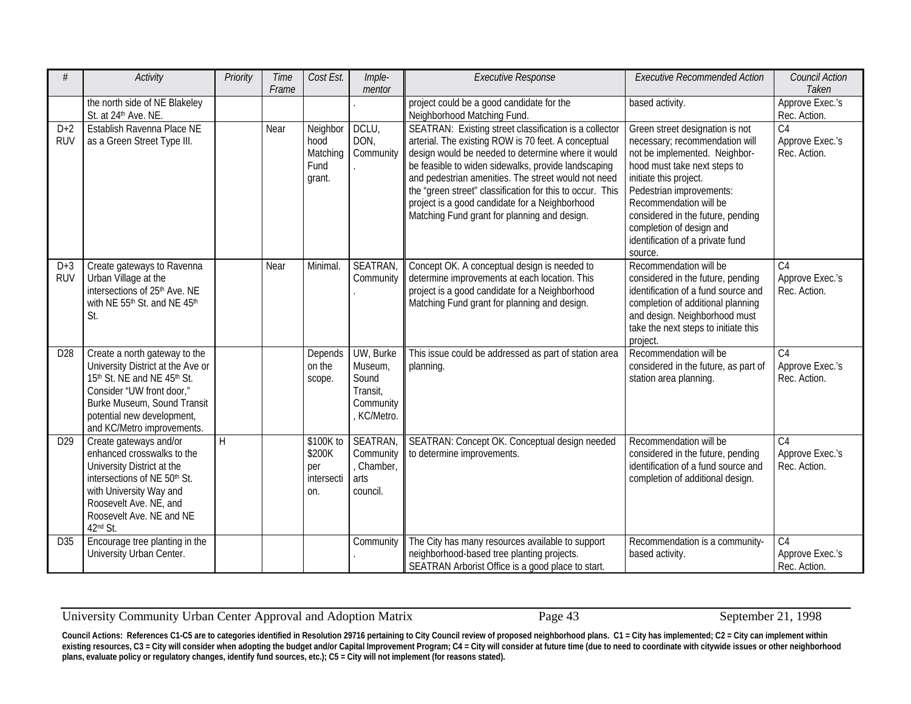| # | Activity | Priority | Time Frame | Cost Est. | Imple-mentor | Executive Response | Executive Recommended Action | Council Action Taken |
|---|---|---|---|---|---|---|---|---|
| | the north side of NE Blakeley St. at 24th Ave. NE. | | | | . | project could be a good candidate for the Neighborhood Matching Fund. | based activity. | Approve Exec.'s Rec. Action. |
| D+2 RUV | Establish Ravenna Place NE as a Green Street Type III. | | Near | Neighborhood Matching Fund grant. | DCLU, DON, Community. | SEATRAN: Existing street classification is a collector arterial. The existing ROW is 70 feet. A conceptual design would be needed to determine where it would be feasible to widen sidewalks, provide landscaping and pedestrian amenities. The street would not need the "green street" classification for this to occur. This project is a good candidate for a Neighborhood Matching Fund grant for planning and design. | Green street designation is not necessary; recommendation will not be implemented. Neighbor-hood must take next steps to initiate this project. Pedestrian improvements: Recommendation will be considered in the future, pending completion of design and identification of a private fund source. | C4 Approve Exec.'s Rec. Action. |
| D+3 RUV | Create gateways to Ravenna Urban Village at the intersections of 25th Ave. NE with NE 55th St. and NE 45th St. | | Near | Minimal. | SEATRAN, Community. | Concept OK. A conceptual design is needed to determine improvements at each location. This project is a good candidate for a Neighborhood Matching Fund grant for planning and design. | Recommendation will be considered in the future, pending identification of a fund source and completion of additional planning and design. Neighborhood must take the next steps to initiate this project. | C4 Approve Exec.'s Rec. Action. |
| D28 | Create a north gateway to the University District at the Ave or 15th St. NE and NE 45th St. Consider "UW front door," Burke Museum, Sound Transit potential new development, and KC/Metro improvements. | | | Depends on the scope. | UW, Burke Museum, Sound Transit, Community, KC/Metro. | This issue could be addressed as part of station area planning. | Recommendation will be considered in the future, as part of station area planning. | C4 Approve Exec.'s Rec. Action. |
| D29 | Create gateways and/or enhanced crosswalks to the University District at the intersections of NE 50th St. with University Way and Roosevelt Ave. NE, and Roosevelt Ave. NE and NE 42nd St. | H | | $100K to $200K per intersection. | SEATRAN, Community, Chamber, arts council. | SEATRAN: Concept OK. Conceptual design needed to determine improvements. | Recommendation will be considered in the future, pending identification of a fund source and completion of additional design. | C4 Approve Exec.'s Rec. Action. |
| D35 | Encourage tree planting in the University Urban Center. | | | | Community. | The City has many resources available to support neighborhood-based tree planting projects. SEATRAN Arborist Office is a good place to start. | Recommendation is a community-based activity. | C4 Approve Exec.'s Rec. Action. |

**Council Actions: References C1-C5 are to categories identified in Resolution 29716 pertaining to City Council review of proposed neighborhood plans. C1 = City has implemented; C2 = City can implement within existing resources, C3 = City will consider when adopting the budget and/or Capital Improvement Program; C4 = City will consider at future time (due to need to coordinate with citywide issues or other neighborhood plans, evaluate policy or regulatory changes, identify fund sources, etc.); C5 = City will not implement (for reasons stated).**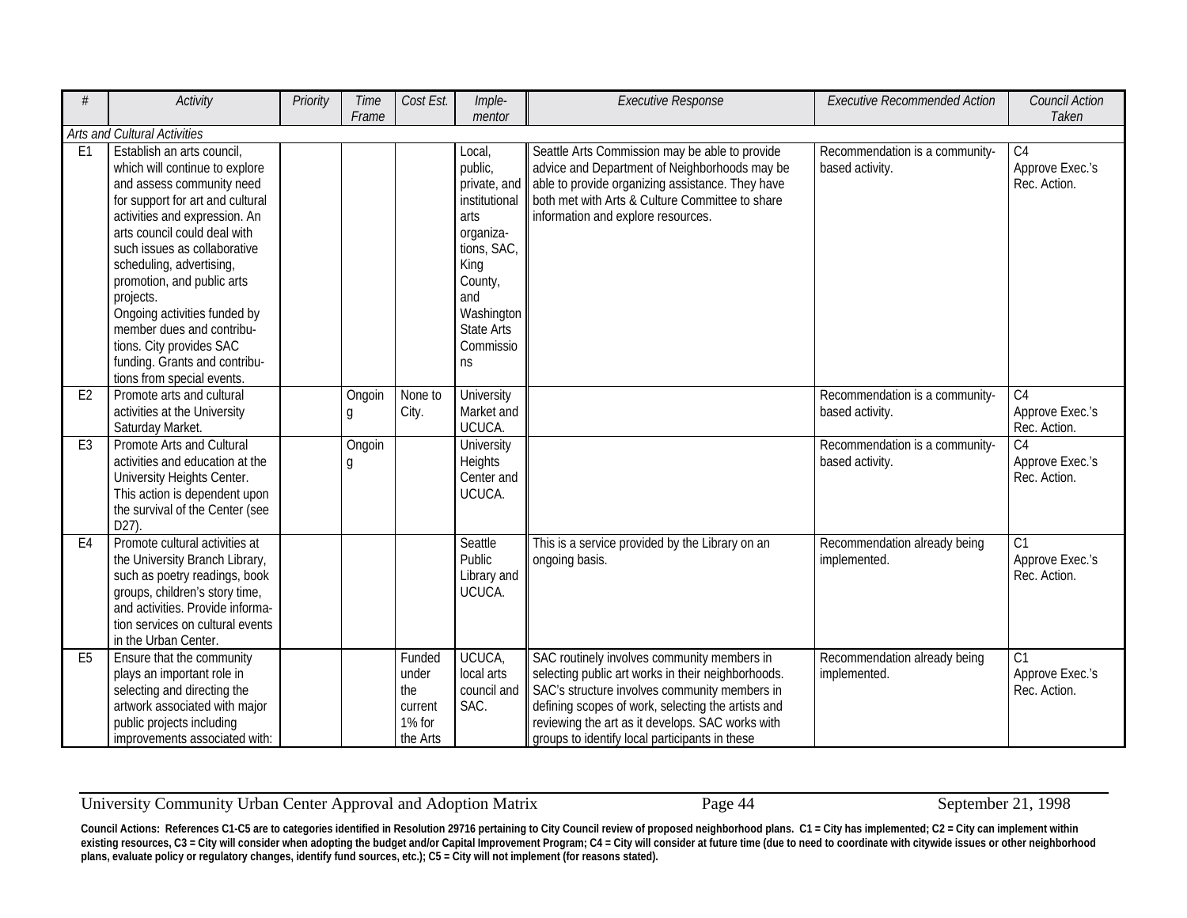| # | Activity | Priority | Time Frame | Cost Est. | Imple-mentor | Executive Response | Executive Recommended Action | Council Action Taken |
|---|---|---|---|---|---|---|---|---|
| *Arts and Cultural Activities* | | | | | | | | |
| E1 | Establish an arts council, which will continue to explore and assess community need for support for art and cultural activities and expression. An arts council could deal with such issues as collaborative scheduling, advertising, promotion, and public arts projects. Ongoing activities funded by member dues and contributions. City provides SAC funding. Grants and contributions from special events. | | | | Local, public, private, and institutional arts organizations, SAC, King County, and Washington State Arts Commissions | Seattle Arts Commission may be able to provide advice and Department of Neighborhoods may be able to provide organizing assistance. They have both met with Arts & Culture Committee to share information and explore resources. | Recommendation is a community-based activity. | C4 Approve Exec.'s Rec. Action. |
| E2 | Promote arts and cultural activities at the University Saturday Market. | | Ongoing | None to City. | University Market and UCUCA. | | Recommendation is a community-based activity. | C4 Approve Exec.'s Rec. Action. |
| E3 | Promote Arts and Cultural activities and education at the University Heights Center. This action is dependent upon the survival of the Center (see D27). | | Ongoing | | University Heights Center and UCUCA. | | Recommendation is a community-based activity. | C4 Approve Exec.'s Rec. Action. |
| E4 | Promote cultural activities at the University Branch Library, such as poetry readings, book groups, children's story time, and activities. Provide information services on cultural events in the Urban Center. | | | | Seattle Public Library and UCUCA. | This is a service provided by the Library on an ongoing basis. | Recommendation already being implemented. | C1 Approve Exec.'s Rec. Action. |
| E5 | Ensure that the community plays an important role in selecting and directing the artwork associated with major public projects including improvements associated with: | | | Funded under the current 1% for the Arts | UCUCA, local arts council and SAC. | SAC routinely involves community members in selecting public art works in their neighborhoods. SAC's structure involves community members in defining scopes of work, selecting the artists and reviewing the art as it develops. SAC works with groups to identify local participants in these | Recommendation already being implemented. | C1 Approve Exec.'s Rec. Action. |

**Council Actions: References C1-C5 are to categories identified in Resolution 29716 pertaining to City Council review of proposed neighborhood plans. C1 = City has implemented; C2 = City can implement within existing resources, C3 = City will consider when adopting the budget and/or Capital Improvement Program; C4 = City will consider at future time (due to need to coordinate with citywide issues or other neighborhood plans, evaluate policy or regulatory changes, identify fund sources, etc.); C5 = City will not implement (for reasons stated).**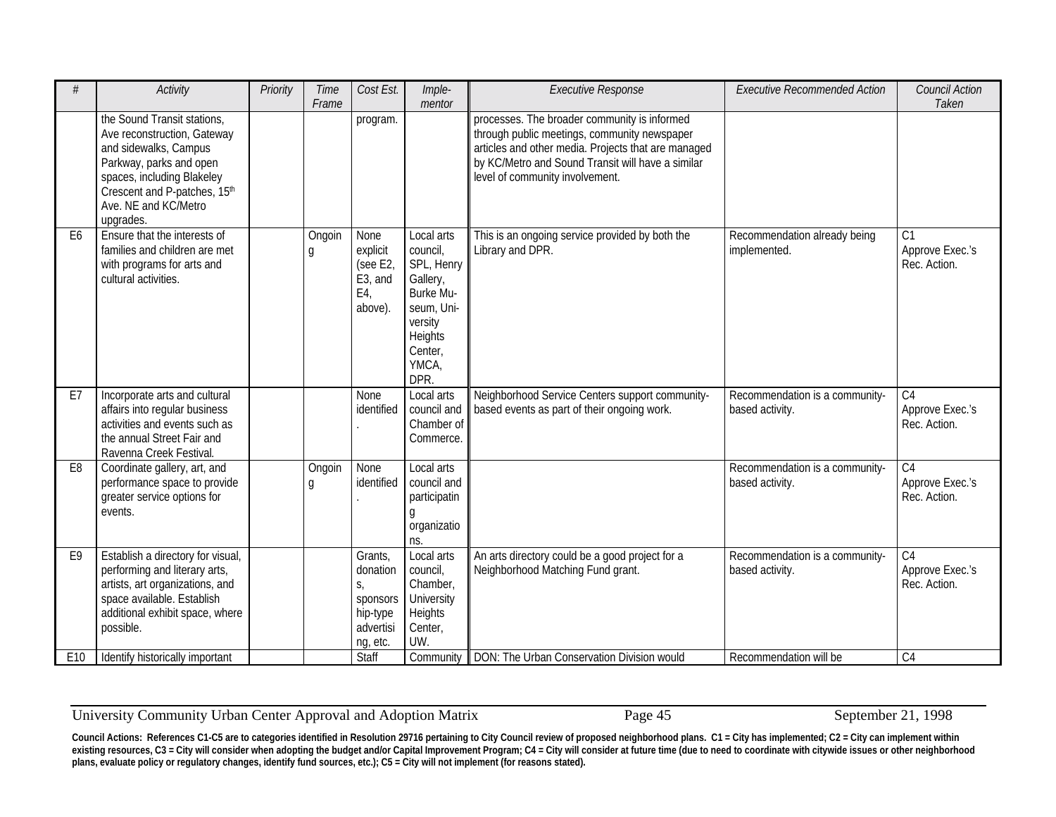| # | Activity | Priority | Time Frame | Cost Est. | Imple-mentor | Executive Response | Executive Recommended Action | Council Action Taken |
|---|---|---|---|---|---|---|---|---|
| | the Sound Transit stations, Ave reconstruction, Gateway and sidewalks, Campus Parkway, parks and open spaces, including Blakeley Crescent and P-patches, 15th Ave. NE and KC/Metro upgrades. | | | program. | | processes. The broader community is informed through public meetings, community newspaper articles and other media. Projects that are managed by KC/Metro and Sound Transit will have a similar level of community involvement. | | |
| E6 | Ensure that the interests of families and children are met with programs for arts and cultural activities. | | Ongoing | None explicit (see E2, E3, and E4, above). | Local arts council, SPL, Henry Gallery, Burke Museum, University Heights Center, YMCA, DPR. | This is an ongoing service provided by both the Library and DPR. | Recommendation already being implemented. | C1 Approve Exec.'s Rec. Action. |
| E7 | Incorporate arts and cultural affairs into regular business activities and events such as the annual Street Fair and Ravenna Creek Festival. | | | None identified. | Local arts council and Chamber of Commerce. | Neighborhood Service Centers support community-based events as part of their ongoing work. | Recommendation is a community-based activity. | C4 Approve Exec.'s Rec. Action. |
| E8 | Coordinate gallery, art, and performance space to provide greater service options for events. | | Ongoing | None identified. | Local arts council and participating organizations. | | Recommendation is a community-based activity. | C4 Approve Exec.'s Rec. Action. |
| E9 | Establish a directory for visual, performing and literary arts, artists, art organizations, and space available. Establish additional exhibit space, where possible. | | | Grants, donations, sponsorship-type advertising, etc. | Local arts council, Chamber, University Heights Center, UW. | An arts directory could be a good project for a Neighborhood Matching Fund grant. | Recommendation is a community-based activity. | C4 Approve Exec.'s Rec. Action. |
| E10 | Identify historically important | | | Staff | Community | DON: The Urban Conservation Division would | Recommendation will be | C4 |

**Council Actions: References C1-C5 are to categories identified in Resolution 29716 pertaining to City Council review of proposed neighborhood plans. C1 = City has implemented; C2 = City can implement within existing resources, C3 = City will consider when adopting the budget and/or Capital Improvement Program; C4 = City will consider at future time (due to need to coordinate with citywide issues or other neighborhood plans, evaluate policy or regulatory changes, identify fund sources, etc.); C5 = City will not implement (for reasons stated).**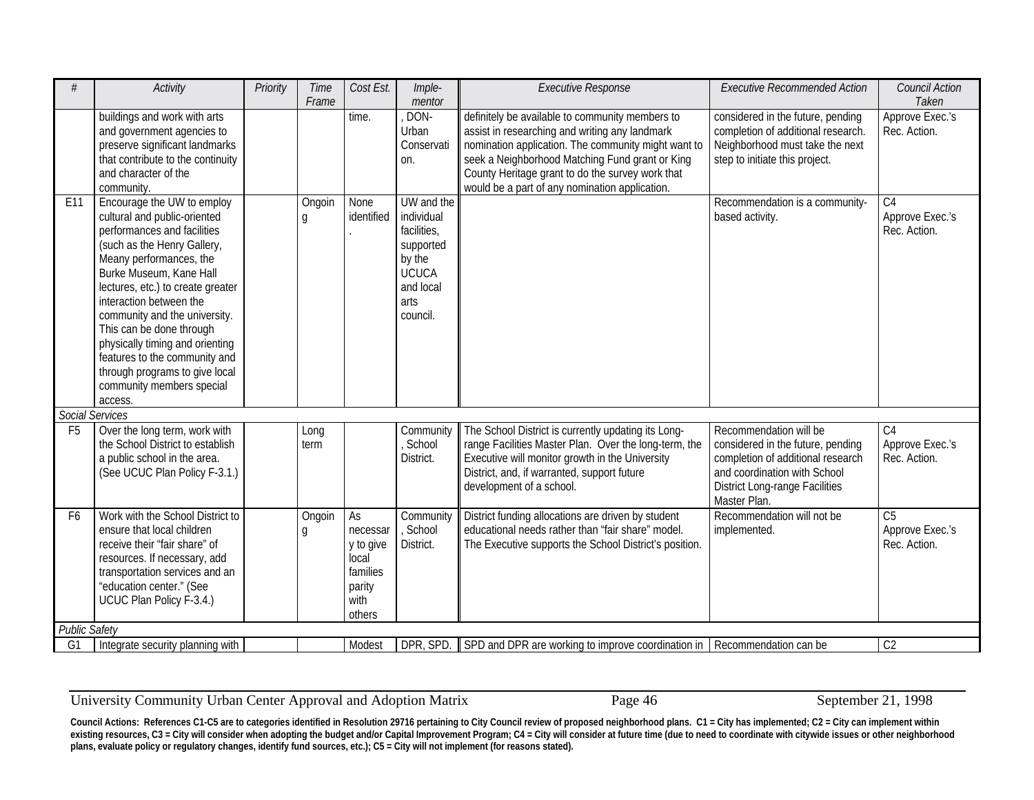| # | Activity | Priority | Time Frame | Cost Est. | Imple-mentor | Executive Response | Executive Recommended Action | Council Action Taken |
|---|---|---|---|---|---|---|---|---|
| | buildings and work with arts and government agencies to preserve significant landmarks that contribute to the continuity and character of the community. | | | time. | , DON-Urban Conservation. | definitely be available to community members to assist in researching and writing any landmark nomination application. The community might want to seek a Neighborhood Matching Fund grant or King County Heritage grant to do the survey work that would be a part of any nomination application. | considered in the future, pending completion of additional research. Neighborhood must take the next step to initiate this project. | Approve Exec.'s Rec. Action. |
| E11 | Encourage the UW to employ cultural and public-oriented performances and facilities (such as the Henry Gallery, Meany performances, the Burke Museum, Kane Hall lectures, etc.) to create greater interaction between the community and the university. This can be done through physically timing and orienting features to the community and through programs to give local community members special access. | | Ongoing | None identified. | UW and the individual facilities, supported by the UCUCA and local arts council. | | Recommendation is a community-based activity. | C4 Approve Exec.'s Rec. Action. |
| *Social Services* | | | | | | | | |
| F5 | Over the long term, work with the School District to establish a public school in the area. (See UCUC Plan Policy F-3.1.) | | Long term | | Community, School District. | The School District is currently updating its Long-range Facilities Master Plan. Over the long-term, the Executive will monitor growth in the University District, and, if warranted, support future development of a school. | Recommendation will be considered in the future, pending completion of additional research and coordination with School District Long-range Facilities Master Plan. | C4 Approve Exec.'s Rec. Action. |
| F6 | Work with the School District to ensure that local children receive their "fair share" of resources. If necessary, add transportation services and an "education center." (See UCUC Plan Policy F-3.4.) | | Ongoing | As necessary to give local families parity with others | Community, School District. | District funding allocations are driven by student educational needs rather than "fair share" model. The Executive supports the School District's position. | Recommendation will not be implemented. | C5 Approve Exec.'s Rec. Action. |
| *Public Safety* | | | | | | | | |
| G1 | Integrate security planning with | | | Modest | DPR, SPD. | SPD and DPR are working to improve coordination in | Recommendation can be | C2 |

**Council Actions: References C1-C5 are to categories identified in Resolution 29716 pertaining to City Council review of proposed neighborhood plans. C1 = City has implemented; C2 = City can implement within existing resources, C3 = City will consider when adopting the budget and/or Capital Improvement Program; C4 = City will consider at future time (due to need to coordinate with citywide issues or other neighborhood plans, evaluate policy or regulatory changes, identify fund sources, etc.); C5 = City will not implement (for reasons stated).**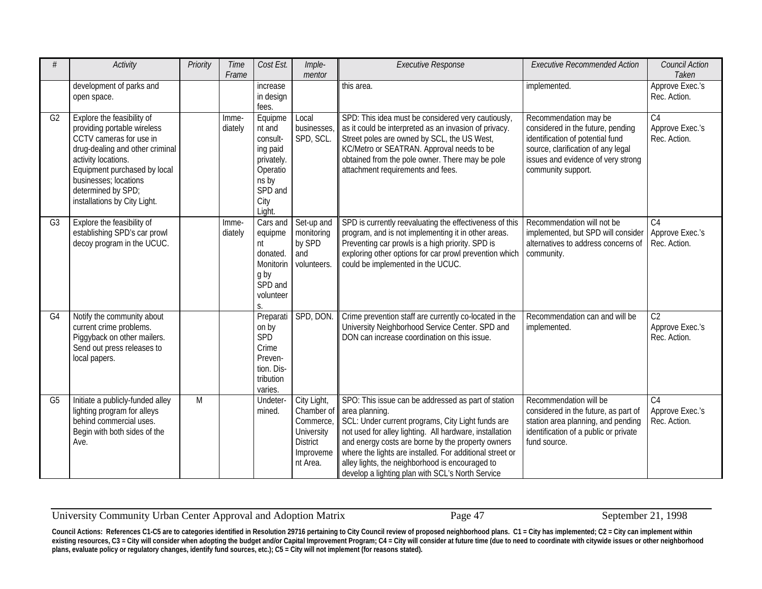| # | Activity | Priority | Time Frame | Cost Est. | Imple-mentor | Executive Response | Executive Recommended Action | Council Action Taken |
|---|---|---|---|---|---|---|---|---|
| | development of parks and open space. | | | increase in design fees. | | this area. | implemented. | Approve Exec.'s Rec. Action. |
| G2 | Explore the feasibility of providing portable wireless CCTV cameras for use in drug-dealing and other criminal activity locations. Equipment purchased by local businesses; locations determined by SPD; installations by City Light. | | Imme-diately | Equipment and consult-ing paid privately. Operations by SPD and City Light. | Local businesses, SPD, SCL. | SPD: This idea must be considered very cautiously, as it could be interpreted as an invasion of privacy. Street poles are owned by SCL, the US West, KC/Metro or SEATRAN. Approval needs to be obtained from the pole owner. There may be pole attachment requirements and fees. | Recommendation may be considered in the future, pending identification of potential fund source, clarification of any legal issues and evidence of very strong community support. | C4 Approve Exec.'s Rec. Action. |
| G3 | Explore the feasibility of establishing SPD's car prowl decoy program in the UCUC. | | Imme-diately | Cars and equipment donated. Monitoring by SPD and volunteers. | Set-up and monitoring by SPD and volunteers. | SPD is currently reevaluating the effectiveness of this program, and is not implementing it in other areas. Preventing car prowls is a high priority. SPD is exploring other options for car prowl prevention which could be implemented in the UCUC. | Recommendation will not be implemented, but SPD will consider alternatives to address concerns of community. | C4 Approve Exec.'s Rec. Action. |
| G4 | Notify the community about current crime problems. Piggyback on other mailers. Send out press releases to local papers. | | | Preparation by SPD Crime Preven-tion. Dis-tribution varies. | SPD, DON. | Crime prevention staff are currently co-located in the University Neighborhood Service Center. SPD and DON can increase coordination on this issue. | Recommendation can and will be implemented. | C2 Approve Exec.'s Rec. Action. |
| G5 | Initiate a publicly-funded alley lighting program for alleys behind commercial uses. Begin with both sides of the Ave. | M | | Undeter-mined. | City Light, Chamber of Commerce, University District Improvement Area. | SPO: This issue can be addressed as part of station area planning. SCL: Under current programs, City Light funds are not used for alley lighting. All hardware, installation and energy costs are borne by the property owners where the lights are installed. For additional street or alley lights, the neighborhood is encouraged to develop a lighting plan with SCL's North Service | Recommendation will be considered in the future, as part of station area planning, and pending identification of a public or private fund source. | C4 Approve Exec.'s Rec. Action. |

**Council Actions: References C1-C5 are to categories identified in Resolution 29716 pertaining to City Council review of proposed neighborhood plans. C1 = City has implemented; C2 = City can implement within existing resources, C3 = City will consider when adopting the budget and/or Capital Improvement Program; C4 = City will consider at future time (due to need to coordinate with citywide issues or other neighborhood plans, evaluate policy or regulatory changes, identify fund sources, etc.); C5 = City will not implement (for reasons stated).**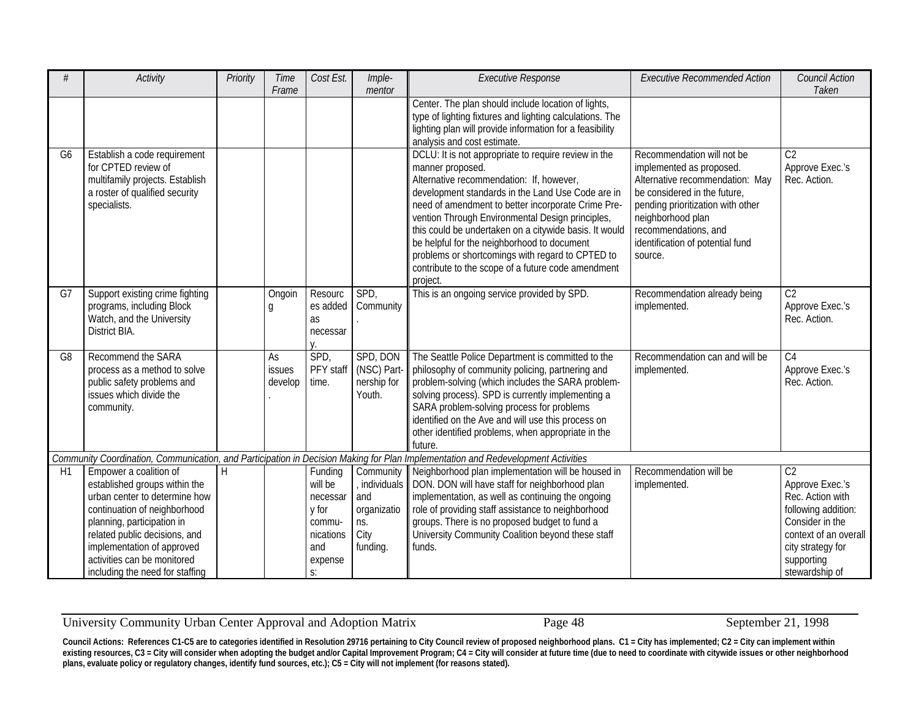| # | Activity | Priority | Time Frame | Cost Est. | Imple-mentor | Executive Response | Executive Recommended Action | Council Action Taken |
|---|---|---|---|---|---|---|---|---|
| | | | | | | Center. The plan should include location of lights, type of lighting fixtures and lighting calculations. The lighting plan will provide information for a feasibility analysis and cost estimate. | | |
| G6 | Establish a code requirement for CPTED review of multifamily projects. Establish a roster of qualified security specialists. | | | | | DCLU: It is not appropriate to require review in the manner proposed. Alternative recommendation: If, however, development standards in the Land Use Code are in need of amendment to better incorporate Crime Prevention Through Environmental Design principles, this could be undertaken on a citywide basis. It would be helpful for the neighborhood to document problems or shortcomings with regard to CPTED to contribute to the scope of a future code amendment project. | Recommendation will not be implemented as proposed. Alternative recommendation: May be considered in the future, pending prioritization with other neighborhood plan recommendations, and identification of potential fund source. | C2 Approve Exec.'s Rec. Action. |
| G7 | Support existing crime fighting programs, including Block Watch, and the University District BIA. | | Ongoing | Resources added as necessary. | SPD, Community. | This is an ongoing service provided by SPD. | Recommendation already being implemented. | C2 Approve Exec.'s Rec. Action. |
| G8 | Recommend the SARA process as a method to solve public safety problems and issues which divide the community. | | As issues develop. | SPD, PFY staff time. | SPD, DON (NSC) Partnership for Youth. | The Seattle Police Department is committed to the philosophy of community policing, partnering and problem-solving (which includes the SARA problem-solving process). SPD is currently implementing a SARA problem-solving process for problems identified on the Ave and will use this process on other identified problems, when appropriate in the future. | Recommendation can and will be implemented. | C4 Approve Exec.'s Rec. Action. |
| *Community Coordination, Communication, and Participation in Decision Making for Plan Implementation and Redevelopment Activities* | | | | | | | | |
| H1 | Empower a coalition of established groups within the urban center to determine how continuation of neighborhood planning, participation in related public decisions, and implementation of approved activities can be monitored including the need for staffing | H | | Funding will be necessary for communications and expenses: | Community, individuals and organizations. City funding. | Neighborhood plan implementation will be housed in DON. DON will have staff for neighborhood plan implementation, as well as continuing the ongoing role of providing staff assistance to neighborhood groups. There is no proposed budget to fund a University Community Coalition beyond these staff funds. | Recommendation will be implemented. | C2 Approve Exec.'s Rec. Action with following addition: Consider in the context of an overall city strategy for supporting stewardship of |

**Council Actions: References C1-C5 are to categories identified in Resolution 29716 pertaining to City Council review of proposed neighborhood plans. C1 = City has implemented; C2 = City can implement within existing resources, C3 = City will consider when adopting the budget and/or Capital Improvement Program; C4 = City will consider at future time (due to need to coordinate with citywide issues or other neighborhood plans, evaluate policy or regulatory changes, identify fund sources, etc.); C5 = City will not implement (for reasons stated).**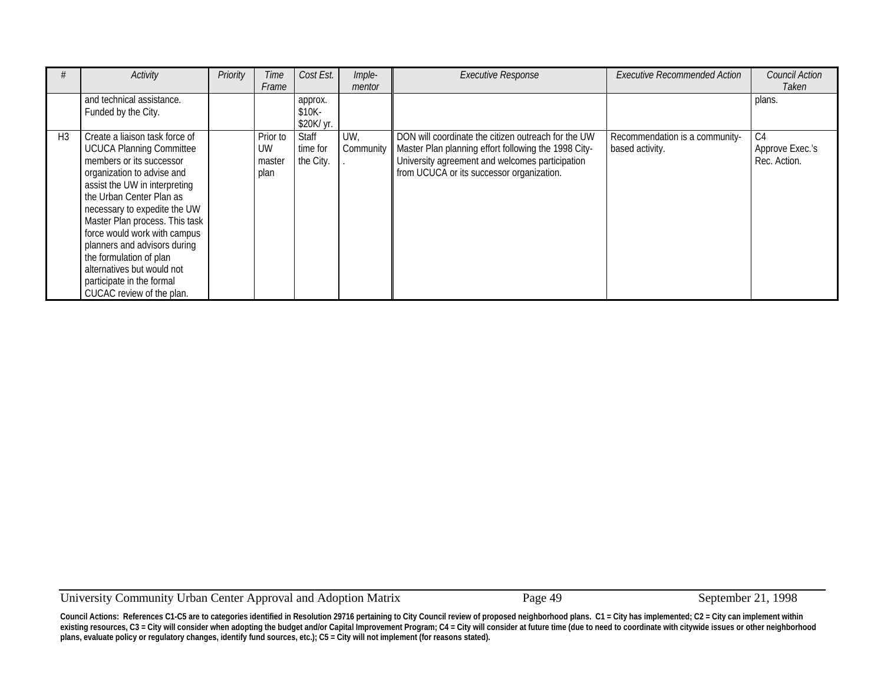| # | Activity | Priority | Time Frame | Cost Est. | Imple-mentor | Executive Response | Executive Recommended Action | Council Action Taken |
|---|---|---|---|---|---|---|---|---|
| | and technical assistance. Funded by the City. | | | approx. $10K-$20K/ yr. | | | | plans. |
| H3 | Create a liaison task force of UCUCA Planning Committee members or its successor organization to advise and assist the UW in interpreting the Urban Center Plan as necessary to expedite the UW Master Plan process. This task force would work with campus planners and advisors during the formulation of plan alternatives but would not participate in the formal CUCAC review of the plan. | | Prior to UW master plan | Staff time for the City. | UW, Community. | DON will coordinate the citizen outreach for the UW Master Plan planning effort following the 1998 City-University agreement and welcomes participation from UCUCA or its successor organization. | Recommendation is a community-based activity. | C4 Approve Exec.'s Rec. Action. |

**Council Actions: References C1-C5 are to categories identified in Resolution 29716 pertaining to City Council review of proposed neighborhood plans. C1 = City has implemented; C2 = City can implement within existing resources, C3 = City will consider when adopting the budget and/or Capital Improvement Program; C4 = City will consider at future time (due to need to coordinate with citywide issues or other neighborhood plans, evaluate policy or regulatory changes, identify fund sources, etc.); C5 = City will not implement (for reasons stated).**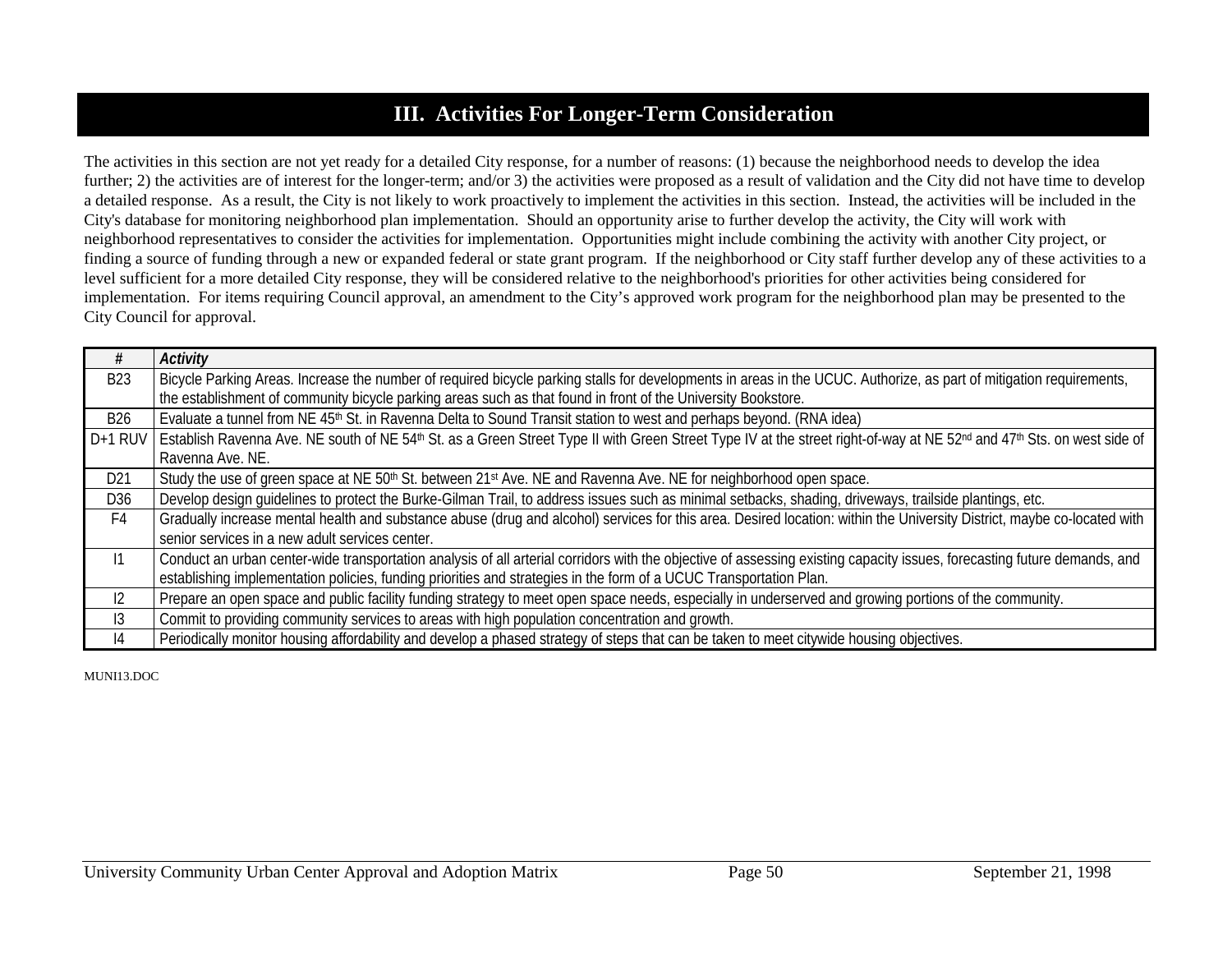# III. Activities For Longer-Term Consideration

The activities in this section are not yet ready for a detailed City response, for a number of reasons: (1) because the neighborhood needs to develop the idea further; 2) the activities are of interest for the longer-term; and/or 3) the activities were proposed as a result of validation and the City did not have time to develop a detailed response. As a result, the City is not likely to work proactively to implement the activities in this section. Instead, the activities will be included in the City's database for monitoring neighborhood plan implementation. Should an opportunity arise to further develop the activity, the City will work with neighborhood representatives to consider the activities for implementation. Opportunities might include combining the activity with another City project, or finding a source of funding through a new or expanded federal or state grant program. If the neighborhood or City staff further develop any of these activities to a level sufficient for a more detailed City response, they will be considered relative to the neighborhood's priorities for other activities being considered for implementation. For items requiring Council approval, an amendment to the City's approved work program for the neighborhood plan may be presented to the City Council for approval.

| # | *Activity* |
|---|---|
| B23 | Bicycle Parking Areas. Increase the number of required bicycle parking stalls for developments in areas in the UCUC. Authorize, as part of mitigation requirements, the establishment of community bicycle parking areas such as that found in front of the University Bookstore. |
| B26 | Evaluate a tunnel from NE 45th St. in Ravenna Delta to Sound Transit station to west and perhaps beyond. (RNA idea) |
| D+1 RUV | Establish Ravenna Ave. NE south of NE 54th St. as a Green Street Type II with Green Street Type IV at the street right-of-way at NE 52nd and 47th Sts. on west side of Ravenna Ave. NE. |
| D21 | Study the use of green space at NE 50th St. between 21st Ave. NE and Ravenna Ave. NE for neighborhood open space. |
| D36 | Develop design guidelines to protect the Burke-Gilman Trail, to address issues such as minimal setbacks, shading, driveways, trailside plantings, etc. |
| F4 | Gradually increase mental health and substance abuse (drug and alcohol) services for this area. Desired location: within the University District, maybe co-located with senior services in a new adult services center. |
| I1 | Conduct an urban center-wide transportation analysis of all arterial corridors with the objective of assessing existing capacity issues, forecasting future demands, and establishing implementation policies, funding priorities and strategies in the form of a UCUC Transportation Plan. |
| I2 | Prepare an open space and public facility funding strategy to meet open space needs, especially in underserved and growing portions of the community. |
| I3 | Commit to providing community services to areas with high population concentration and growth. |
| I4 | Periodically monitor housing affordability and develop a phased strategy of steps that can be taken to meet citywide housing objectives. |

MUNI13.DOC